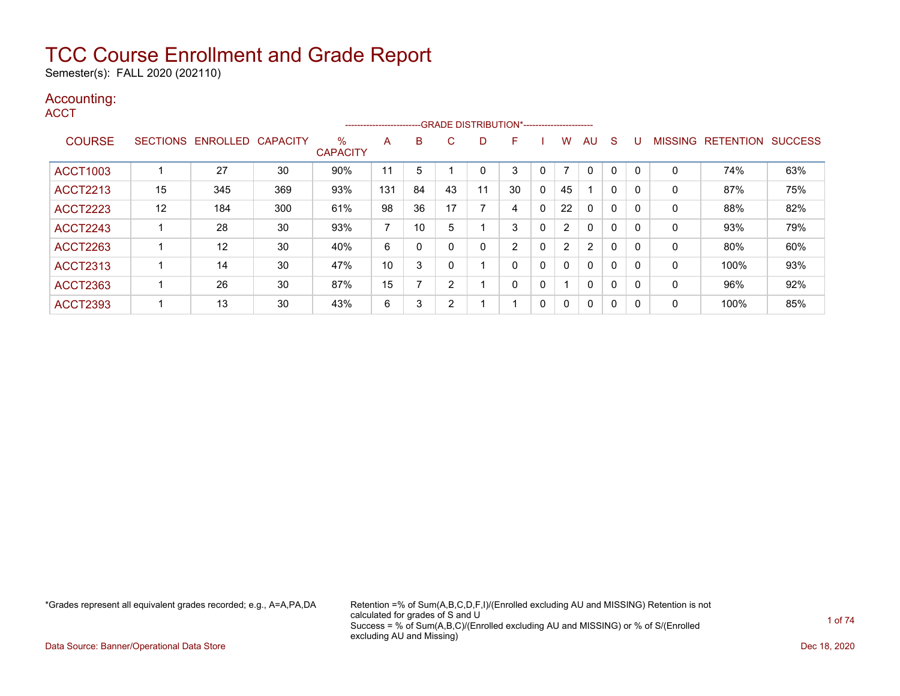# TCC Course Enrollment and Grade Report

Semester(s): FALL 2020 (202110)

## Accounting:

### ACCT

| COURSE | SECTIONS | ENROLLED | CAPACITY | % CAPACITY | A | B | C | D | F | I | W | AU | S | U | MISSING | RETENTION | SUCCESS |
|---|---|---|---|---|---|---|---|---|---|---|---|---|---|---|---|---|---|
| | | | | | GRADE DISTRIBUTION* | | | | | | | | | | | | |
| ACCT1003 | 1 | 27 | 30 | 90% | 11 | 5 | 1 | 0 | 3 | 0 | 7 | 0 | 0 | 0 | 0 | 74% | 63% |
| ACCT2213 | 15 | 345 | 369 | 93% | 131 | 84 | 43 | 11 | 30 | 0 | 45 | 1 | 0 | 0 | 0 | 87% | 75% |
| ACCT2223 | 12 | 184 | 300 | 61% | 98 | 36 | 17 | 7 | 4 | 0 | 22 | 0 | 0 | 0 | 0 | 88% | 82% |
| ACCT2243 | 1 | 28 | 30 | 93% | 7 | 10 | 5 | 1 | 3 | 0 | 2 | 0 | 0 | 0 | 0 | 93% | 79% |
| ACCT2263 | 1 | 12 | 30 | 40% | 6 | 0 | 0 | 0 | 2 | 0 | 2 | 2 | 0 | 0 | 0 | 80% | 60% |
| ACCT2313 | 1 | 14 | 30 | 47% | 10 | 3 | 0 | 1 | 0 | 0 | 0 | 0 | 0 | 0 | 0 | 100% | 93% |
| ACCT2363 | 1 | 26 | 30 | 87% | 15 | 7 | 2 | 1 | 0 | 0 | 1 | 0 | 0 | 0 | 0 | 96% | 92% |
| ACCT2393 | 1 | 13 | 30 | 43% | 6 | 3 | 2 | 1 | 1 | 0 | 0 | 0 | 0 | 0 | 0 | 100% | 85% |

*Grades represent all equivalent grades recorded; e.g., A=A,PA,DA

Retention =% of Sum(A,B,C,D,F,I)/(Enrolled excluding AU and MISSING) Retention is not calculated for grades of S and U
Success = % of Sum(A,B,C)/(Enrolled excluding AU and MISSING) or % of S/(Enrolled excluding AU and Missing)

Data Source: Banner/Operational Data Store

Dec 18, 2020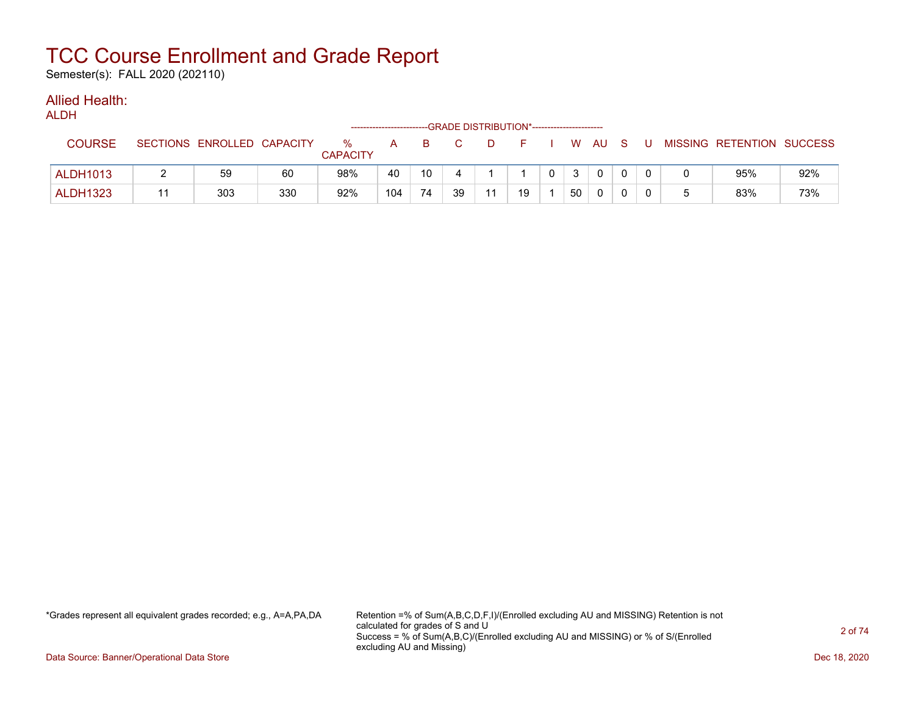# TCC Course Enrollment and Grade Report

Semester(s): FALL 2020 (202110)

## Allied Health:

### ALDH

| COURSE | SECTIONS | ENROLLED | CAPACITY | % CAPACITY | A | B | C | D | F | I | W | AU | S | U | MISSING | RETENTION | SUCCESS |
|---|---|---|---|---|---|---|---|---|---|---|---|---|---|---|---|---|---|
| | | | | | GRADE DISTRIBUTION* | | | | | | | | | | | | |
| ALDH1013 | 2 | 59 | 60 | 98% | 40 | 10 | 4 | 1 | 1 | 0 | 3 | 0 | 0 | 0 | 0 | 95% | 92% |
| ALDH1323 | 11 | 303 | 330 | 92% | 104 | 74 | 39 | 11 | 19 | 1 | 50 | 0 | 0 | 0 | 5 | 83% | 73% |

*Grades represent all equivalent grades recorded; e.g., A=A,PA,DA

Retention =% of Sum(A,B,C,D,F,I)/(Enrolled excluding AU and MISSING) Retention is not calculated for grades of S and U
Success = % of Sum(A,B,C)/(Enrolled excluding AU and MISSING) or % of S/(Enrolled excluding AU and Missing)

Data Source: Banner/Operational Data Store

Dec 18, 2020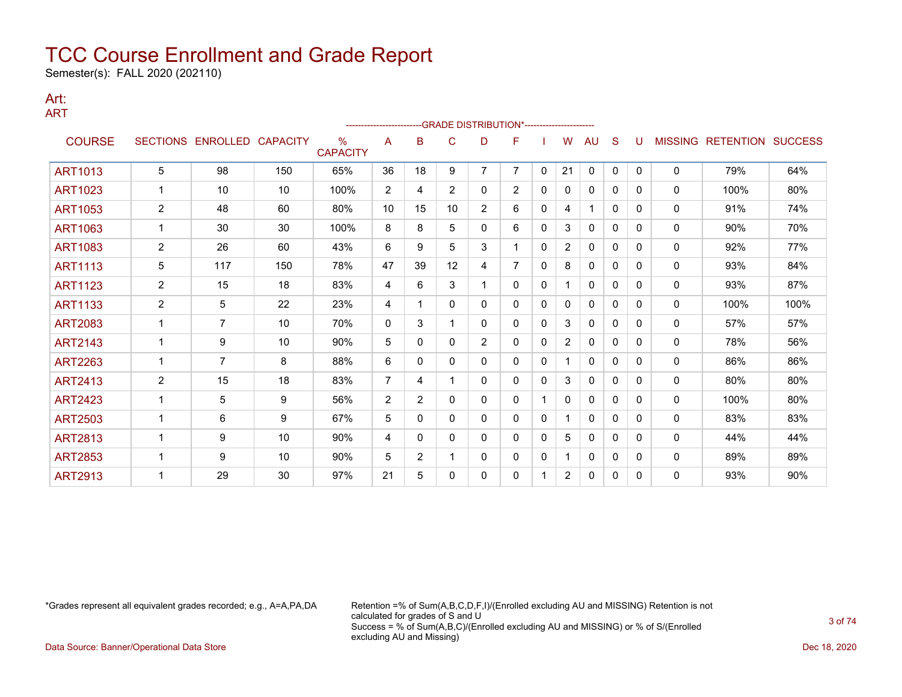# TCC Course Enrollment and Grade Report

Semester(s): FALL 2020 (202110)

## Art:

### ART

| COURSE | SECTIONS | ENROLLED | CAPACITY | % CAPACITY | A | B | C | D | F | I | W | AU | S | U | MISSING | RETENTION | SUCCESS |
|---|---|---|---|---|---|---|---|---|---|---|---|---|---|---|---|---|---|
| | | | | | GRADE DISTRIBUTION* | | | | | | | | | | | | |
| ART1013 | 5 | 98 | 150 | 65% | 36 | 18 | 9 | 7 | 7 | 0 | 21 | 0 | 0 | 0 | 0 | 79% | 64% |
| ART1023 | 1 | 10 | 10 | 100% | 2 | 4 | 2 | 0 | 2 | 0 | 0 | 0 | 0 | 0 | 0 | 100% | 80% |
| ART1053 | 2 | 48 | 60 | 80% | 10 | 15 | 10 | 2 | 6 | 0 | 4 | 1 | 0 | 0 | 0 | 91% | 74% |
| ART1063 | 1 | 30 | 30 | 100% | 8 | 8 | 5 | 0 | 6 | 0 | 3 | 0 | 0 | 0 | 0 | 90% | 70% |
| ART1083 | 2 | 26 | 60 | 43% | 6 | 9 | 5 | 3 | 1 | 0 | 2 | 0 | 0 | 0 | 0 | 92% | 77% |
| ART1113 | 5 | 117 | 150 | 78% | 47 | 39 | 12 | 4 | 7 | 0 | 8 | 0 | 0 | 0 | 0 | 93% | 84% |
| ART1123 | 2 | 15 | 18 | 83% | 4 | 6 | 3 | 1 | 0 | 0 | 1 | 0 | 0 | 0 | 0 | 93% | 87% |
| ART1133 | 2 | 5 | 22 | 23% | 4 | 1 | 0 | 0 | 0 | 0 | 0 | 0 | 0 | 0 | 0 | 100% | 100% |
| ART2083 | 1 | 7 | 10 | 70% | 0 | 3 | 1 | 0 | 0 | 0 | 3 | 0 | 0 | 0 | 0 | 57% | 57% |
| ART2143 | 1 | 9 | 10 | 90% | 5 | 0 | 0 | 2 | 0 | 0 | 2 | 0 | 0 | 0 | 0 | 78% | 56% |
| ART2263 | 1 | 7 | 8 | 88% | 6 | 0 | 0 | 0 | 0 | 0 | 1 | 0 | 0 | 0 | 0 | 86% | 86% |
| ART2413 | 2 | 15 | 18 | 83% | 7 | 4 | 1 | 0 | 0 | 0 | 3 | 0 | 0 | 0 | 0 | 80% | 80% |
| ART2423 | 1 | 5 | 9 | 56% | 2 | 2 | 0 | 0 | 0 | 1 | 0 | 0 | 0 | 0 | 0 | 100% | 80% |
| ART2503 | 1 | 6 | 9 | 67% | 5 | 0 | 0 | 0 | 0 | 0 | 1 | 0 | 0 | 0 | 0 | 83% | 83% |
| ART2813 | 1 | 9 | 10 | 90% | 4 | 0 | 0 | 0 | 0 | 0 | 5 | 0 | 0 | 0 | 0 | 44% | 44% |
| ART2853 | 1 | 9 | 10 | 90% | 5 | 2 | 1 | 0 | 0 | 0 | 1 | 0 | 0 | 0 | 0 | 89% | 89% |
| ART2913 | 1 | 29 | 30 | 97% | 21 | 5 | 0 | 0 | 0 | 1 | 2 | 0 | 0 | 0 | 0 | 93% | 90% |

*Grades represent all equivalent grades recorded; e.g., A=A,PA,DA

Retention =% of Sum(A,B,C,D,F,I)/(Enrolled excluding AU and MISSING) Retention is not calculated for grades of S and U
Success = % of Sum(A,B,C)/(Enrolled excluding AU and MISSING) or % of S/(Enrolled excluding AU and Missing)

Data Source: Banner/Operational Data Store

Dec 18, 2020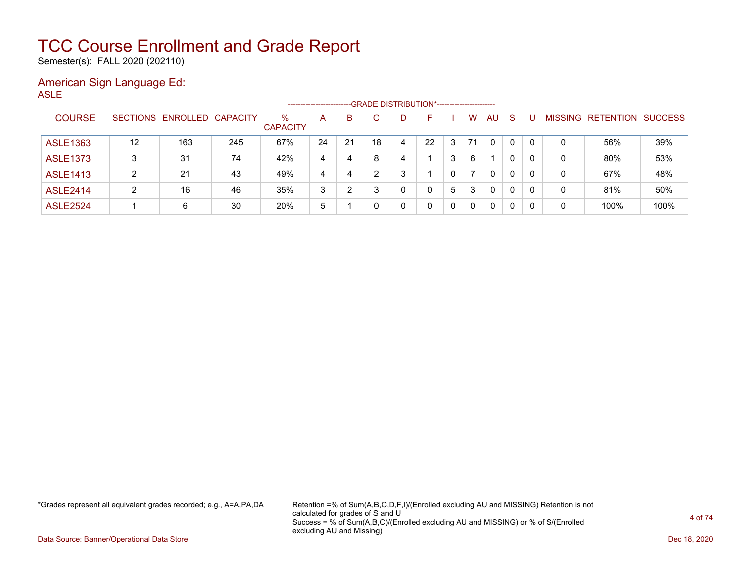# TCC Course Enrollment and Grade Report

Semester(s): FALL 2020 (202110)

## American Sign Language Ed:

ASLE

| COURSE | SECTIONS | ENROLLED | CAPACITY | % CAPACITY | A | B | C | D | F | I | W | AU | S | U | MISSING | RETENTION | SUCCESS |
|---|---|---|---|---|---|---|---|---|---|---|---|---|---|---|---|---|---|
| ASLE1363 | 12 | 163 | 245 | 67% | 24 | 21 | 18 | 4 | 22 | 3 | 71 | 0 | 0 | 0 | 0 | 56% | 39% |
| ASLE1373 | 3 | 31 | 74 | 42% | 4 | 4 | 8 | 4 | 1 | 3 | 6 | 1 | 0 | 0 | 0 | 80% | 53% |
| ASLE1413 | 2 | 21 | 43 | 49% | 4 | 4 | 2 | 3 | 1 | 0 | 7 | 0 | 0 | 0 | 0 | 67% | 48% |
| ASLE2414 | 2 | 16 | 46 | 35% | 3 | 2 | 3 | 0 | 0 | 5 | 3 | 0 | 0 | 0 | 0 | 81% | 50% |
| ASLE2524 | 1 | 6 | 30 | 20% | 5 | 1 | 0 | 0 | 0 | 0 | 0 | 0 | 0 | 0 | 0 | 100% | 100% |

*Grades represent all equivalent grades recorded; e.g., A=A,PA,DA

Retention =% of Sum(A,B,C,D,F,I)/(Enrolled excluding AU and MISSING) Retention is not calculated for grades of S and U
Success = % of Sum(A,B,C)/(Enrolled excluding AU and MISSING) or % of S/(Enrolled excluding AU and Missing)

Data Source: Banner/Operational Data Store

Dec 18, 2020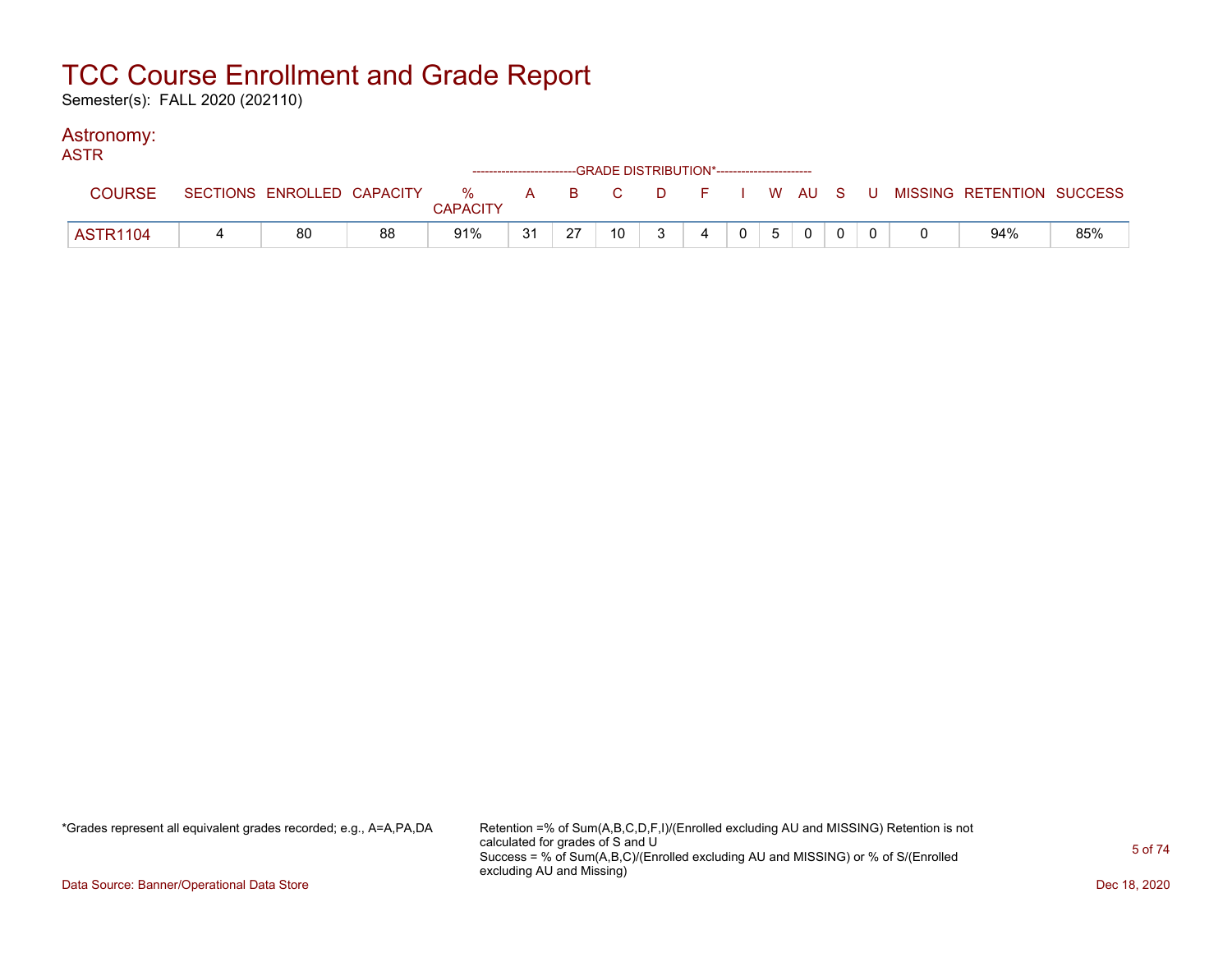# TCC Course Enrollment and Grade Report

Semester(s): FALL 2020 (202110)

## Astronomy:

ASTR

| COURSE | SECTIONS | ENROLLED | CAPACITY | % CAPACITY | A | B | C | D | F | I | W | AU | S | U | MISSING | RETENTION | SUCCESS |
|---|---|---|---|---|---|---|---|---|---|---|---|---|---|---|---|---|---|
| | | | | | -------------------------GRADE DISTRIBUTION*----------------------- | | | | | | | | | | | | |
| ASTR1104 | 4 | 80 | 88 | 91% | 31 | 27 | 10 | 3 | 4 | 0 | 5 | 0 | 0 | 0 | 0 | 94% | 85% |

*Grades represent all equivalent grades recorded; e.g., A=A,PA,DA

Retention =% of Sum(A,B,C,D,F,I)/(Enrolled excluding AU and MISSING) Retention is not calculated for grades of S and U
Success = % of Sum(A,B,C)/(Enrolled excluding AU and MISSING) or % of S/(Enrolled excluding AU and Missing)

Data Source: Banner/Operational Data Store

Dec 18, 2020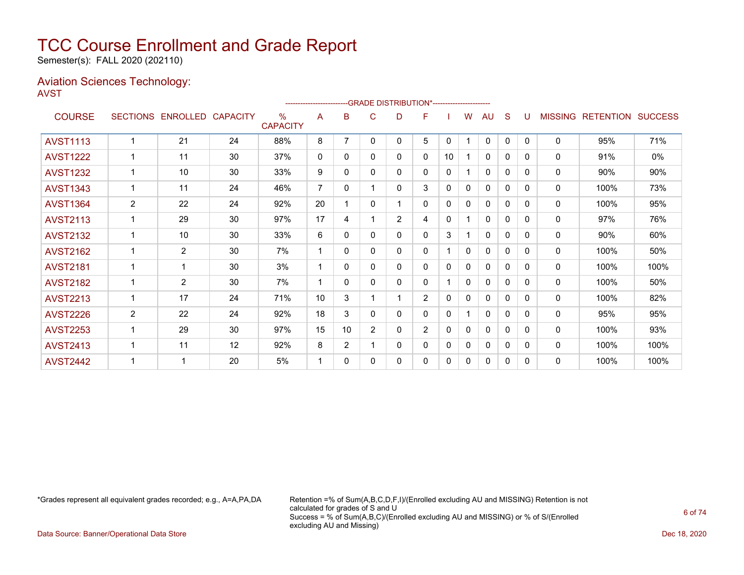# TCC Course Enrollment and Grade Report

Semester(s): FALL 2020 (202110)

## Aviation Sciences Technology:

AVST

| COURSE | SECTIONS | ENROLLED | CAPACITY | % CAPACITY | A | B | C | D | F | I | W | AU | S | U | MISSING | RETENTION | SUCCESS |
|---|---|---|---|---|---|---|---|---|---|---|---|---|---|---|---|---|---|
| | | | | | GRADE DISTRIBUTION* | | | | | | | | | | | | |
| AVST1113 | 1 | 21 | 24 | 88% | 8 | 7 | 0 | 0 | 5 | 0 | 1 | 0 | 0 | 0 | 0 | 95% | 71% |
| AVST1222 | 1 | 11 | 30 | 37% | 0 | 0 | 0 | 0 | 0 | 10 | 1 | 0 | 0 | 0 | 0 | 91% | 0% |
| AVST1232 | 1 | 10 | 30 | 33% | 9 | 0 | 0 | 0 | 0 | 0 | 1 | 0 | 0 | 0 | 0 | 90% | 90% |
| AVST1343 | 1 | 11 | 24 | 46% | 7 | 0 | 1 | 0 | 3 | 0 | 0 | 0 | 0 | 0 | 0 | 100% | 73% |
| AVST1364 | 2 | 22 | 24 | 92% | 20 | 1 | 0 | 1 | 0 | 0 | 0 | 0 | 0 | 0 | 0 | 100% | 95% |
| AVST2113 | 1 | 29 | 30 | 97% | 17 | 4 | 1 | 2 | 4 | 0 | 1 | 0 | 0 | 0 | 0 | 97% | 76% |
| AVST2132 | 1 | 10 | 30 | 33% | 6 | 0 | 0 | 0 | 0 | 3 | 1 | 0 | 0 | 0 | 0 | 90% | 60% |
| AVST2162 | 1 | 2 | 30 | 7% | 1 | 0 | 0 | 0 | 0 | 1 | 0 | 0 | 0 | 0 | 0 | 100% | 50% |
| AVST2181 | 1 | 1 | 30 | 3% | 1 | 0 | 0 | 0 | 0 | 0 | 0 | 0 | 0 | 0 | 0 | 100% | 100% |
| AVST2182 | 1 | 2 | 30 | 7% | 1 | 0 | 0 | 0 | 0 | 1 | 0 | 0 | 0 | 0 | 0 | 100% | 50% |
| AVST2213 | 1 | 17 | 24 | 71% | 10 | 3 | 1 | 1 | 2 | 0 | 0 | 0 | 0 | 0 | 0 | 100% | 82% |
| AVST2226 | 2 | 22 | 24 | 92% | 18 | 3 | 0 | 0 | 0 | 0 | 1 | 0 | 0 | 0 | 0 | 95% | 95% |
| AVST2253 | 1 | 29 | 30 | 97% | 15 | 10 | 2 | 0 | 2 | 0 | 0 | 0 | 0 | 0 | 0 | 100% | 93% |
| AVST2413 | 1 | 11 | 12 | 92% | 8 | 2 | 1 | 0 | 0 | 0 | 0 | 0 | 0 | 0 | 0 | 100% | 100% |
| AVST2442 | 1 | 1 | 20 | 5% | 1 | 0 | 0 | 0 | 0 | 0 | 0 | 0 | 0 | 0 | 0 | 100% | 100% |

*Grades represent all equivalent grades recorded; e.g., A=A,PA,DA

Retention =% of Sum(A,B,C,D,F,I)/(Enrolled excluding AU and MISSING) Retention is not calculated for grades of S and U
Success = % of Sum(A,B,C)/(Enrolled excluding AU and MISSING) or % of S/(Enrolled excluding AU and Missing)

Data Source: Banner/Operational Data Store

Dec 18, 2020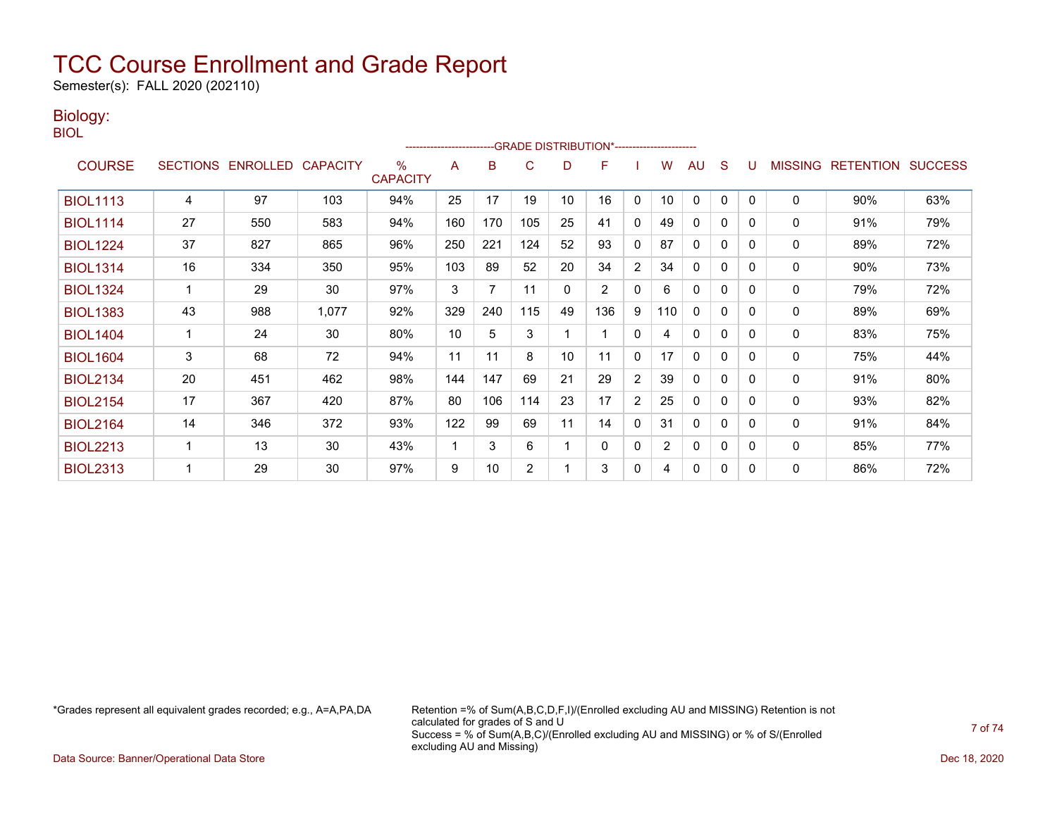# TCC Course Enrollment and Grade Report

Semester(s): FALL 2020 (202110)

## Biology:

BIOL

| COURSE | SECTIONS | ENROLLED | CAPACITY | % CAPACITY | A | B | C | D | F | I | W | AU | S | U | MISSING | RETENTION | SUCCESS |
|---|---|---|---|---|---|---|---|---|---|---|---|---|---|---|---|---|---|
| | | | | | GRADE DISTRIBUTION* | | | | | | | | | | | | |
| BIOL1113 | 4 | 97 | 103 | 94% | 25 | 17 | 19 | 10 | 16 | 0 | 10 | 0 | 0 | 0 | 0 | 90% | 63% |
| BIOL1114 | 27 | 550 | 583 | 94% | 160 | 170 | 105 | 25 | 41 | 0 | 49 | 0 | 0 | 0 | 0 | 91% | 79% |
| BIOL1224 | 37 | 827 | 865 | 96% | 250 | 221 | 124 | 52 | 93 | 0 | 87 | 0 | 0 | 0 | 0 | 89% | 72% |
| BIOL1314 | 16 | 334 | 350 | 95% | 103 | 89 | 52 | 20 | 34 | 2 | 34 | 0 | 0 | 0 | 0 | 90% | 73% |
| BIOL1324 | 1 | 29 | 30 | 97% | 3 | 7 | 11 | 0 | 2 | 0 | 6 | 0 | 0 | 0 | 0 | 79% | 72% |
| BIOL1383 | 43 | 988 | 1,077 | 92% | 329 | 240 | 115 | 49 | 136 | 9 | 110 | 0 | 0 | 0 | 0 | 89% | 69% |
| BIOL1404 | 1 | 24 | 30 | 80% | 10 | 5 | 3 | 1 | 1 | 0 | 4 | 0 | 0 | 0 | 0 | 83% | 75% |
| BIOL1604 | 3 | 68 | 72 | 94% | 11 | 11 | 8 | 10 | 11 | 0 | 17 | 0 | 0 | 0 | 0 | 75% | 44% |
| BIOL2134 | 20 | 451 | 462 | 98% | 144 | 147 | 69 | 21 | 29 | 2 | 39 | 0 | 0 | 0 | 0 | 91% | 80% |
| BIOL2154 | 17 | 367 | 420 | 87% | 80 | 106 | 114 | 23 | 17 | 2 | 25 | 0 | 0 | 0 | 0 | 93% | 82% |
| BIOL2164 | 14 | 346 | 372 | 93% | 122 | 99 | 69 | 11 | 14 | 0 | 31 | 0 | 0 | 0 | 0 | 91% | 84% |
| BIOL2213 | 1 | 13 | 30 | 43% | 1 | 3 | 6 | 1 | 0 | 0 | 2 | 0 | 0 | 0 | 0 | 85% | 77% |
| BIOL2313 | 1 | 29 | 30 | 97% | 9 | 10 | 2 | 1 | 3 | 0 | 4 | 0 | 0 | 0 | 0 | 86% | 72% |

*Grades represent all equivalent grades recorded; e.g., A=A,PA,DA

Retention =% of Sum(A,B,C,D,F,I)/(Enrolled excluding AU and MISSING) Retention is not calculated for grades of S and U
Success = % of Sum(A,B,C)/(Enrolled excluding AU and MISSING) or % of S/(Enrolled excluding AU and Missing)

Data Source: Banner/Operational Data Store

Dec 18, 2020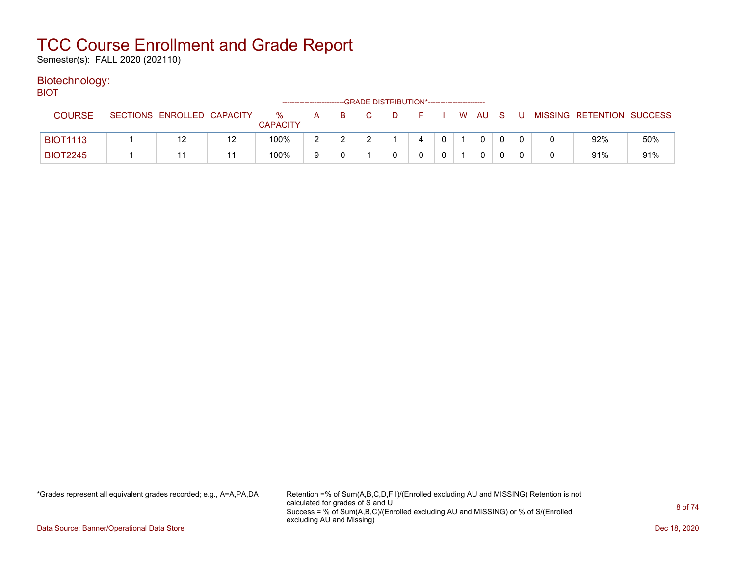# TCC Course Enrollment and Grade Report

Semester(s): FALL 2020 (202110)

## Biotechnology:

BIOT

| COURSE | SECTIONS | ENROLLED | CAPACITY | % CAPACITY | A | B | C | D | F | I | W | AU | S | U | MISSING | RETENTION | SUCCESS |
|---|---|---|---|---|---|---|---|---|---|---|---|---|---|---|---|---|---|
| | | | | | -------------------------GRADE DISTRIBUTION* | | | | | | | | | ----------------------- | | | |
| BIOT1113 | 1 | 12 | 12 | 100% | 2 | 2 | 2 | 1 | 4 | 0 | 1 | 0 | 0 | 0 | 0 | 92% | 50% |
| BIOT2245 | 1 | 11 | 11 | 100% | 9 | 0 | 1 | 0 | 0 | 0 | 1 | 0 | 0 | 0 | 0 | 91% | 91% |

*Grades represent all equivalent grades recorded; e.g., A=A,PA,DA

Retention =% of Sum(A,B,C,D,F,I)/(Enrolled excluding AU and MISSING) Retention is not calculated for grades of S and U

Success = % of Sum(A,B,C)/(Enrolled excluding AU and MISSING) or % of S/(Enrolled excluding AU and Missing)

Data Source: Banner/Operational Data Store

Dec 18, 2020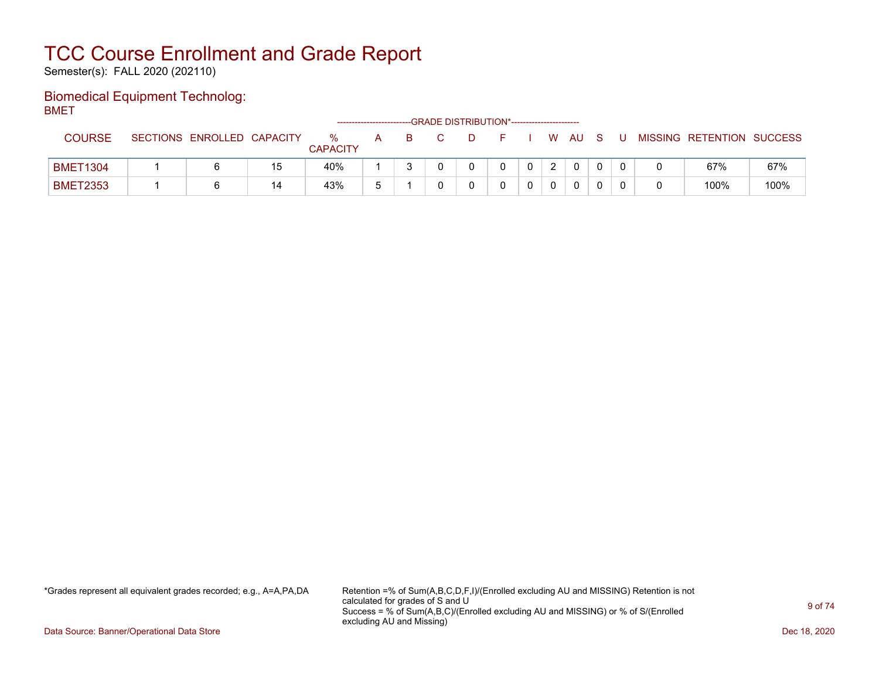# TCC Course Enrollment and Grade Report

Semester(s): FALL 2020 (202110)

## Biomedical Equipment Technolog:

BMET

| COURSE | SECTIONS | ENROLLED | CAPACITY | % CAPACITY | A | B | C | D | F | I | W | AU | S | U | MISSING | RETENTION | SUCCESS |
|---|---|---|---|---|---|---|---|---|---|---|---|---|---|---|---|---|---|
| | | | | | GRADE DISTRIBUTION* | | | | | | | | | | | | |
| BMET1304 | 1 | 6 | 15 | 40% | 1 | 3 | 0 | 0 | 0 | 0 | 2 | 0 | 0 | 0 | 0 | 67% | 67% |
| BMET2353 | 1 | 6 | 14 | 43% | 5 | 1 | 0 | 0 | 0 | 0 | 0 | 0 | 0 | 0 | 0 | 100% | 100% |

*Grades represent all equivalent grades recorded; e.g., A=A,PA,DA

Retention =% of Sum(A,B,C,D,F,I)/(Enrolled excluding AU and MISSING) Retention is not calculated for grades of S and U
Success = % of Sum(A,B,C)/(Enrolled excluding AU and MISSING) or % of S/(Enrolled excluding AU and Missing)

Data Source: Banner/Operational Data Store

Dec 18, 2020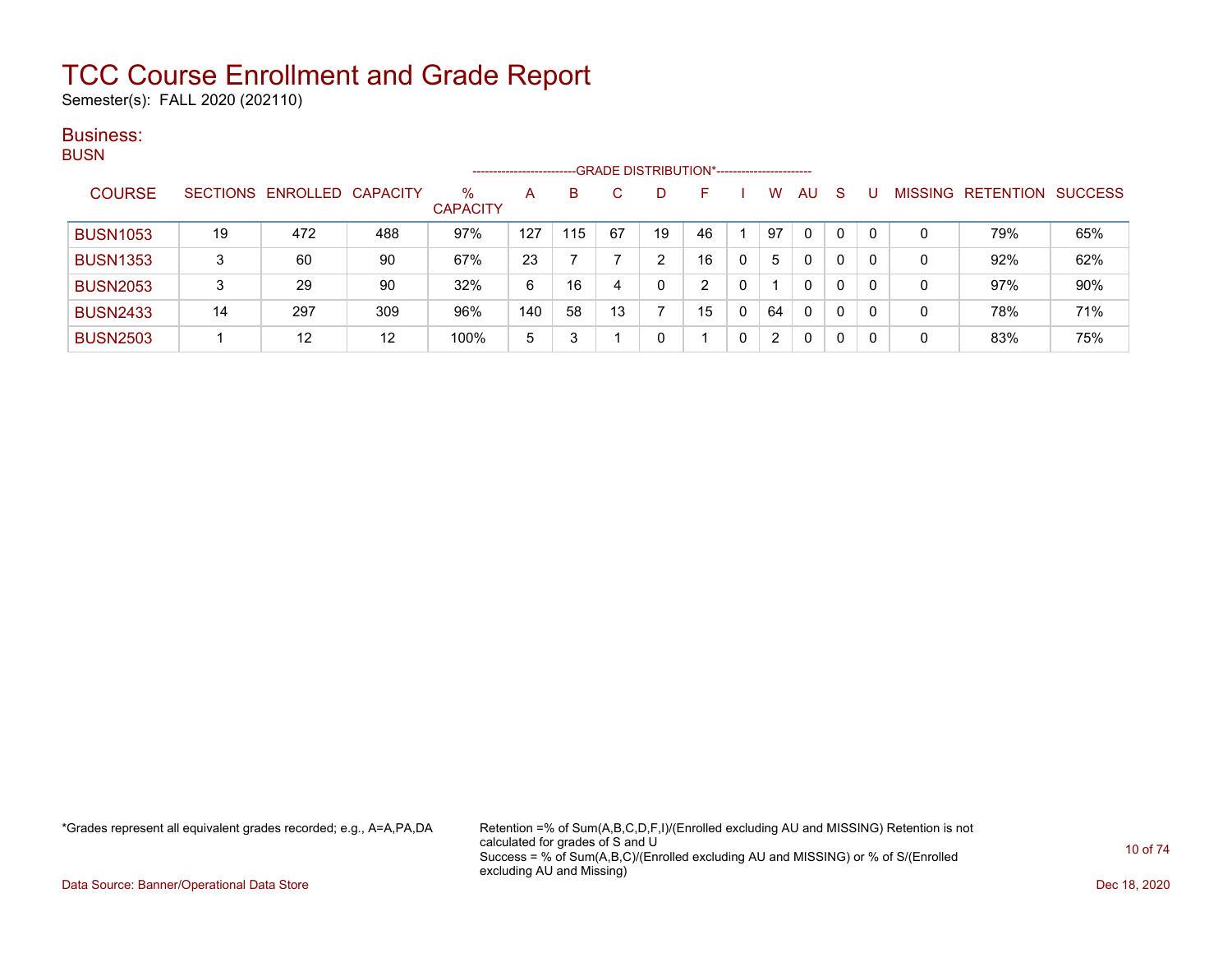# TCC Course Enrollment and Grade Report

Semester(s): FALL 2020 (202110)

## Business:

### BUSN

| COURSE | SECTIONS | ENROLLED | CAPACITY | % CAPACITY | A | B | C | D | F | I | W | AU | S | U | MISSING | RETENTION | SUCCESS |
|---|---|---|---|---|---|---|---|---|---|---|---|---|---|---|---|---|---|
| BUSN1053 | 19 | 472 | 488 | 97% | 127 | 115 | 67 | 19 | 46 | 1 | 97 | 0 | 0 | 0 | 0 | 79% | 65% |
| BUSN1353 | 3 | 60 | 90 | 67% | 23 | 7 | 7 | 2 | 16 | 0 | 5 | 0 | 0 | 0 | 0 | 92% | 62% |
| BUSN2053 | 3 | 29 | 90 | 32% | 6 | 16 | 4 | 0 | 2 | 0 | 1 | 0 | 0 | 0 | 0 | 97% | 90% |
| BUSN2433 | 14 | 297 | 309 | 96% | 140 | 58 | 13 | 7 | 15 | 0 | 64 | 0 | 0 | 0 | 0 | 78% | 71% |
| BUSN2503 | 1 | 12 | 12 | 100% | 5 | 3 | 1 | 0 | 1 | 0 | 2 | 0 | 0 | 0 | 0 | 83% | 75% |

(Columns A through U: GRADE DISTRIBUTION*)

*Grades represent all equivalent grades recorded; e.g., A=A,PA,DA

Retention =% of Sum(A,B,C,D,F,I)/(Enrolled excluding AU and MISSING) Retention is not calculated for grades of S and U

Success = % of Sum(A,B,C)/(Enrolled excluding AU and MISSING) or % of S/(Enrolled excluding AU and Missing)

Data Source: Banner/Operational Data Store

Dec 18, 2020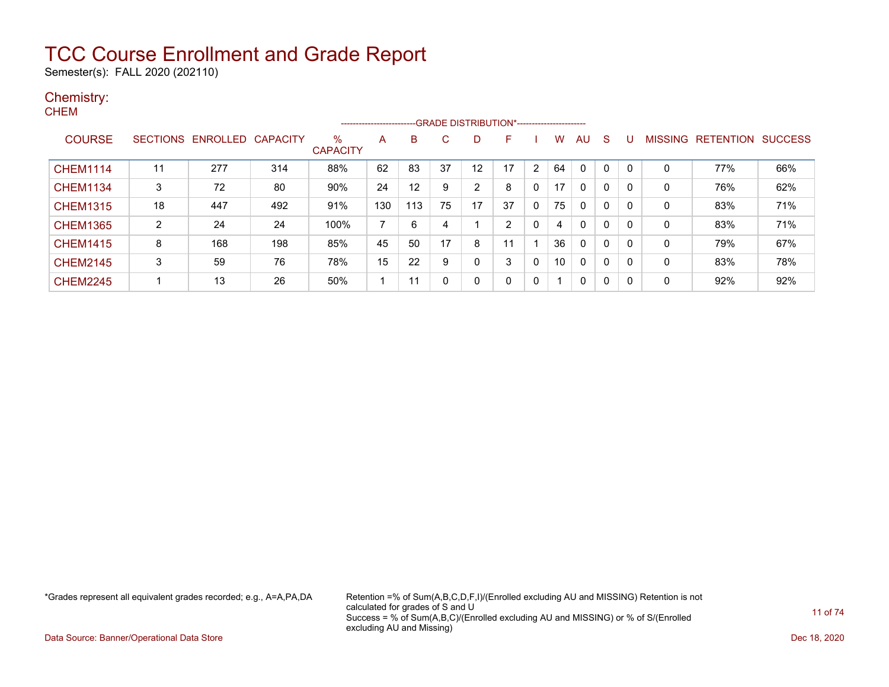# TCC Course Enrollment and Grade Report

Semester(s): FALL 2020 (202110)

## Chemistry:

### CHEM

| COURSE | SECTIONS | ENROLLED | CAPACITY | % CAPACITY | A | B | C | D | F | I | W | AU | S | U | MISSING | RETENTION | SUCCESS |
|---|---|---|---|---|---|---|---|---|---|---|---|---|---|---|---|---|---|
| CHEM1114 | 11 | 277 | 314 | 88% | 62 | 83 | 37 | 12 | 17 | 2 | 64 | 0 | 0 | 0 | 0 | 77% | 66% |
| CHEM1134 | 3 | 72 | 80 | 90% | 24 | 12 | 9 | 2 | 8 | 0 | 17 | 0 | 0 | 0 | 0 | 76% | 62% |
| CHEM1315 | 18 | 447 | 492 | 91% | 130 | 113 | 75 | 17 | 37 | 0 | 75 | 0 | 0 | 0 | 0 | 83% | 71% |
| CHEM1365 | 2 | 24 | 24 | 100% | 7 | 6 | 4 | 1 | 2 | 0 | 4 | 0 | 0 | 0 | 0 | 83% | 71% |
| CHEM1415 | 8 | 168 | 198 | 85% | 45 | 50 | 17 | 8 | 11 | 1 | 36 | 0 | 0 | 0 | 0 | 79% | 67% |
| CHEM2145 | 3 | 59 | 76 | 78% | 15 | 22 | 9 | 0 | 3 | 0 | 10 | 0 | 0 | 0 | 0 | 83% | 78% |
| CHEM2245 | 1 | 13 | 26 | 50% | 1 | 11 | 0 | 0 | 0 | 0 | 1 | 0 | 0 | 0 | 0 | 92% | 92% |

*Grades represent all equivalent grades recorded; e.g., A=A,PA,DA

Retention =% of Sum(A,B,C,D,F,I)/(Enrolled excluding AU and MISSING) Retention is not calculated for grades of S and U
Success = % of Sum(A,B,C)/(Enrolled excluding AU and MISSING) or % of S/(Enrolled excluding AU and Missing)

Data Source: Banner/Operational Data Store

Dec 18, 2020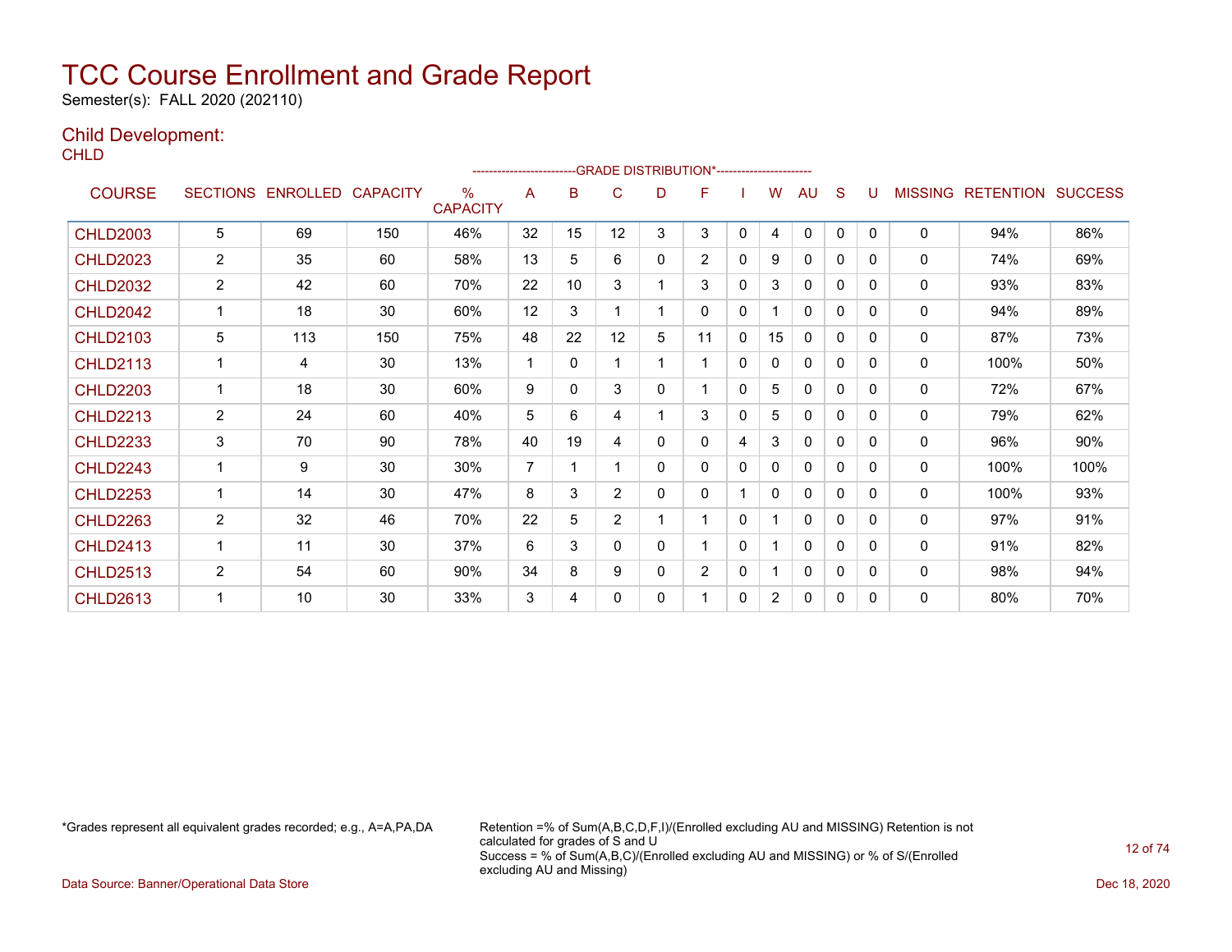# TCC Course Enrollment and Grade Report

Semester(s): FALL 2020 (202110)

## Child Development:

### CHLD

| COURSE | SECTIONS | ENROLLED | CAPACITY | % CAPACITY | A | B | C | D | F | I | W | AU | S | U | MISSING | RETENTION | SUCCESS |
|---|---|---|---|---|---|---|---|---|---|---|---|---|---|---|---|---|---|
| | | | | | GRADE DISTRIBUTION* | | | | | | | | | | | | |
| CHLD2003 | 5 | 69 | 150 | 46% | 32 | 15 | 12 | 3 | 3 | 0 | 4 | 0 | 0 | 0 | 0 | 94% | 86% |
| CHLD2023 | 2 | 35 | 60 | 58% | 13 | 5 | 6 | 0 | 2 | 0 | 9 | 0 | 0 | 0 | 0 | 74% | 69% |
| CHLD2032 | 2 | 42 | 60 | 70% | 22 | 10 | 3 | 1 | 3 | 0 | 3 | 0 | 0 | 0 | 0 | 93% | 83% |
| CHLD2042 | 1 | 18 | 30 | 60% | 12 | 3 | 1 | 1 | 0 | 0 | 1 | 0 | 0 | 0 | 0 | 94% | 89% |
| CHLD2103 | 5 | 113 | 150 | 75% | 48 | 22 | 12 | 5 | 11 | 0 | 15 | 0 | 0 | 0 | 0 | 87% | 73% |
| CHLD2113 | 1 | 4 | 30 | 13% | 1 | 0 | 1 | 1 | 1 | 0 | 0 | 0 | 0 | 0 | 0 | 100% | 50% |
| CHLD2203 | 1 | 18 | 30 | 60% | 9 | 0 | 3 | 0 | 1 | 0 | 5 | 0 | 0 | 0 | 0 | 72% | 67% |
| CHLD2213 | 2 | 24 | 60 | 40% | 5 | 6 | 4 | 1 | 3 | 0 | 5 | 0 | 0 | 0 | 0 | 79% | 62% |
| CHLD2233 | 3 | 70 | 90 | 78% | 40 | 19 | 4 | 0 | 0 | 4 | 3 | 0 | 0 | 0 | 0 | 96% | 90% |
| CHLD2243 | 1 | 9 | 30 | 30% | 7 | 1 | 1 | 0 | 0 | 0 | 0 | 0 | 0 | 0 | 0 | 100% | 100% |
| CHLD2253 | 1 | 14 | 30 | 47% | 8 | 3 | 2 | 0 | 0 | 1 | 0 | 0 | 0 | 0 | 0 | 100% | 93% |
| CHLD2263 | 2 | 32 | 46 | 70% | 22 | 5 | 2 | 1 | 1 | 0 | 1 | 0 | 0 | 0 | 0 | 97% | 91% |
| CHLD2413 | 1 | 11 | 30 | 37% | 6 | 3 | 0 | 0 | 1 | 0 | 1 | 0 | 0 | 0 | 0 | 91% | 82% |
| CHLD2513 | 2 | 54 | 60 | 90% | 34 | 8 | 9 | 0 | 2 | 0 | 1 | 0 | 0 | 0 | 0 | 98% | 94% |
| CHLD2613 | 1 | 10 | 30 | 33% | 3 | 4 | 0 | 0 | 1 | 0 | 2 | 0 | 0 | 0 | 0 | 80% | 70% |

*Grades represent all equivalent grades recorded; e.g., A=A,PA,DA

Retention =% of Sum(A,B,C,D,F,I)/(Enrolled excluding AU and MISSING) Retention is not calculated for grades of S and U
Success = % of Sum(A,B,C)/(Enrolled excluding AU and MISSING) or % of S/(Enrolled excluding AU and Missing)

Data Source: Banner/Operational Data Store

Dec 18, 2020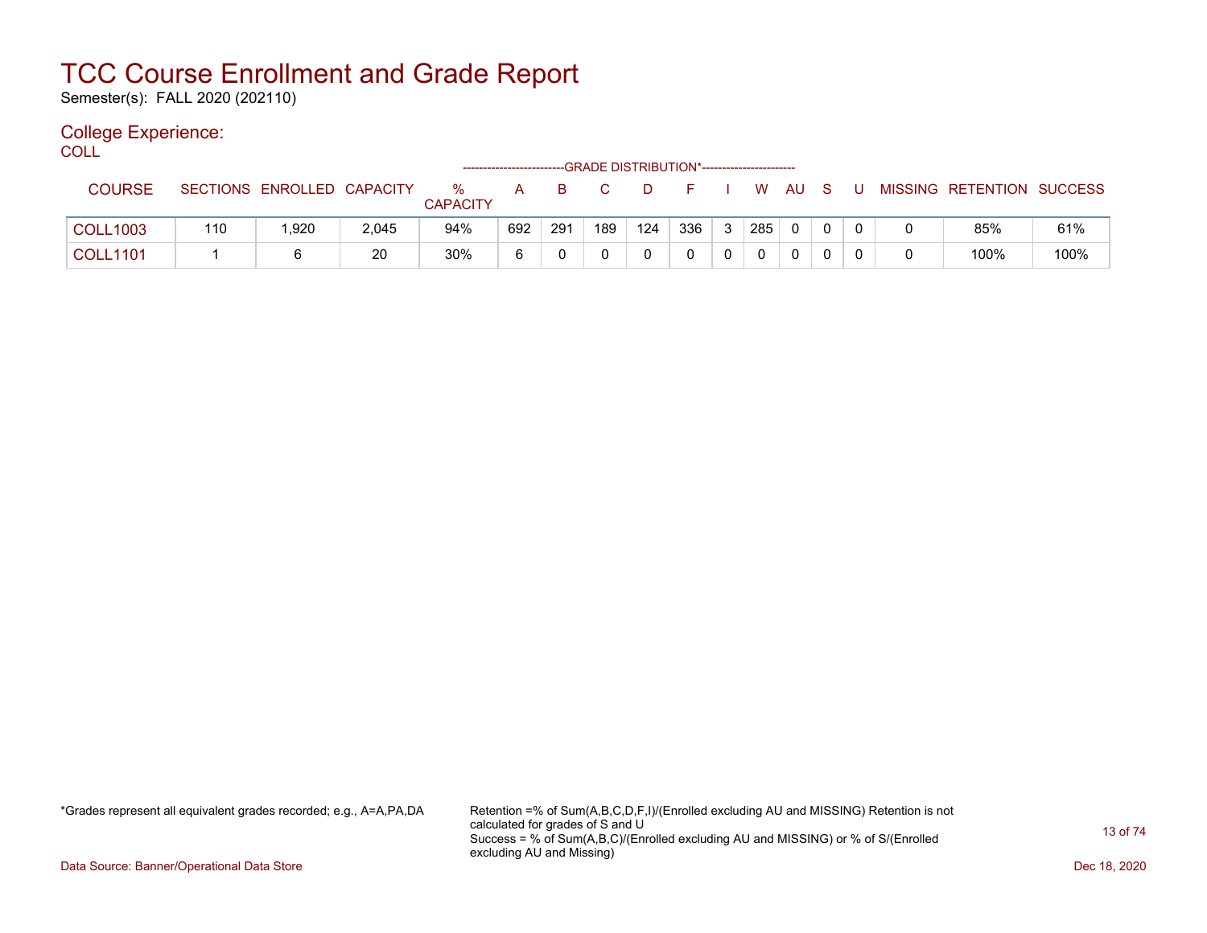# TCC Course Enrollment and Grade Report

Semester(s): FALL 2020 (202110)

## College Experience:

COLL

| COURSE | SECTIONS | ENROLLED | CAPACITY | % CAPACITY | A | B | C | D | F | I | W | AU | S | U | MISSING | RETENTION | SUCCESS |
|---|---|---|---|---|---|---|---|---|---|---|---|---|---|---|---|---|---|
| | | | | | GRADE DISTRIBUTION* | | | | | | | | | | | | |
| COLL1003 | 110 | 1,920 | 2,045 | 94% | 692 | 291 | 189 | 124 | 336 | 3 | 285 | 0 | 0 | 0 | 0 | 85% | 61% |
| COLL1101 | 1 | 6 | 20 | 30% | 6 | 0 | 0 | 0 | 0 | 0 | 0 | 0 | 0 | 0 | 0 | 100% | 100% |

*Grades represent all equivalent grades recorded; e.g., A=A,PA,DA

Retention =% of Sum(A,B,C,D,F,I)/(Enrolled excluding AU and MISSING) Retention is not calculated for grades of S and U
Success = % of Sum(A,B,C)/(Enrolled excluding AU and MISSING) or % of S/(Enrolled excluding AU and Missing)

Data Source: Banner/Operational Data Store

Dec 18, 2020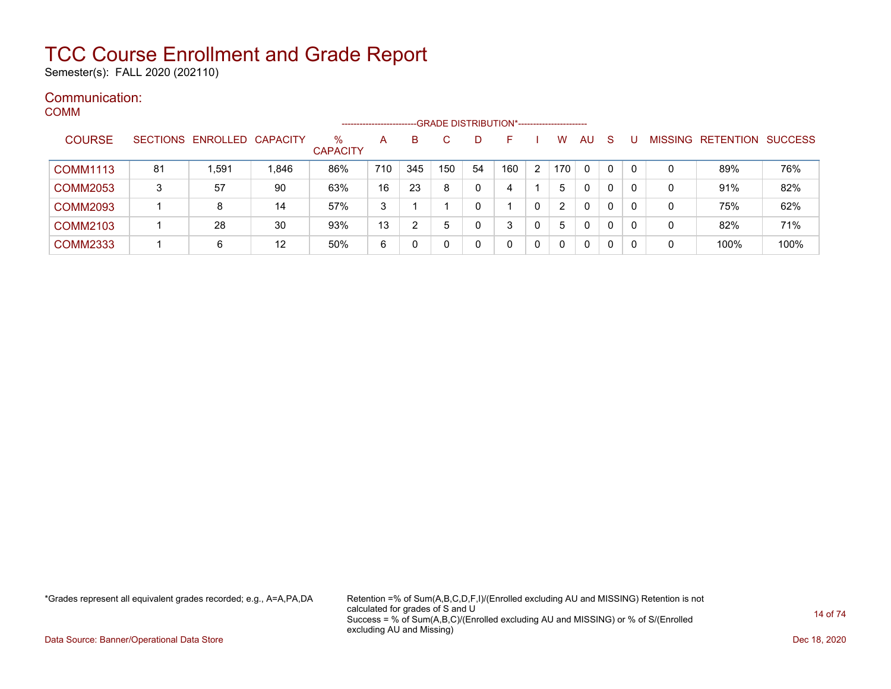# TCC Course Enrollment and Grade Report

Semester(s): FALL 2020 (202110)

## Communication:

### COMM

| COURSE | SECTIONS | ENROLLED | CAPACITY | % CAPACITY | A | B | C | D | F | I | W | AU | S | U | MISSING | RETENTION | SUCCESS |
|---|---|---|---|---|---|---|---|---|---|---|---|---|---|---|---|---|---|
| | | | | | -------------------------GRADE DISTRIBUTION*----------------------- | | | | | | | | | | | | |
| COMM1113 | 81 | 1,591 | 1,846 | 86% | 710 | 345 | 150 | 54 | 160 | 2 | 170 | 0 | 0 | 0 | 0 | 89% | 76% |
| COMM2053 | 3 | 57 | 90 | 63% | 16 | 23 | 8 | 0 | 4 | 1 | 5 | 0 | 0 | 0 | 0 | 91% | 82% |
| COMM2093 | 1 | 8 | 14 | 57% | 3 | 1 | 1 | 0 | 1 | 0 | 2 | 0 | 0 | 0 | 0 | 75% | 62% |
| COMM2103 | 1 | 28 | 30 | 93% | 13 | 2 | 5 | 0 | 3 | 0 | 5 | 0 | 0 | 0 | 0 | 82% | 71% |
| COMM2333 | 1 | 6 | 12 | 50% | 6 | 0 | 0 | 0 | 0 | 0 | 0 | 0 | 0 | 0 | 0 | 100% | 100% |

*Grades represent all equivalent grades recorded; e.g., A=A,PA,DA

Retention =% of Sum(A,B,C,D,F,I)/(Enrolled excluding AU and MISSING) Retention is not calculated for grades of S and U
Success = % of Sum(A,B,C)/(Enrolled excluding AU and MISSING) or % of S/(Enrolled excluding AU and Missing)

Data Source: Banner/Operational Data Store

Dec 18, 2020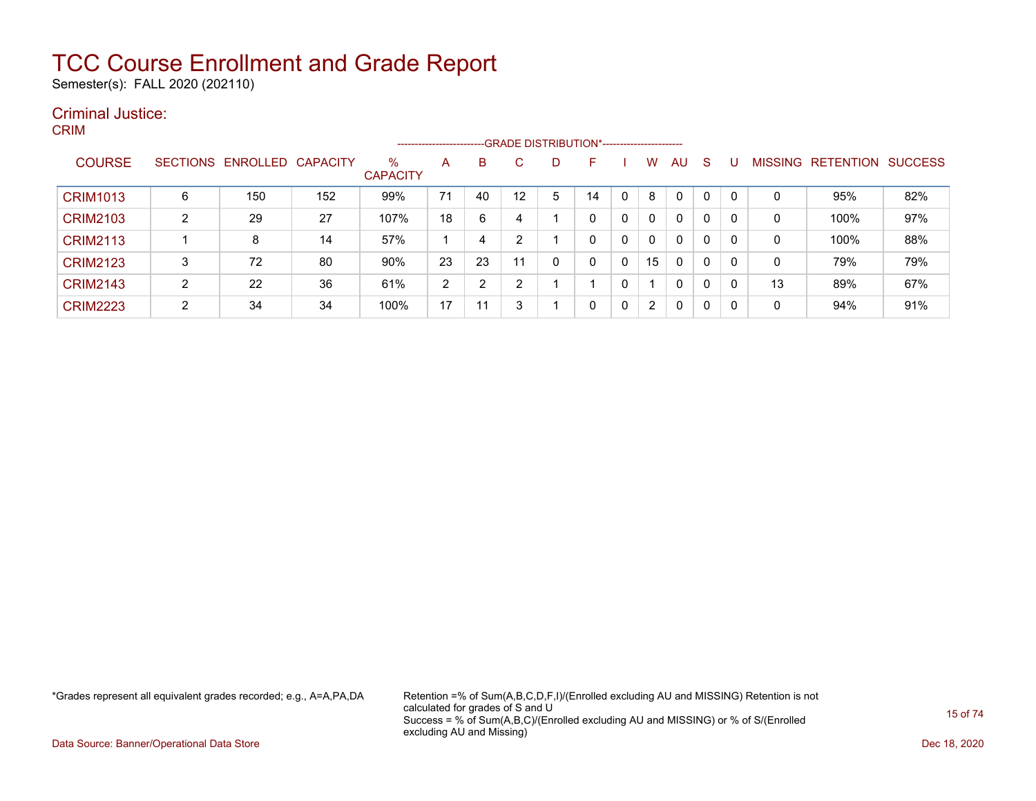# TCC Course Enrollment and Grade Report

Semester(s): FALL 2020 (202110)

## Criminal Justice:

### CRIM

| COURSE | SECTIONS | ENROLLED | CAPACITY | % CAPACITY | A | B | C | D | F | I | W | AU | S | U | MISSING | RETENTION | SUCCESS |
|---|---|---|---|---|---|---|---|---|---|---|---|---|---|---|---|---|---|
| | | | | | GRADE DISTRIBUTION* | | | | | | | | | | | | |
| CRIM1013 | 6 | 150 | 152 | 99% | 71 | 40 | 12 | 5 | 14 | 0 | 8 | 0 | 0 | 0 | 0 | 95% | 82% |
| CRIM2103 | 2 | 29 | 27 | 107% | 18 | 6 | 4 | 1 | 0 | 0 | 0 | 0 | 0 | 0 | 0 | 100% | 97% |
| CRIM2113 | 1 | 8 | 14 | 57% | 1 | 4 | 2 | 1 | 0 | 0 | 0 | 0 | 0 | 0 | 0 | 100% | 88% |
| CRIM2123 | 3 | 72 | 80 | 90% | 23 | 23 | 11 | 0 | 0 | 0 | 15 | 0 | 0 | 0 | 0 | 79% | 79% |
| CRIM2143 | 2 | 22 | 36 | 61% | 2 | 2 | 2 | 1 | 1 | 0 | 1 | 0 | 0 | 0 | 13 | 89% | 67% |
| CRIM2223 | 2 | 34 | 34 | 100% | 17 | 11 | 3 | 1 | 0 | 0 | 2 | 0 | 0 | 0 | 0 | 94% | 91% |

*Grades represent all equivalent grades recorded; e.g., A=A,PA,DA

Retention =% of Sum(A,B,C,D,F,I)/(Enrolled excluding AU and MISSING) Retention is not calculated for grades of S and U
Success = % of Sum(A,B,C)/(Enrolled excluding AU and MISSING) or % of S/(Enrolled excluding AU and Missing)

Data Source: Banner/Operational Data Store

Dec 18, 2020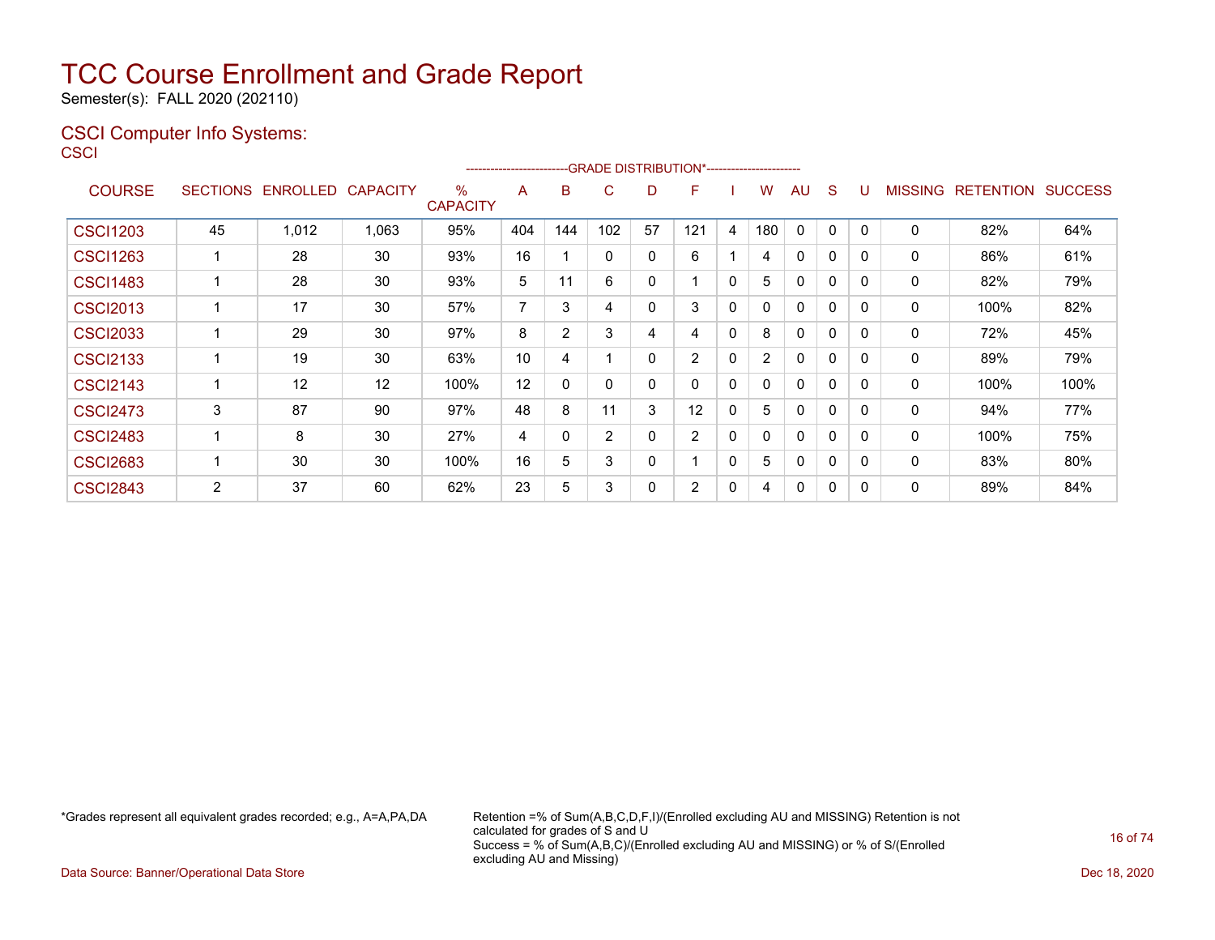# TCC Course Enrollment and Grade Report

Semester(s): FALL 2020 (202110)

## CSCI Computer Info Systems:

CSCI

| COURSE | SECTIONS | ENROLLED | CAPACITY | % CAPACITY | A | B | C | D | F | I | W | AU | S | U | MISSING | RETENTION | SUCCESS |
|---|---|---|---|---|---|---|---|---|---|---|---|---|---|---|---|---|---|
| | | | | | GRADE DISTRIBUTION* | | | | | | | | | | | | |
| CSCI1203 | 45 | 1,012 | 1,063 | 95% | 404 | 144 | 102 | 57 | 121 | 4 | 180 | 0 | 0 | 0 | 0 | 82% | 64% |
| CSCI1263 | 1 | 28 | 30 | 93% | 16 | 1 | 0 | 0 | 6 | 1 | 4 | 0 | 0 | 0 | 0 | 86% | 61% |
| CSCI1483 | 1 | 28 | 30 | 93% | 5 | 11 | 6 | 0 | 1 | 0 | 5 | 0 | 0 | 0 | 0 | 82% | 79% |
| CSCI2013 | 1 | 17 | 30 | 57% | 7 | 3 | 4 | 0 | 3 | 0 | 0 | 0 | 0 | 0 | 0 | 100% | 82% |
| CSCI2033 | 1 | 29 | 30 | 97% | 8 | 2 | 3 | 4 | 4 | 0 | 8 | 0 | 0 | 0 | 0 | 72% | 45% |
| CSCI2133 | 1 | 19 | 30 | 63% | 10 | 4 | 1 | 0 | 2 | 0 | 2 | 0 | 0 | 0 | 0 | 89% | 79% |
| CSCI2143 | 1 | 12 | 12 | 100% | 12 | 0 | 0 | 0 | 0 | 0 | 0 | 0 | 0 | 0 | 0 | 100% | 100% |
| CSCI2473 | 3 | 87 | 90 | 97% | 48 | 8 | 11 | 3 | 12 | 0 | 5 | 0 | 0 | 0 | 0 | 94% | 77% |
| CSCI2483 | 1 | 8 | 30 | 27% | 4 | 0 | 2 | 0 | 2 | 0 | 0 | 0 | 0 | 0 | 0 | 100% | 75% |
| CSCI2683 | 1 | 30 | 30 | 100% | 16 | 5 | 3 | 0 | 1 | 0 | 5 | 0 | 0 | 0 | 0 | 83% | 80% |
| CSCI2843 | 2 | 37 | 60 | 62% | 23 | 5 | 3 | 0 | 2 | 0 | 4 | 0 | 0 | 0 | 0 | 89% | 84% |

*Grades represent all equivalent grades recorded; e.g., A=A,PA,DA

Retention =% of Sum(A,B,C,D,F,I)/(Enrolled excluding AU and MISSING) Retention is not calculated for grades of S and U
Success = % of Sum(A,B,C)/(Enrolled excluding AU and MISSING) or % of S/(Enrolled excluding AU and Missing)

Data Source: Banner/Operational Data Store

Dec 18, 2020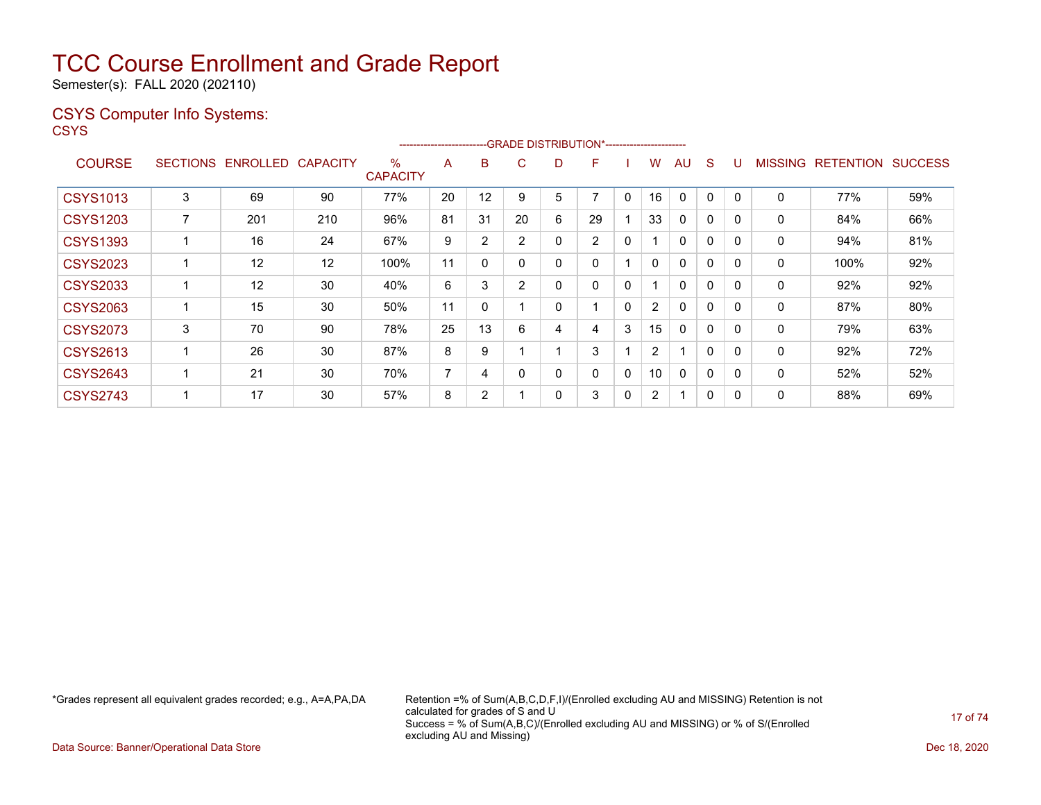# TCC Course Enrollment and Grade Report

Semester(s): FALL 2020 (202110)

## CSYS Computer Info Systems:

CSYS

| COURSE | SECTIONS | ENROLLED | CAPACITY | % CAPACITY | A | B | C | D | F | I | W | AU | S | U | MISSING | RETENTION | SUCCESS |
|---|---|---|---|---|---|---|---|---|---|---|---|---|---|---|---|---|---|
| | | | | | GRADE DISTRIBUTION* | | | | | | | | | | | | |
| CSYS1013 | 3 | 69 | 90 | 77% | 20 | 12 | 9 | 5 | 7 | 0 | 16 | 0 | 0 | 0 | 0 | 77% | 59% |
| CSYS1203 | 7 | 201 | 210 | 96% | 81 | 31 | 20 | 6 | 29 | 1 | 33 | 0 | 0 | 0 | 0 | 84% | 66% |
| CSYS1393 | 1 | 16 | 24 | 67% | 9 | 2 | 2 | 0 | 2 | 0 | 1 | 0 | 0 | 0 | 0 | 94% | 81% |
| CSYS2023 | 1 | 12 | 12 | 100% | 11 | 0 | 0 | 0 | 0 | 1 | 0 | 0 | 0 | 0 | 0 | 100% | 92% |
| CSYS2033 | 1 | 12 | 30 | 40% | 6 | 3 | 2 | 0 | 0 | 0 | 1 | 0 | 0 | 0 | 0 | 92% | 92% |
| CSYS2063 | 1 | 15 | 30 | 50% | 11 | 0 | 1 | 0 | 1 | 0 | 2 | 0 | 0 | 0 | 0 | 87% | 80% |
| CSYS2073 | 3 | 70 | 90 | 78% | 25 | 13 | 6 | 4 | 4 | 3 | 15 | 0 | 0 | 0 | 0 | 79% | 63% |
| CSYS2613 | 1 | 26 | 30 | 87% | 8 | 9 | 1 | 1 | 3 | 1 | 2 | 1 | 0 | 0 | 0 | 92% | 72% |
| CSYS2643 | 1 | 21 | 30 | 70% | 7 | 4 | 0 | 0 | 0 | 0 | 10 | 0 | 0 | 0 | 0 | 52% | 52% |
| CSYS2743 | 1 | 17 | 30 | 57% | 8 | 2 | 1 | 0 | 3 | 0 | 2 | 1 | 0 | 0 | 0 | 88% | 69% |

*Grades represent all equivalent grades recorded; e.g., A=A,PA,DA

Retention =% of Sum(A,B,C,D,F,I)/(Enrolled excluding AU and MISSING) Retention is not calculated for grades of S and U
Success = % of Sum(A,B,C)/(Enrolled excluding AU and MISSING) or % of S/(Enrolled excluding AU and Missing)

Data Source: Banner/Operational Data Store

Dec 18, 2020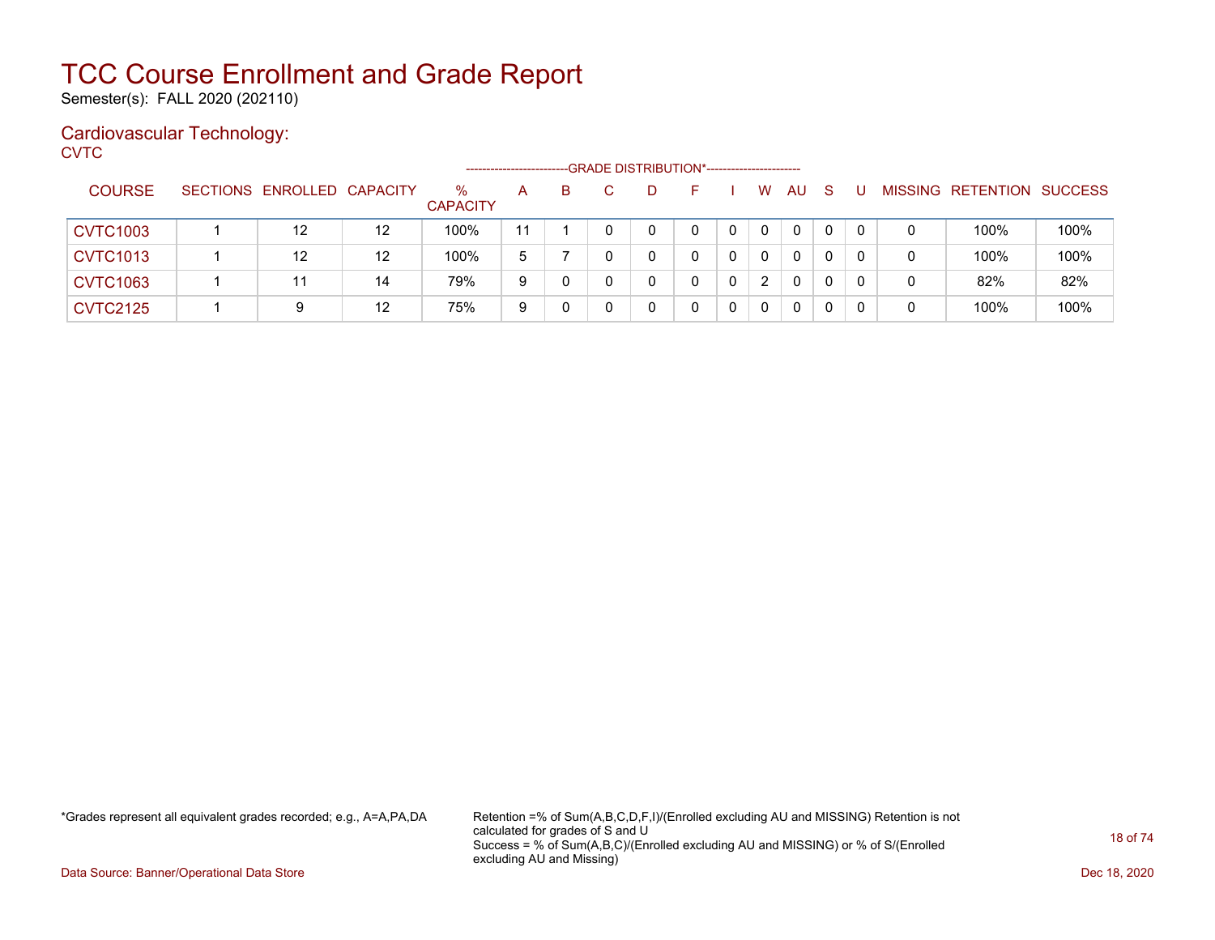# TCC Course Enrollment and Grade Report

Semester(s): FALL 2020 (202110)

## Cardiovascular Technology:

CVTC

| COURSE | SECTIONS | ENROLLED | CAPACITY | % CAPACITY | A | B | C | D | F | I | W | AU | S | U | MISSING | RETENTION | SUCCESS |
|---|---|---|---|---|---|---|---|---|---|---|---|---|---|---|---|---|---|
| | | | | | GRADE DISTRIBUTION* | | | | | | | | | | | | |
| CVTC1003 | 1 | 12 | 12 | 100% | 11 | 1 | 0 | 0 | 0 | 0 | 0 | 0 | 0 | 0 | 0 | 100% | 100% |
| CVTC1013 | 1 | 12 | 12 | 100% | 5 | 7 | 0 | 0 | 0 | 0 | 0 | 0 | 0 | 0 | 0 | 100% | 100% |
| CVTC1063 | 1 | 11 | 14 | 79% | 9 | 0 | 0 | 0 | 0 | 0 | 2 | 0 | 0 | 0 | 0 | 82% | 82% |
| CVTC2125 | 1 | 9 | 12 | 75% | 9 | 0 | 0 | 0 | 0 | 0 | 0 | 0 | 0 | 0 | 0 | 100% | 100% |

*Grades represent all equivalent grades recorded; e.g., A=A,PA,DA

Retention =% of Sum(A,B,C,D,F,I)/(Enrolled excluding AU and MISSING) Retention is not calculated for grades of S and U
Success = % of Sum(A,B,C)/(Enrolled excluding AU and MISSING) or % of S/(Enrolled excluding AU and Missing)

Data Source: Banner/Operational Data Store

Dec 18, 2020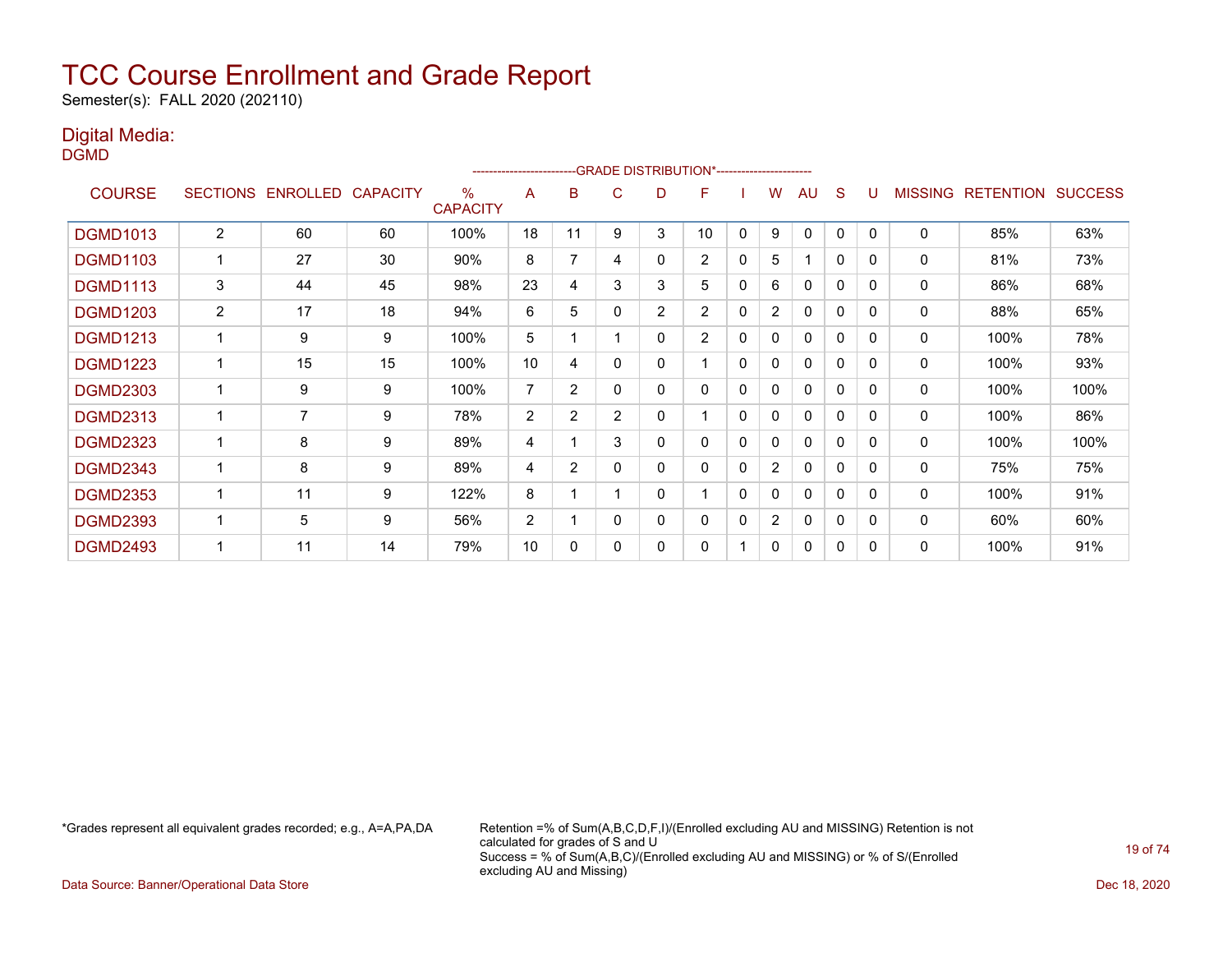# TCC Course Enrollment and Grade Report

Semester(s): FALL 2020 (202110)

## Digital Media:

DGMD

| COURSE | SECTIONS | ENROLLED | CAPACITY | % CAPACITY | A | B | C | D | F | I | W | AU | S | U | MISSING | RETENTION | SUCCESS |
|---|---|---|---|---|---|---|---|---|---|---|---|---|---|---|---|---|---|
| | | | | | GRADE DISTRIBUTION* | | | | | | | | | | | | |
| DGMD1013 | 2 | 60 | 60 | 100% | 18 | 11 | 9 | 3 | 10 | 0 | 9 | 0 | 0 | 0 | 0 | 85% | 63% |
| DGMD1103 | 1 | 27 | 30 | 90% | 8 | 7 | 4 | 0 | 2 | 0 | 5 | 1 | 0 | 0 | 0 | 81% | 73% |
| DGMD1113 | 3 | 44 | 45 | 98% | 23 | 4 | 3 | 3 | 5 | 0 | 6 | 0 | 0 | 0 | 0 | 86% | 68% |
| DGMD1203 | 2 | 17 | 18 | 94% | 6 | 5 | 0 | 2 | 2 | 0 | 2 | 0 | 0 | 0 | 0 | 88% | 65% |
| DGMD1213 | 1 | 9 | 9 | 100% | 5 | 1 | 1 | 0 | 2 | 0 | 0 | 0 | 0 | 0 | 0 | 100% | 78% |
| DGMD1223 | 1 | 15 | 15 | 100% | 10 | 4 | 0 | 0 | 1 | 0 | 0 | 0 | 0 | 0 | 0 | 100% | 93% |
| DGMD2303 | 1 | 9 | 9 | 100% | 7 | 2 | 0 | 0 | 0 | 0 | 0 | 0 | 0 | 0 | 0 | 100% | 100% |
| DGMD2313 | 1 | 7 | 9 | 78% | 2 | 2 | 2 | 0 | 1 | 0 | 0 | 0 | 0 | 0 | 0 | 100% | 86% |
| DGMD2323 | 1 | 8 | 9 | 89% | 4 | 1 | 3 | 0 | 0 | 0 | 0 | 0 | 0 | 0 | 0 | 100% | 100% |
| DGMD2343 | 1 | 8 | 9 | 89% | 4 | 2 | 0 | 0 | 0 | 0 | 2 | 0 | 0 | 0 | 0 | 75% | 75% |
| DGMD2353 | 1 | 11 | 9 | 122% | 8 | 1 | 1 | 0 | 1 | 0 | 0 | 0 | 0 | 0 | 0 | 100% | 91% |
| DGMD2393 | 1 | 5 | 9 | 56% | 2 | 1 | 0 | 0 | 0 | 0 | 2 | 0 | 0 | 0 | 0 | 60% | 60% |
| DGMD2493 | 1 | 11 | 14 | 79% | 10 | 0 | 0 | 0 | 0 | 1 | 0 | 0 | 0 | 0 | 0 | 100% | 91% |

*Grades represent all equivalent grades recorded; e.g., A=A,PA,DA

Retention =% of Sum(A,B,C,D,F,I)/(Enrolled excluding AU and MISSING) Retention is not calculated for grades of S and U
Success = % of Sum(A,B,C)/(Enrolled excluding AU and MISSING) or % of S/(Enrolled excluding AU and Missing)

Data Source: Banner/Operational Data Store

Dec 18, 2020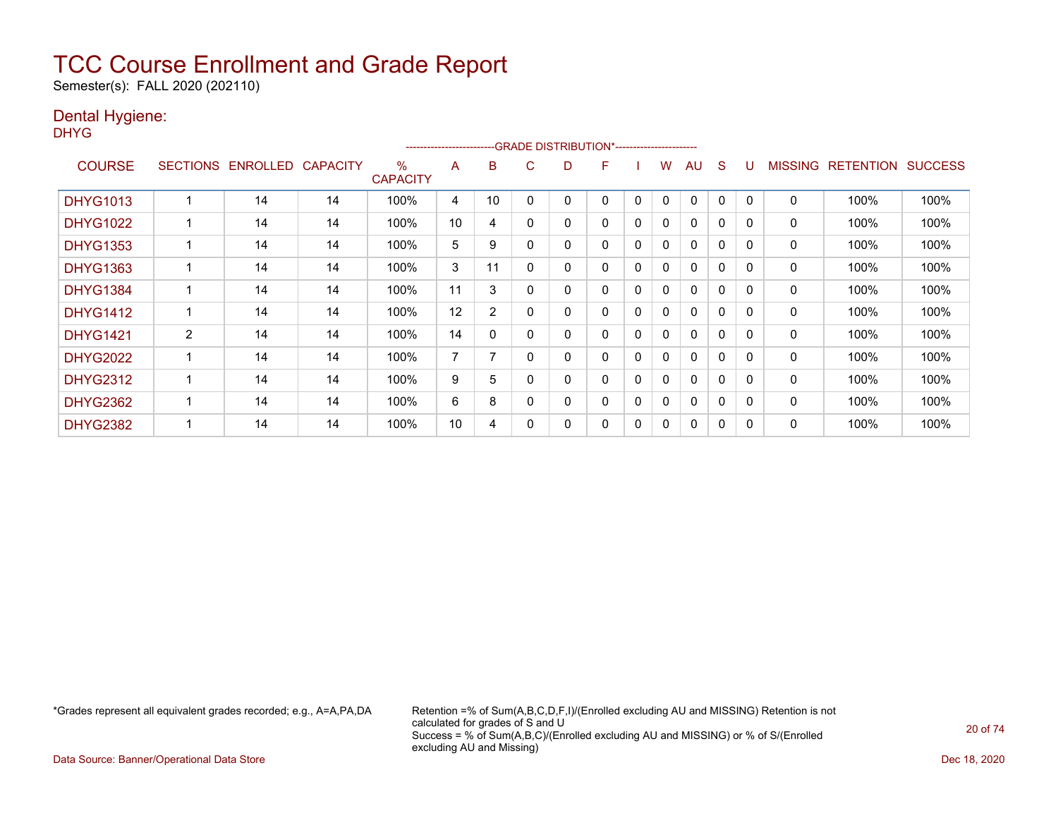# TCC Course Enrollment and Grade Report

Semester(s): FALL 2020 (202110)

## Dental Hygiene:

DHYG

| COURSE | SECTIONS | ENROLLED | CAPACITY | % CAPACITY | A | B | C | D | F | I | W | AU | S | U | MISSING | RETENTION | SUCCESS |
|---|---|---|---|---|---|---|---|---|---|---|---|---|---|---|---|---|---|
| | | | | | -------------------------GRADE DISTRIBUTION*----------------------- | | | | | | | | | | | | |
| DHYG1013 | 1 | 14 | 14 | 100% | 4 | 10 | 0 | 0 | 0 | 0 | 0 | 0 | 0 | 0 | 0 | 100% | 100% |
| DHYG1022 | 1 | 14 | 14 | 100% | 10 | 4 | 0 | 0 | 0 | 0 | 0 | 0 | 0 | 0 | 0 | 100% | 100% |
| DHYG1353 | 1 | 14 | 14 | 100% | 5 | 9 | 0 | 0 | 0 | 0 | 0 | 0 | 0 | 0 | 0 | 100% | 100% |
| DHYG1363 | 1 | 14 | 14 | 100% | 3 | 11 | 0 | 0 | 0 | 0 | 0 | 0 | 0 | 0 | 0 | 100% | 100% |
| DHYG1384 | 1 | 14 | 14 | 100% | 11 | 3 | 0 | 0 | 0 | 0 | 0 | 0 | 0 | 0 | 0 | 100% | 100% |
| DHYG1412 | 1 | 14 | 14 | 100% | 12 | 2 | 0 | 0 | 0 | 0 | 0 | 0 | 0 | 0 | 0 | 100% | 100% |
| DHYG1421 | 2 | 14 | 14 | 100% | 14 | 0 | 0 | 0 | 0 | 0 | 0 | 0 | 0 | 0 | 0 | 100% | 100% |
| DHYG2022 | 1 | 14 | 14 | 100% | 7 | 7 | 0 | 0 | 0 | 0 | 0 | 0 | 0 | 0 | 0 | 100% | 100% |
| DHYG2312 | 1 | 14 | 14 | 100% | 9 | 5 | 0 | 0 | 0 | 0 | 0 | 0 | 0 | 0 | 0 | 100% | 100% |
| DHYG2362 | 1 | 14 | 14 | 100% | 6 | 8 | 0 | 0 | 0 | 0 | 0 | 0 | 0 | 0 | 0 | 100% | 100% |
| DHYG2382 | 1 | 14 | 14 | 100% | 10 | 4 | 0 | 0 | 0 | 0 | 0 | 0 | 0 | 0 | 0 | 100% | 100% |

*Grades represent all equivalent grades recorded; e.g., A=A,PA,DA

Retention =% of Sum(A,B,C,D,F,I)/(Enrolled excluding AU and MISSING) Retention is not calculated for grades of S and U
Success = % of Sum(A,B,C)/(Enrolled excluding AU and MISSING) or % of S/(Enrolled excluding AU and Missing)

Data Source: Banner/Operational Data Store

Dec 18, 2020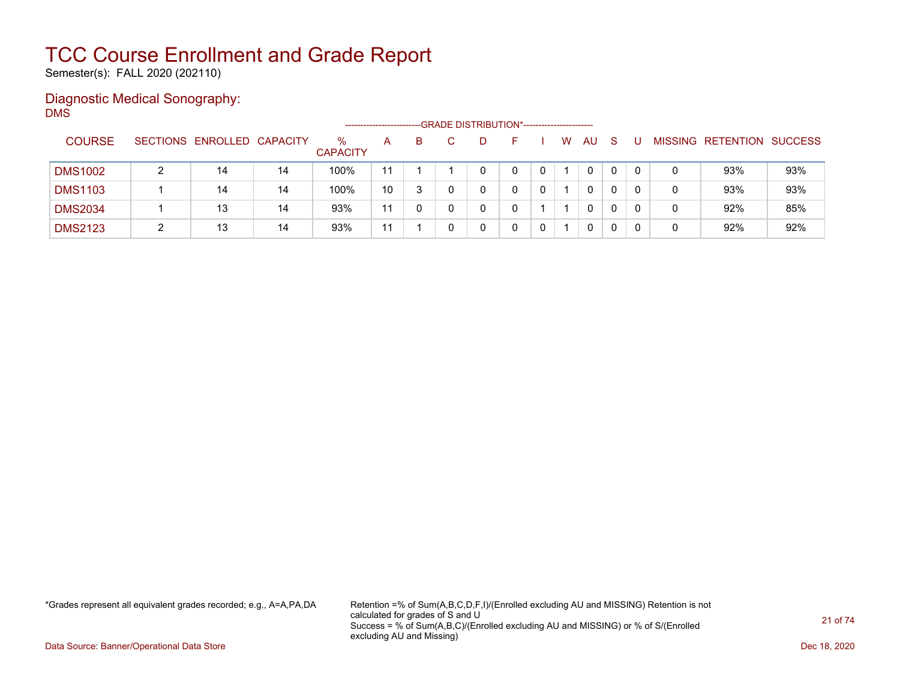# TCC Course Enrollment and Grade Report

Semester(s): FALL 2020 (202110)

## Diagnostic Medical Sonography:

DMS

| COURSE | SECTIONS | ENROLLED | CAPACITY | % CAPACITY | A | B | C | D | F | I | W | AU | S | U | MISSING | RETENTION | SUCCESS |
|---|---|---|---|---|---|---|---|---|---|---|---|---|---|---|---|---|---|
| | | | | | GRADE DISTRIBUTION* | | | | | | | | | | | | |
| DMS1002 | 2 | 14 | 14 | 100% | 11 | 1 | 1 | 0 | 0 | 0 | 1 | 0 | 0 | 0 | 0 | 93% | 93% |
| DMS1103 | 1 | 14 | 14 | 100% | 10 | 3 | 0 | 0 | 0 | 0 | 1 | 0 | 0 | 0 | 0 | 93% | 93% |
| DMS2034 | 1 | 13 | 14 | 93% | 11 | 0 | 0 | 0 | 0 | 1 | 1 | 0 | 0 | 0 | 0 | 92% | 85% |
| DMS2123 | 2 | 13 | 14 | 93% | 11 | 1 | 0 | 0 | 0 | 0 | 1 | 0 | 0 | 0 | 0 | 92% | 92% |

*Grades represent all equivalent grades recorded; e.g., A=A,PA,DA

Retention =% of Sum(A,B,C,D,F,I)/(Enrolled excluding AU and MISSING) Retention is not calculated for grades of S and U
Success = % of Sum(A,B,C)/(Enrolled excluding AU and MISSING) or % of S/(Enrolled excluding AU and Missing)

Data Source: Banner/Operational Data Store

Dec 18, 2020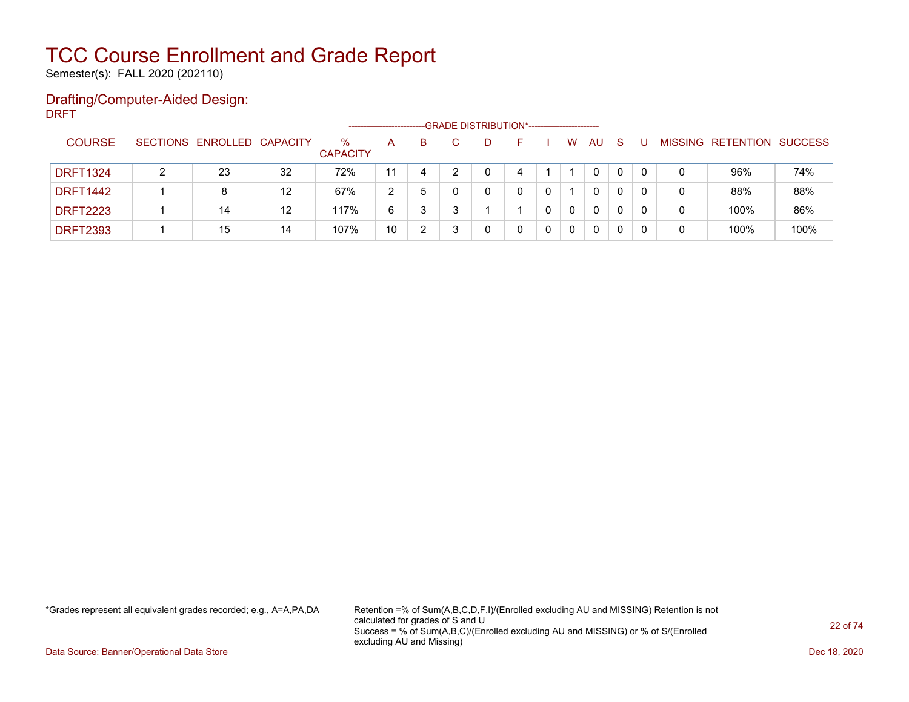# TCC Course Enrollment and Grade Report

Semester(s): FALL 2020 (202110)

## Drafting/Computer-Aided Design:

DRFT

| COURSE | SECTIONS | ENROLLED | CAPACITY | % CAPACITY | A | B | C | D | F | I | W | AU | S | U | MISSING | RETENTION | SUCCESS |
|---|---|---|---|---|---|---|---|---|---|---|---|---|---|---|---|---|---|
| | | | | | GRADE DISTRIBUTION* | | | | | | | | | | | | |
| DRFT1324 | 2 | 23 | 32 | 72% | 11 | 4 | 2 | 0 | 4 | 1 | 1 | 0 | 0 | 0 | 0 | 96% | 74% |
| DRFT1442 | 1 | 8 | 12 | 67% | 2 | 5 | 0 | 0 | 0 | 0 | 1 | 0 | 0 | 0 | 0 | 88% | 88% |
| DRFT2223 | 1 | 14 | 12 | 117% | 6 | 3 | 3 | 1 | 1 | 0 | 0 | 0 | 0 | 0 | 0 | 100% | 86% |
| DRFT2393 | 1 | 15 | 14 | 107% | 10 | 2 | 3 | 0 | 0 | 0 | 0 | 0 | 0 | 0 | 0 | 100% | 100% |

*Grades represent all equivalent grades recorded; e.g., A=A,PA,DA

Retention =% of Sum(A,B,C,D,F,I)/(Enrolled excluding AU and MISSING) Retention is not calculated for grades of S and U
Success = % of Sum(A,B,C)/(Enrolled excluding AU and MISSING) or % of S/(Enrolled excluding AU and Missing)

Data Source: Banner/Operational Data Store

Dec 18, 2020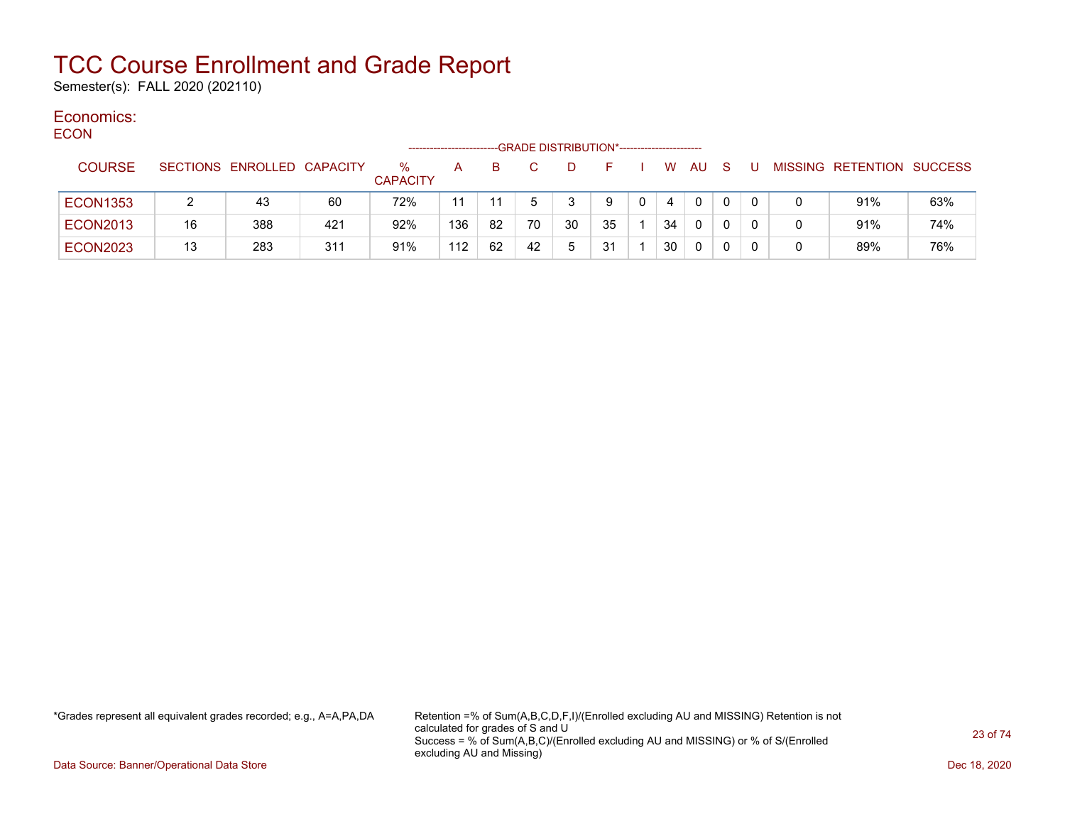# TCC Course Enrollment and Grade Report

Semester(s): FALL 2020 (202110)

## Economics:

### ECON

| COURSE | SECTIONS | ENROLLED | CAPACITY | % CAPACITY | A | B | C | D | F | I | W | AU | S | U | MISSING | RETENTION | SUCCESS |
|---|---|---|---|---|---|---|---|---|---|---|---|---|---|---|---|---|---|
| | | | | | GRADE DISTRIBUTION* | | | | | | | | | | | | |
| ECON1353 | 2 | 43 | 60 | 72% | 11 | 11 | 5 | 3 | 9 | 0 | 4 | 0 | 0 | 0 | 0 | 91% | 63% |
| ECON2013 | 16 | 388 | 421 | 92% | 136 | 82 | 70 | 30 | 35 | 1 | 34 | 0 | 0 | 0 | 0 | 91% | 74% |
| ECON2023 | 13 | 283 | 311 | 91% | 112 | 62 | 42 | 5 | 31 | 1 | 30 | 0 | 0 | 0 | 0 | 89% | 76% |

*Grades represent all equivalent grades recorded; e.g., A=A,PA,DA

Retention =% of Sum(A,B,C,D,F,I)/(Enrolled excluding AU and MISSING) Retention is not calculated for grades of S and U
Success = % of Sum(A,B,C)/(Enrolled excluding AU and MISSING) or % of S/(Enrolled excluding AU and Missing)

Data Source: Banner/Operational Data Store

Dec 18, 2020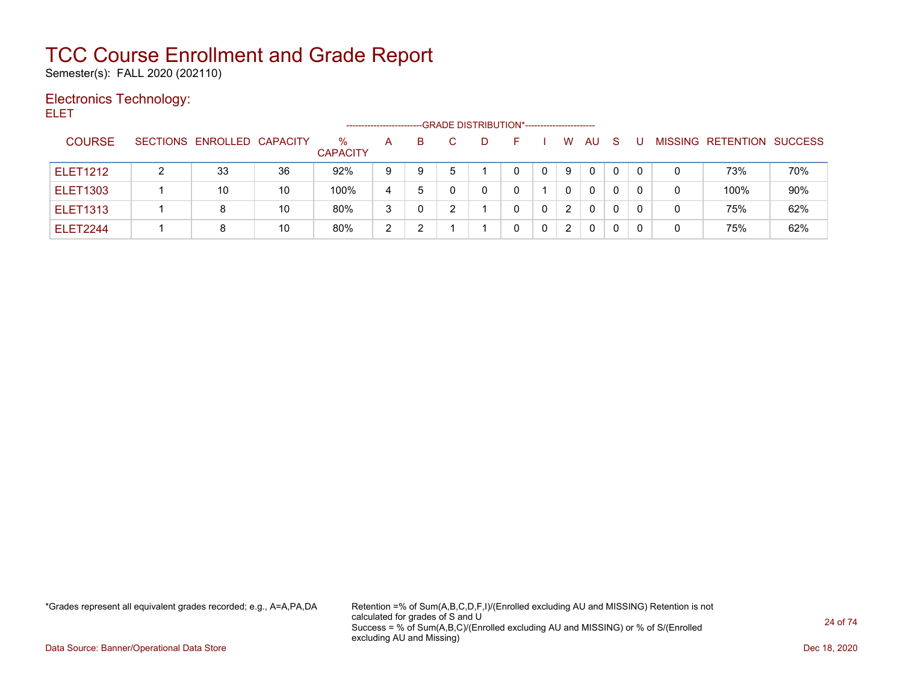# TCC Course Enrollment and Grade Report

Semester(s): FALL 2020 (202110)

## Electronics Technology:

ELET

| COURSE | SECTIONS | ENROLLED | CAPACITY | % CAPACITY | A | B | C | D | F | I | W | AU | S | U | MISSING | RETENTION | SUCCESS |
|---|---|---|---|---|---|---|---|---|---|---|---|---|---|---|---|---|---|
| | | | | | GRADE DISTRIBUTION* | | | | | | | | | | | | |
| ELET1212 | 2 | 33 | 36 | 92% | 9 | 9 | 5 | 1 | 0 | 0 | 9 | 0 | 0 | 0 | 0 | 73% | 70% |
| ELET1303 | 1 | 10 | 10 | 100% | 4 | 5 | 0 | 0 | 0 | 1 | 0 | 0 | 0 | 0 | 0 | 100% | 90% |
| ELET1313 | 1 | 8 | 10 | 80% | 3 | 0 | 2 | 1 | 0 | 0 | 2 | 0 | 0 | 0 | 0 | 75% | 62% |
| ELET2244 | 1 | 8 | 10 | 80% | 2 | 2 | 1 | 1 | 0 | 0 | 2 | 0 | 0 | 0 | 0 | 75% | 62% |

*Grades represent all equivalent grades recorded; e.g., A=A,PA,DA

Retention =% of Sum(A,B,C,D,F,I)/(Enrolled excluding AU and MISSING) Retention is not calculated for grades of S and U
Success = % of Sum(A,B,C)/(Enrolled excluding AU and MISSING) or % of S/(Enrolled excluding AU and Missing)

Data Source: Banner/Operational Data Store

Dec 18, 2020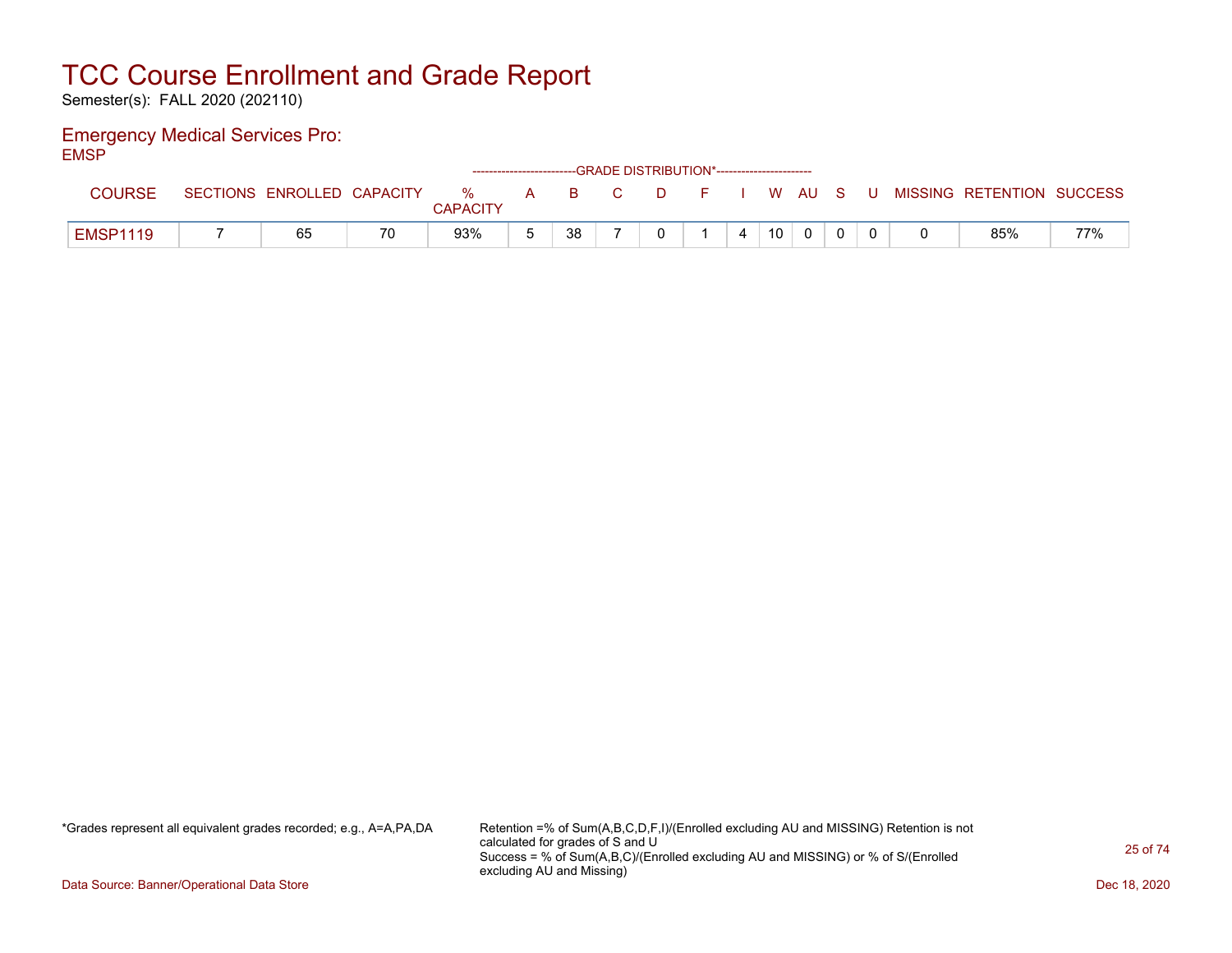# TCC Course Enrollment and Grade Report

Semester(s): FALL 2020 (202110)

## Emergency Medical Services Pro:

EMSP

| COURSE | SECTIONS | ENROLLED | CAPACITY | % CAPACITY | A | B | C | D | F | I | W | AU | S | U | MISSING | RETENTION | SUCCESS |
|---|---|---|---|---|---|---|---|---|---|---|---|---|---|---|---|---|---|
| | | | | | GRADE DISTRIBUTION* | | | | | | | | | | | | |
| EMSP1119 | 7 | 65 | 70 | 93% | 5 | 38 | 7 | 0 | 1 | 4 | 10 | 0 | 0 | 0 | 0 | 85% | 77% |

*Grades represent all equivalent grades recorded; e.g., A=A,PA,DA

Retention =% of Sum(A,B,C,D,F,I)/(Enrolled excluding AU and MISSING) Retention is not calculated for grades of S and U
Success = % of Sum(A,B,C)/(Enrolled excluding AU and MISSING) or % of S/(Enrolled excluding AU and Missing)

Data Source: Banner/Operational Data Store

Dec 18, 2020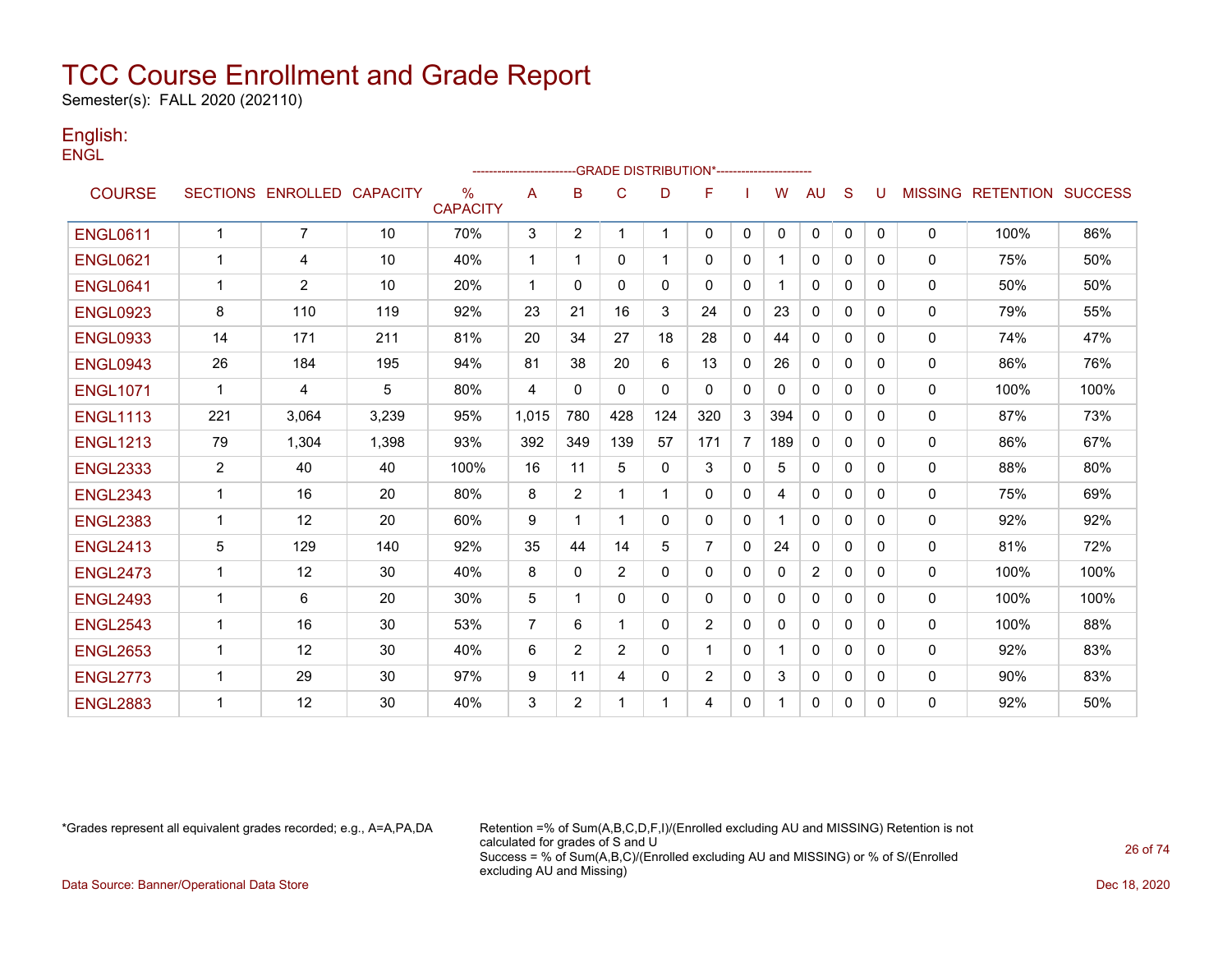# TCC Course Enrollment and Grade Report

Semester(s): FALL 2020 (202110)

## English:

ENGL

| COURSE | SECTIONS | ENROLLED | CAPACITY | % CAPACITY | A | B | C | D | F | I | W | AU | S | U | MISSING | RETENTION | SUCCESS |
|---|---|---|---|---|---|---|---|---|---|---|---|---|---|---|---|---|---|
| | | | | | GRADE DISTRIBUTION* | | | | | | | | | | | | |
| ENGL0611 | 1 | 7 | 10 | 70% | 3 | 2 | 1 | 1 | 0 | 0 | 0 | 0 | 0 | 0 | 0 | 100% | 86% |
| ENGL0621 | 1 | 4 | 10 | 40% | 1 | 1 | 0 | 1 | 0 | 0 | 1 | 0 | 0 | 0 | 0 | 75% | 50% |
| ENGL0641 | 1 | 2 | 10 | 20% | 1 | 0 | 0 | 0 | 0 | 0 | 1 | 0 | 0 | 0 | 0 | 50% | 50% |
| ENGL0923 | 8 | 110 | 119 | 92% | 23 | 21 | 16 | 3 | 24 | 0 | 23 | 0 | 0 | 0 | 0 | 79% | 55% |
| ENGL0933 | 14 | 171 | 211 | 81% | 20 | 34 | 27 | 18 | 28 | 0 | 44 | 0 | 0 | 0 | 0 | 74% | 47% |
| ENGL0943 | 26 | 184 | 195 | 94% | 81 | 38 | 20 | 6 | 13 | 0 | 26 | 0 | 0 | 0 | 0 | 86% | 76% |
| ENGL1071 | 1 | 4 | 5 | 80% | 4 | 0 | 0 | 0 | 0 | 0 | 0 | 0 | 0 | 0 | 0 | 100% | 100% |
| ENGL1113 | 221 | 3,064 | 3,239 | 95% | 1,015 | 780 | 428 | 124 | 320 | 3 | 394 | 0 | 0 | 0 | 0 | 87% | 73% |
| ENGL1213 | 79 | 1,304 | 1,398 | 93% | 392 | 349 | 139 | 57 | 171 | 7 | 189 | 0 | 0 | 0 | 0 | 86% | 67% |
| ENGL2333 | 2 | 40 | 40 | 100% | 16 | 11 | 5 | 0 | 3 | 0 | 5 | 0 | 0 | 0 | 0 | 88% | 80% |
| ENGL2343 | 1 | 16 | 20 | 80% | 8 | 2 | 1 | 1 | 0 | 0 | 4 | 0 | 0 | 0 | 0 | 75% | 69% |
| ENGL2383 | 1 | 12 | 20 | 60% | 9 | 1 | 1 | 0 | 0 | 0 | 1 | 0 | 0 | 0 | 0 | 92% | 92% |
| ENGL2413 | 5 | 129 | 140 | 92% | 35 | 44 | 14 | 5 | 7 | 0 | 24 | 0 | 0 | 0 | 0 | 81% | 72% |
| ENGL2473 | 1 | 12 | 30 | 40% | 8 | 0 | 2 | 0 | 0 | 0 | 0 | 2 | 0 | 0 | 0 | 100% | 100% |
| ENGL2493 | 1 | 6 | 20 | 30% | 5 | 1 | 0 | 0 | 0 | 0 | 0 | 0 | 0 | 0 | 0 | 100% | 100% |
| ENGL2543 | 1 | 16 | 30 | 53% | 7 | 6 | 1 | 0 | 2 | 0 | 0 | 0 | 0 | 0 | 0 | 100% | 88% |
| ENGL2653 | 1 | 12 | 30 | 40% | 6 | 2 | 2 | 0 | 1 | 0 | 1 | 0 | 0 | 0 | 0 | 92% | 83% |
| ENGL2773 | 1 | 29 | 30 | 97% | 9 | 11 | 4 | 0 | 2 | 0 | 3 | 0 | 0 | 0 | 0 | 90% | 83% |
| ENGL2883 | 1 | 12 | 30 | 40% | 3 | 2 | 1 | 1 | 4 | 0 | 1 | 0 | 0 | 0 | 0 | 92% | 50% |

*Grades represent all equivalent grades recorded; e.g., A=A,PA,DA

Retention =% of Sum(A,B,C,D,F,I)/(Enrolled excluding AU and MISSING) Retention is not calculated for grades of S and U
Success = % of Sum(A,B,C)/(Enrolled excluding AU and MISSING) or % of S/(Enrolled excluding AU and Missing)

Data Source: Banner/Operational Data Store

Dec 18, 2020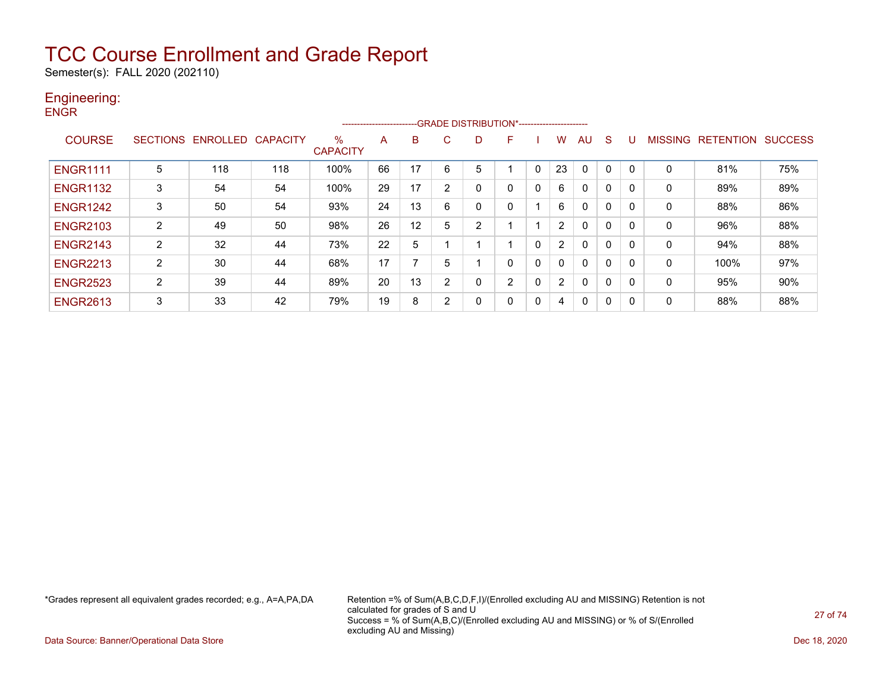# TCC Course Enrollment and Grade Report

Semester(s): FALL 2020 (202110)

## Engineering:

ENGR

| COURSE | SECTIONS | ENROLLED | CAPACITY | % CAPACITY | A | B | C | D | F | I | W | AU | S | U | MISSING | RETENTION | SUCCESS |
|---|---|---|---|---|---|---|---|---|---|---|---|---|---|---|---|---|---|
| | | | | | GRADE DISTRIBUTION* | | | | | | | | | | | | |
| ENGR1111 | 5 | 118 | 118 | 100% | 66 | 17 | 6 | 5 | 1 | 0 | 23 | 0 | 0 | 0 | 0 | 81% | 75% |
| ENGR1132 | 3 | 54 | 54 | 100% | 29 | 17 | 2 | 0 | 0 | 0 | 6 | 0 | 0 | 0 | 0 | 89% | 89% |
| ENGR1242 | 3 | 50 | 54 | 93% | 24 | 13 | 6 | 0 | 0 | 1 | 6 | 0 | 0 | 0 | 0 | 88% | 86% |
| ENGR2103 | 2 | 49 | 50 | 98% | 26 | 12 | 5 | 2 | 1 | 1 | 2 | 0 | 0 | 0 | 0 | 96% | 88% |
| ENGR2143 | 2 | 32 | 44 | 73% | 22 | 5 | 1 | 1 | 1 | 0 | 2 | 0 | 0 | 0 | 0 | 94% | 88% |
| ENGR2213 | 2 | 30 | 44 | 68% | 17 | 7 | 5 | 1 | 0 | 0 | 0 | 0 | 0 | 0 | 0 | 100% | 97% |
| ENGR2523 | 2 | 39 | 44 | 89% | 20 | 13 | 2 | 0 | 2 | 0 | 2 | 0 | 0 | 0 | 0 | 95% | 90% |
| ENGR2613 | 3 | 33 | 42 | 79% | 19 | 8 | 2 | 0 | 0 | 0 | 4 | 0 | 0 | 0 | 0 | 88% | 88% |

*Grades represent all equivalent grades recorded; e.g., A=A,PA,DA

Retention =% of Sum(A,B,C,D,F,I)/(Enrolled excluding AU and MISSING) Retention is not calculated for grades of S and U
Success = % of Sum(A,B,C)/(Enrolled excluding AU and MISSING) or % of S/(Enrolled excluding AU and Missing)

Data Source: Banner/Operational Data Store

Dec 18, 2020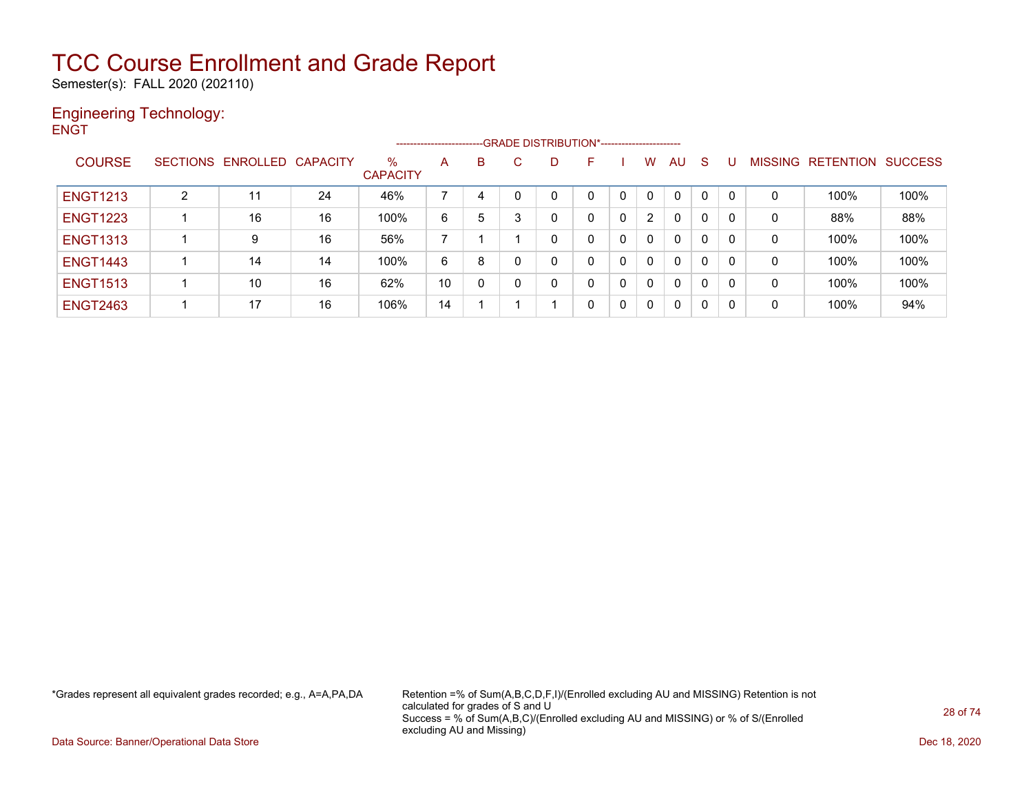# TCC Course Enrollment and Grade Report

Semester(s): FALL 2020 (202110)

## Engineering Technology:

ENGT

| COURSE | SECTIONS | ENROLLED | CAPACITY | % CAPACITY | A | B | C | D | F | I | W | AU | S | U | MISSING | RETENTION | SUCCESS |
|---|---|---|---|---|---|---|---|---|---|---|---|---|---|---|---|---|---|
| | | | | | GRADE DISTRIBUTION* | | | | | | | | | | | | |
| ENGT1213 | 2 | 11 | 24 | 46% | 7 | 4 | 0 | 0 | 0 | 0 | 0 | 0 | 0 | 0 | 0 | 100% | 100% |
| ENGT1223 | 1 | 16 | 16 | 100% | 6 | 5 | 3 | 0 | 0 | 0 | 2 | 0 | 0 | 0 | 0 | 88% | 88% |
| ENGT1313 | 1 | 9 | 16 | 56% | 7 | 1 | 1 | 0 | 0 | 0 | 0 | 0 | 0 | 0 | 0 | 100% | 100% |
| ENGT1443 | 1 | 14 | 14 | 100% | 6 | 8 | 0 | 0 | 0 | 0 | 0 | 0 | 0 | 0 | 0 | 100% | 100% |
| ENGT1513 | 1 | 10 | 16 | 62% | 10 | 0 | 0 | 0 | 0 | 0 | 0 | 0 | 0 | 0 | 0 | 100% | 100% |
| ENGT2463 | 1 | 17 | 16 | 106% | 14 | 1 | 1 | 1 | 0 | 0 | 0 | 0 | 0 | 0 | 0 | 100% | 94% |

*Grades represent all equivalent grades recorded; e.g., A=A,PA,DA

Retention =% of Sum(A,B,C,D,F,I)/(Enrolled excluding AU and MISSING) Retention is not calculated for grades of S and U
Success = % of Sum(A,B,C)/(Enrolled excluding AU and MISSING) or % of S/(Enrolled excluding AU and Missing)

Data Source: Banner/Operational Data Store

Dec 18, 2020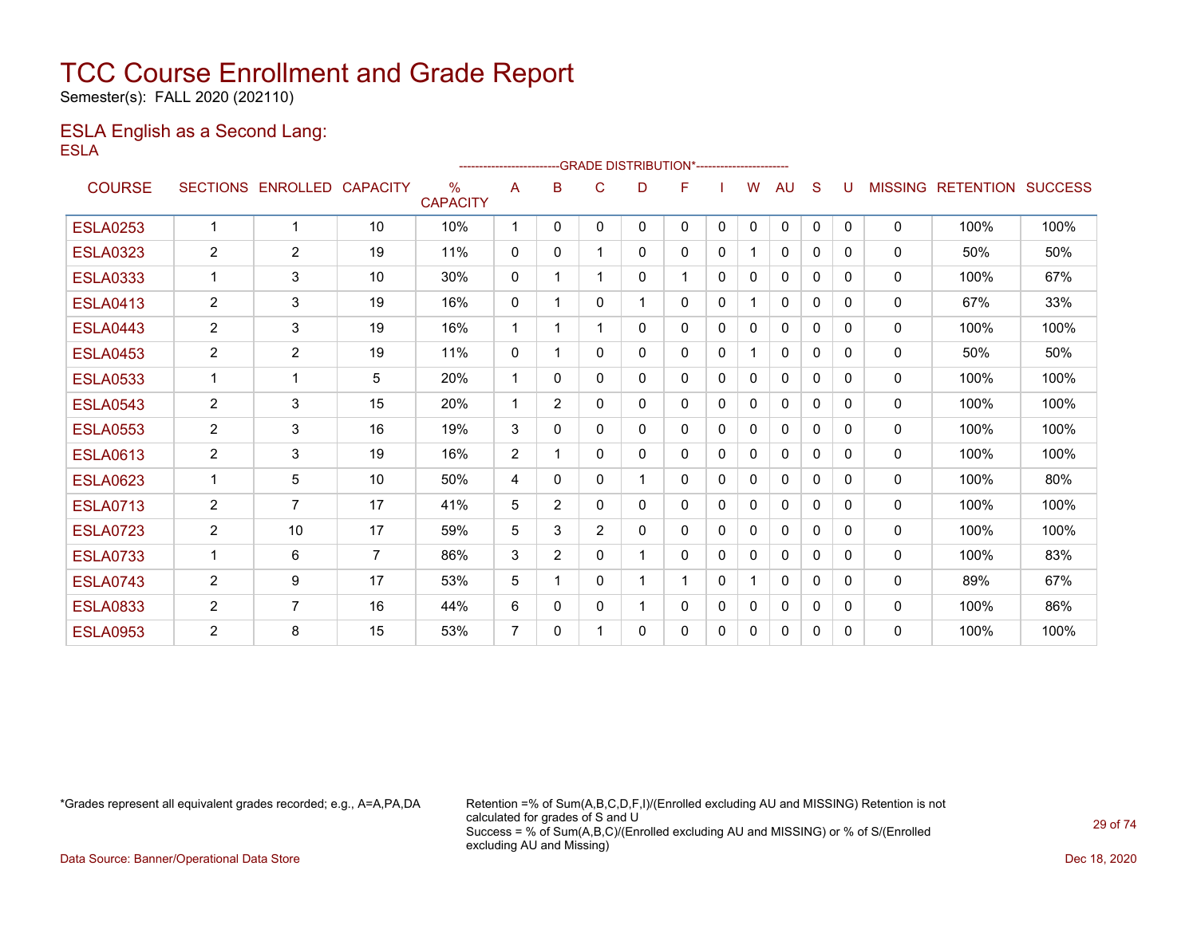# TCC Course Enrollment and Grade Report

Semester(s): FALL 2020 (202110)

## ESLA English as a Second Lang:

ESLA

| COURSE | SECTIONS | ENROLLED | CAPACITY | % CAPACITY | A | B | C | D | F | I | W | AU | S | U | MISSING | RETENTION | SUCCESS |
|---|---|---|---|---|---|---|---|---|---|---|---|---|---|---|---|---|---|
| | | | | | -------------------------GRADE DISTRIBUTION*----------------------- | | | | | | | | | | | | |
| ESLA0253 | 1 | 1 | 10 | 10% | 1 | 0 | 0 | 0 | 0 | 0 | 0 | 0 | 0 | 0 | 0 | 100% | 100% |
| ESLA0323 | 2 | 2 | 19 | 11% | 0 | 0 | 1 | 0 | 0 | 0 | 1 | 0 | 0 | 0 | 0 | 50% | 50% |
| ESLA0333 | 1 | 3 | 10 | 30% | 0 | 1 | 1 | 0 | 1 | 0 | 0 | 0 | 0 | 0 | 0 | 100% | 67% |
| ESLA0413 | 2 | 3 | 19 | 16% | 0 | 1 | 0 | 1 | 0 | 0 | 1 | 0 | 0 | 0 | 0 | 67% | 33% |
| ESLA0443 | 2 | 3 | 19 | 16% | 1 | 1 | 1 | 0 | 0 | 0 | 0 | 0 | 0 | 0 | 0 | 100% | 100% |
| ESLA0453 | 2 | 2 | 19 | 11% | 0 | 1 | 0 | 0 | 0 | 0 | 1 | 0 | 0 | 0 | 0 | 50% | 50% |
| ESLA0533 | 1 | 1 | 5 | 20% | 1 | 0 | 0 | 0 | 0 | 0 | 0 | 0 | 0 | 0 | 0 | 100% | 100% |
| ESLA0543 | 2 | 3 | 15 | 20% | 1 | 2 | 0 | 0 | 0 | 0 | 0 | 0 | 0 | 0 | 0 | 100% | 100% |
| ESLA0553 | 2 | 3 | 16 | 19% | 3 | 0 | 0 | 0 | 0 | 0 | 0 | 0 | 0 | 0 | 0 | 100% | 100% |
| ESLA0613 | 2 | 3 | 19 | 16% | 2 | 1 | 0 | 0 | 0 | 0 | 0 | 0 | 0 | 0 | 0 | 100% | 100% |
| ESLA0623 | 1 | 5 | 10 | 50% | 4 | 0 | 0 | 1 | 0 | 0 | 0 | 0 | 0 | 0 | 0 | 100% | 80% |
| ESLA0713 | 2 | 7 | 17 | 41% | 5 | 2 | 0 | 0 | 0 | 0 | 0 | 0 | 0 | 0 | 0 | 100% | 100% |
| ESLA0723 | 2 | 10 | 17 | 59% | 5 | 3 | 2 | 0 | 0 | 0 | 0 | 0 | 0 | 0 | 0 | 100% | 100% |
| ESLA0733 | 1 | 6 | 7 | 86% | 3 | 2 | 0 | 1 | 0 | 0 | 0 | 0 | 0 | 0 | 0 | 100% | 83% |
| ESLA0743 | 2 | 9 | 17 | 53% | 5 | 1 | 0 | 1 | 1 | 0 | 1 | 0 | 0 | 0 | 0 | 89% | 67% |
| ESLA0833 | 2 | 7 | 16 | 44% | 6 | 0 | 0 | 1 | 0 | 0 | 0 | 0 | 0 | 0 | 0 | 100% | 86% |
| ESLA0953 | 2 | 8 | 15 | 53% | 7 | 0 | 1 | 0 | 0 | 0 | 0 | 0 | 0 | 0 | 0 | 100% | 100% |

*Grades represent all equivalent grades recorded; e.g., A=A,PA,DA

Retention =% of Sum(A,B,C,D,F,I)/(Enrolled excluding AU and MISSING) Retention is not calculated for grades of S and U
Success = % of Sum(A,B,C)/(Enrolled excluding AU and MISSING) or % of S/(Enrolled excluding AU and Missing)

Data Source: Banner/Operational Data Store

Dec 18, 2020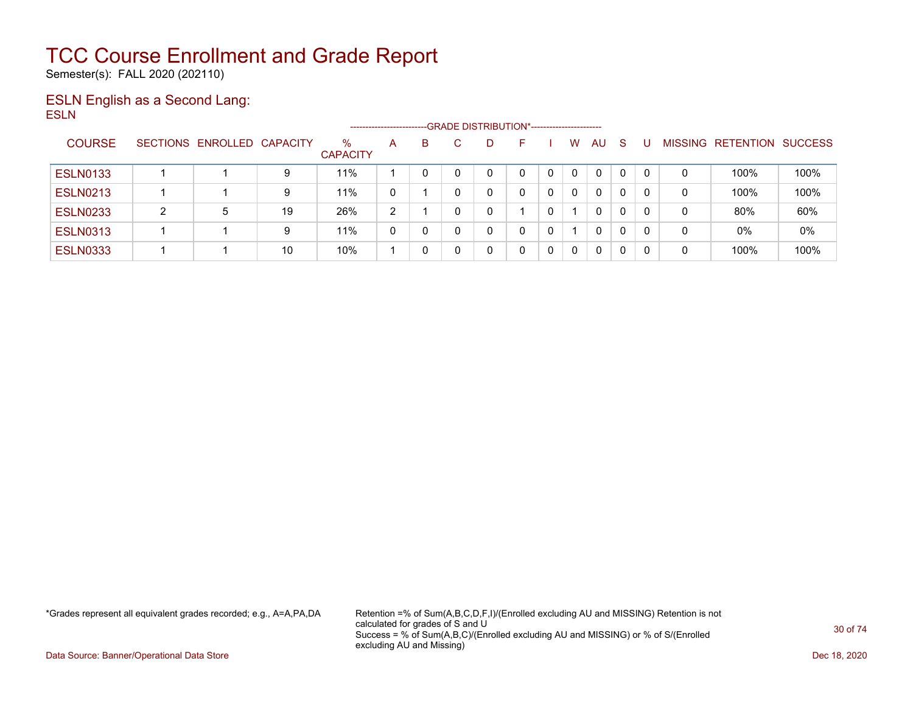# TCC Course Enrollment and Grade Report

Semester(s): FALL 2020 (202110)

## ESLN English as a Second Lang:

ESLN

| COURSE | SECTIONS | ENROLLED | CAPACITY | % CAPACITY | A | B | C | D | F | I | W | AU | S | U | MISSING | RETENTION | SUCCESS |
|---|---|---|---|---|---|---|---|---|---|---|---|---|---|---|---|---|---|
| | | | | | GRADE DISTRIBUTION* | | | | | | | | | | | | |
| ESLN0133 | 1 | 1 | 9 | 11% | 1 | 0 | 0 | 0 | 0 | 0 | 0 | 0 | 0 | 0 | 0 | 100% | 100% |
| ESLN0213 | 1 | 1 | 9 | 11% | 0 | 1 | 0 | 0 | 0 | 0 | 0 | 0 | 0 | 0 | 0 | 100% | 100% |
| ESLN0233 | 2 | 5 | 19 | 26% | 2 | 1 | 0 | 0 | 1 | 0 | 1 | 0 | 0 | 0 | 0 | 80% | 60% |
| ESLN0313 | 1 | 1 | 9 | 11% | 0 | 0 | 0 | 0 | 0 | 0 | 1 | 0 | 0 | 0 | 0 | 0% | 0% |
| ESLN0333 | 1 | 1 | 10 | 10% | 1 | 0 | 0 | 0 | 0 | 0 | 0 | 0 | 0 | 0 | 0 | 100% | 100% |

*Grades represent all equivalent grades recorded; e.g., A=A,PA,DA

Retention =% of Sum(A,B,C,D,F,I)/(Enrolled excluding AU and MISSING) Retention is not calculated for grades of S and U
Success = % of Sum(A,B,C)/(Enrolled excluding AU and MISSING) or % of S/(Enrolled excluding AU and Missing)

Data Source: Banner/Operational Data Store

Dec 18, 2020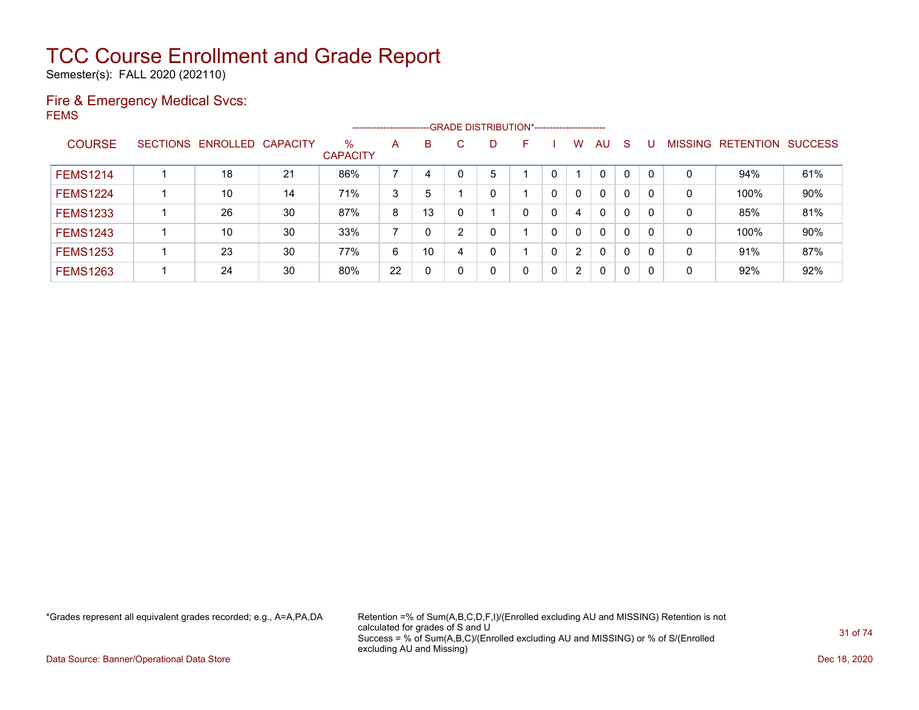# TCC Course Enrollment and Grade Report

Semester(s): FALL 2020 (202110)

## Fire & Emergency Medical Svcs:

FEMS

| COURSE | SECTIONS | ENROLLED | CAPACITY | % CAPACITY | A | B | C | D | F | I | W | AU | S | U | MISSING | RETENTION | SUCCESS |
|---|---|---|---|---|---|---|---|---|---|---|---|---|---|---|---|---|---|
| | | | | | -------------------------GRADE DISTRIBUTION*----------------------- | | | | | | | | | | | | |
| FEMS1214 | 1 | 18 | 21 | 86% | 7 | 4 | 0 | 5 | 1 | 0 | 1 | 0 | 0 | 0 | 0 | 94% | 61% |
| FEMS1224 | 1 | 10 | 14 | 71% | 3 | 5 | 1 | 0 | 1 | 0 | 0 | 0 | 0 | 0 | 0 | 100% | 90% |
| FEMS1233 | 1 | 26 | 30 | 87% | 8 | 13 | 0 | 1 | 0 | 0 | 4 | 0 | 0 | 0 | 0 | 85% | 81% |
| FEMS1243 | 1 | 10 | 30 | 33% | 7 | 0 | 2 | 0 | 1 | 0 | 0 | 0 | 0 | 0 | 0 | 100% | 90% |
| FEMS1253 | 1 | 23 | 30 | 77% | 6 | 10 | 4 | 0 | 1 | 0 | 2 | 0 | 0 | 0 | 0 | 91% | 87% |
| FEMS1263 | 1 | 24 | 30 | 80% | 22 | 0 | 0 | 0 | 0 | 0 | 2 | 0 | 0 | 0 | 0 | 92% | 92% |

*Grades represent all equivalent grades recorded; e.g., A=A,PA,DA

Retention =% of Sum(A,B,C,D,F,I)/(Enrolled excluding AU and MISSING) Retention is not calculated for grades of S and U
Success = % of Sum(A,B,C)/(Enrolled excluding AU and MISSING) or % of S/(Enrolled excluding AU and Missing)

Data Source: Banner/Operational Data Store

Dec 18, 2020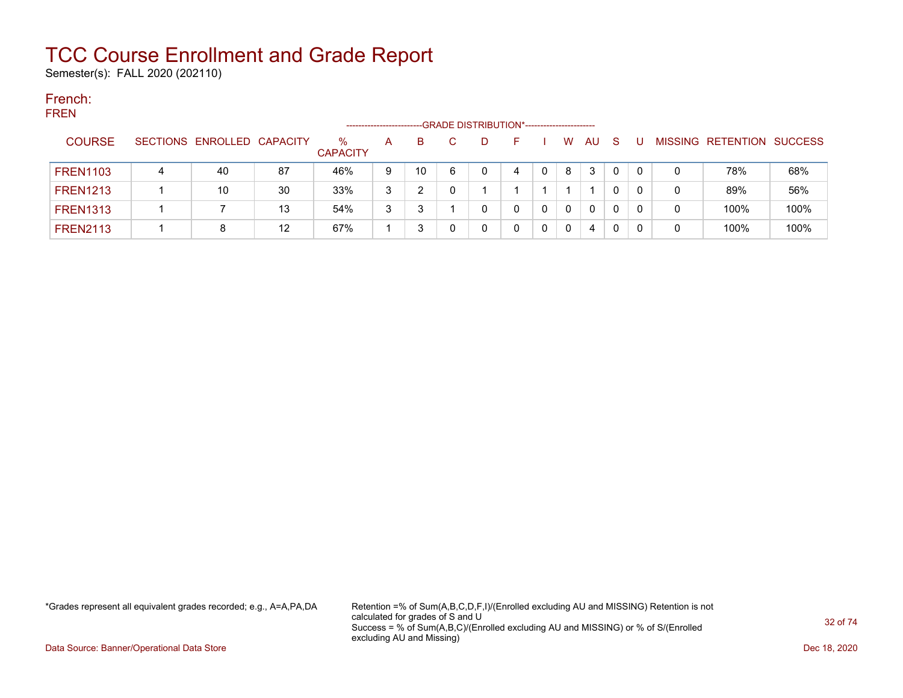# TCC Course Enrollment and Grade Report

Semester(s): FALL 2020 (202110)

## French:

FREN

| | | | | | -------------------------GRADE DISTRIBUTION*----------------------- | | | | | | | | | | | | | |
|---|---|---|---|---|---|---|---|---|---|---|---|---|---|---|---|---|---|
| COURSE | SECTIONS | ENROLLED | CAPACITY | % CAPACITY | A | B | C | D | F | I | W | AU | S | U | MISSING | RETENTION | SUCCESS |
| FREN1103 | 4 | 40 | 87 | 46% | 9 | 10 | 6 | 0 | 4 | 0 | 8 | 3 | 0 | 0 | 0 | 78% | 68% |
| FREN1213 | 1 | 10 | 30 | 33% | 3 | 2 | 0 | 1 | 1 | 1 | 1 | 1 | 0 | 0 | 0 | 89% | 56% |
| FREN1313 | 1 | 7 | 13 | 54% | 3 | 3 | 1 | 0 | 0 | 0 | 0 | 0 | 0 | 0 | 0 | 100% | 100% |
| FREN2113 | 1 | 8 | 12 | 67% | 1 | 3 | 0 | 0 | 0 | 0 | 0 | 4 | 0 | 0 | 0 | 100% | 100% |

*Grades represent all equivalent grades recorded; e.g., A=A,PA,DA

Retention =% of Sum(A,B,C,D,F,I)/(Enrolled excluding AU and MISSING) Retention is not calculated for grades of S and U
Success = % of Sum(A,B,C)/(Enrolled excluding AU and MISSING) or % of S/(Enrolled excluding AU and Missing)

Data Source: Banner/Operational Data Store

Dec 18, 2020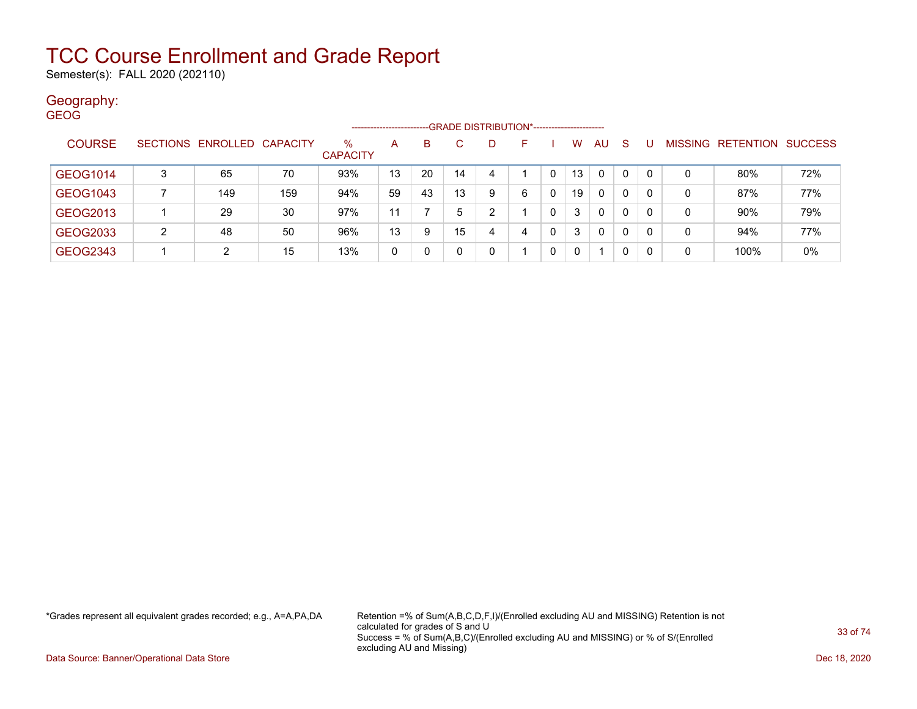# TCC Course Enrollment and Grade Report

Semester(s): FALL 2020 (202110)

## Geography:

GEOG

| COURSE | SECTIONS | ENROLLED | CAPACITY | % CAPACITY | A | B | C | D | F | I | W | AU | S | U | MISSING | RETENTION | SUCCESS |
|---|---|---|---|---|---|---|---|---|---|---|---|---|---|---|---|---|---|
| | | | | | GRADE DISTRIBUTION* | | | | | | | | | | | | |
| GEOG1014 | 3 | 65 | 70 | 93% | 13 | 20 | 14 | 4 | 1 | 0 | 13 | 0 | 0 | 0 | 0 | 80% | 72% |
| GEOG1043 | 7 | 149 | 159 | 94% | 59 | 43 | 13 | 9 | 6 | 0 | 19 | 0 | 0 | 0 | 0 | 87% | 77% |
| GEOG2013 | 1 | 29 | 30 | 97% | 11 | 7 | 5 | 2 | 1 | 0 | 3 | 0 | 0 | 0 | 0 | 90% | 79% |
| GEOG2033 | 2 | 48 | 50 | 96% | 13 | 9 | 15 | 4 | 4 | 0 | 3 | 0 | 0 | 0 | 0 | 94% | 77% |
| GEOG2343 | 1 | 2 | 15 | 13% | 0 | 0 | 0 | 0 | 1 | 0 | 0 | 1 | 0 | 0 | 0 | 100% | 0% |

*Grades represent all equivalent grades recorded; e.g., A=A,PA,DA

Retention =% of Sum(A,B,C,D,F,I)/(Enrolled excluding AU and MISSING) Retention is not calculated for grades of S and U
Success = % of Sum(A,B,C)/(Enrolled excluding AU and MISSING) or % of S/(Enrolled excluding AU and Missing)

Data Source: Banner/Operational Data Store

Dec 18, 2020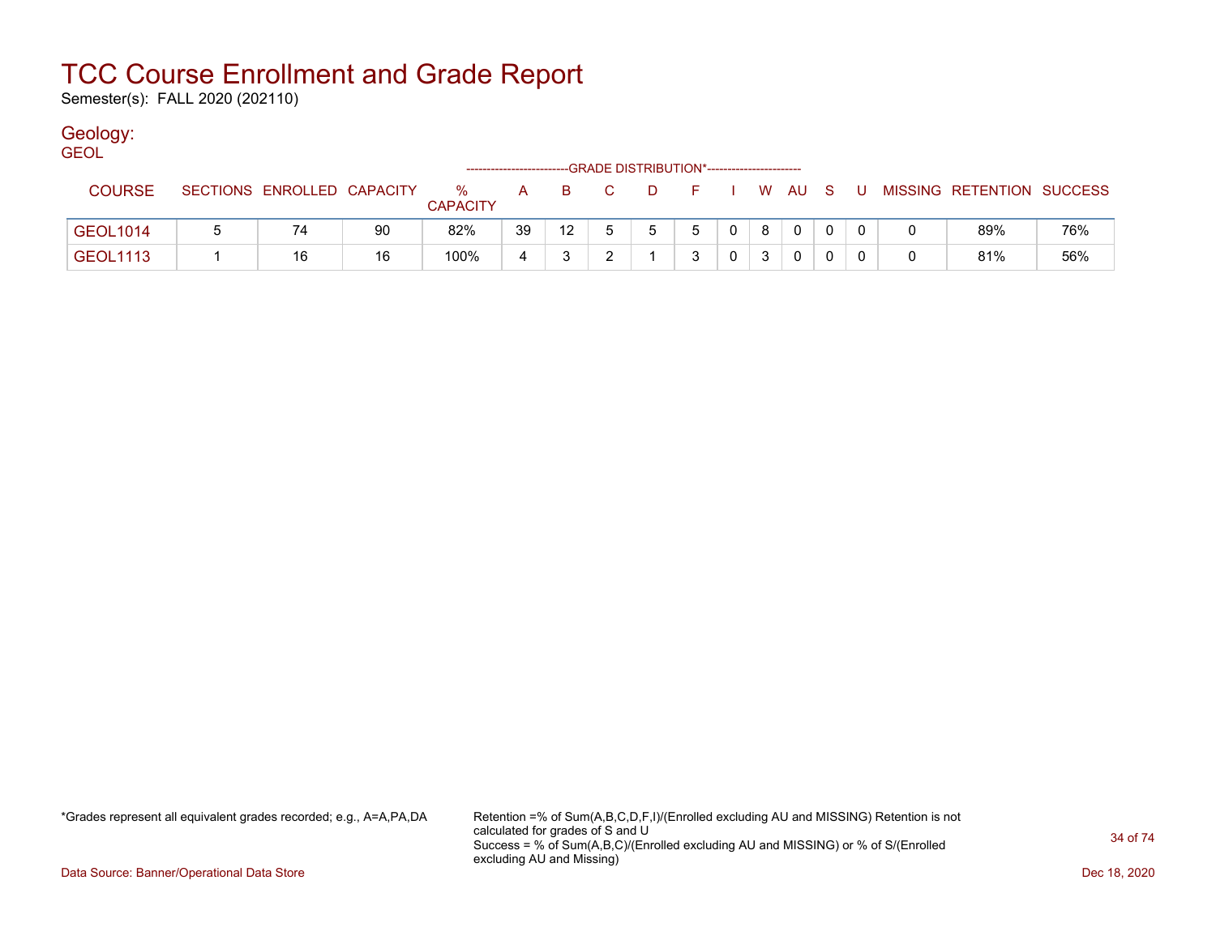# TCC Course Enrollment and Grade Report

Semester(s): FALL 2020 (202110)

## Geology:

GEOL

| COURSE | SECTIONS | ENROLLED | CAPACITY | % CAPACITY | A | B | C | D | F | I | W | AU | S | U | MISSING | RETENTION | SUCCESS |
|---|---|---|---|---|---|---|---|---|---|---|---|---|---|---|---|---|---|
| | | | | | GRADE DISTRIBUTION* | | | | | | | | | | | | |
| GEOL1014 | 5 | 74 | 90 | 82% | 39 | 12 | 5 | 5 | 5 | 0 | 8 | 0 | 0 | 0 | 0 | 89% | 76% |
| GEOL1113 | 1 | 16 | 16 | 100% | 4 | 3 | 2 | 1 | 3 | 0 | 3 | 0 | 0 | 0 | 0 | 81% | 56% |

*Grades represent all equivalent grades recorded; e.g., A=A,PA,DA

Retention =% of Sum(A,B,C,D,F,I)/(Enrolled excluding AU and MISSING) Retention is not calculated for grades of S and U
Success = % of Sum(A,B,C)/(Enrolled excluding AU and MISSING) or % of S/(Enrolled excluding AU and Missing)

Data Source: Banner/Operational Data Store

Dec 18, 2020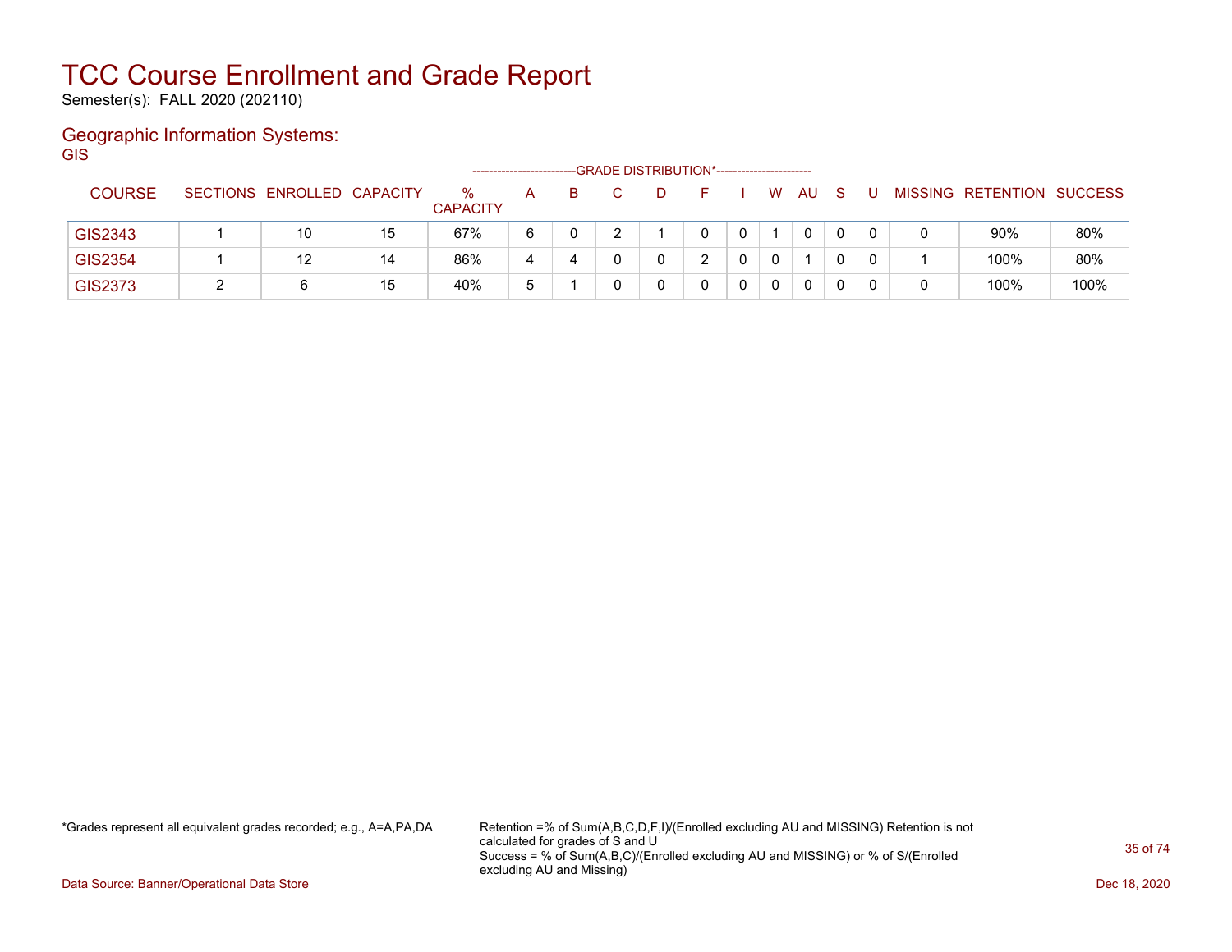# TCC Course Enrollment and Grade Report

Semester(s): FALL 2020 (202110)

## Geographic Information Systems:

GIS

| COURSE | SECTIONS | ENROLLED | CAPACITY | % CAPACITY | A | B | C | D | F | I | W | AU | S | U | MISSING | RETENTION | SUCCESS |
|---|---|---|---|---|---|---|---|---|---|---|---|---|---|---|---|---|---|
| | | | | | --------------------------GRADE DISTRIBUTION*----------------------- | | | | | | | | | | | | |
| GIS2343 | 1 | 10 | 15 | 67% | 6 | 0 | 2 | 1 | 0 | 0 | 1 | 0 | 0 | 0 | 0 | 90% | 80% |
| GIS2354 | 1 | 12 | 14 | 86% | 4 | 4 | 0 | 0 | 2 | 0 | 0 | 1 | 0 | 0 | 1 | 100% | 80% |
| GIS2373 | 2 | 6 | 15 | 40% | 5 | 1 | 0 | 0 | 0 | 0 | 0 | 0 | 0 | 0 | 0 | 100% | 100% |

*Grades represent all equivalent grades recorded; e.g., A=A,PA,DA

Retention =% of Sum(A,B,C,D,F,I)/(Enrolled excluding AU and MISSING) Retention is not calculated for grades of S and U
Success = % of Sum(A,B,C)/(Enrolled excluding AU and MISSING) or % of S/(Enrolled excluding AU and Missing)

Data Source: Banner/Operational Data Store

Dec 18, 2020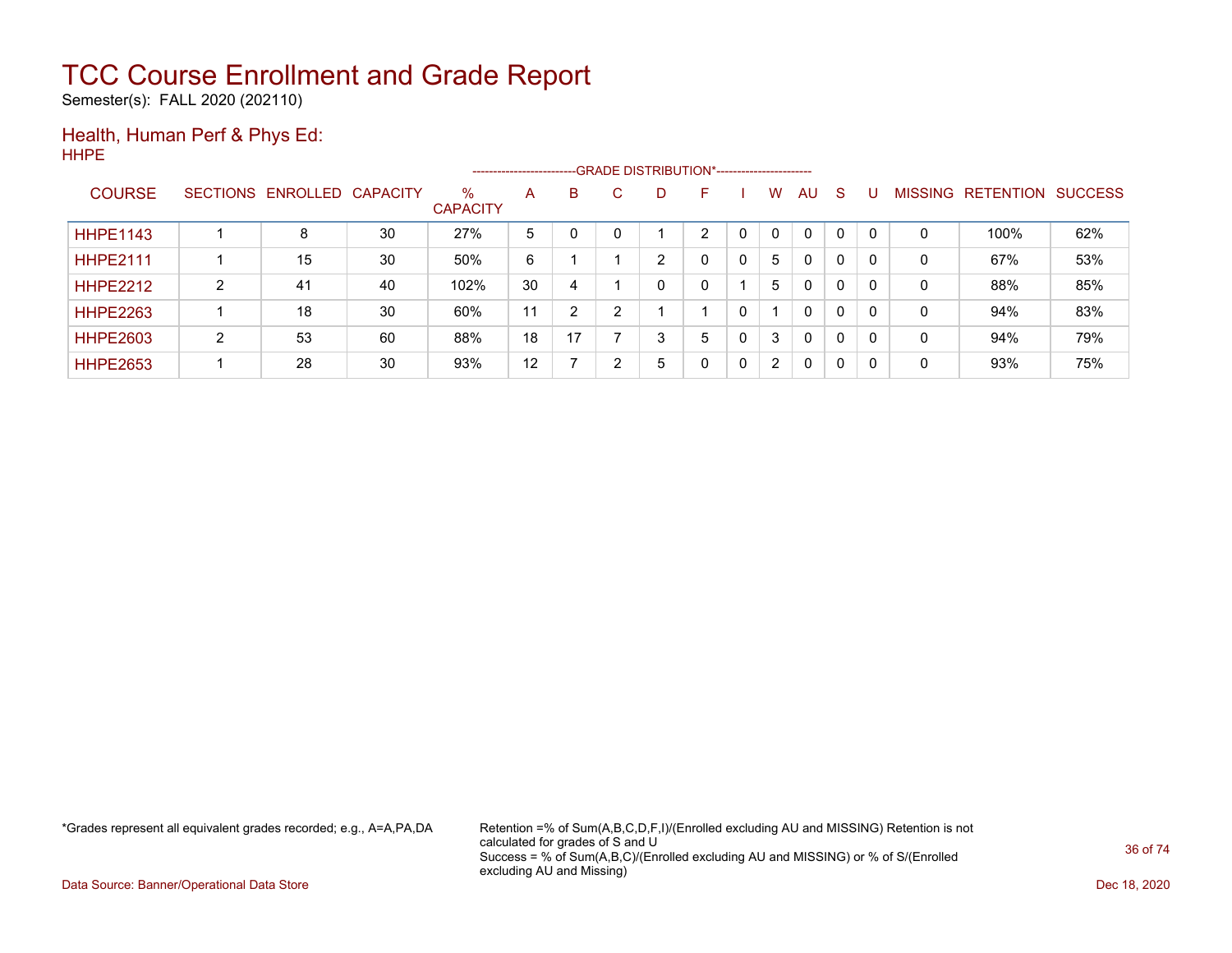# TCC Course Enrollment and Grade Report

Semester(s): FALL 2020 (202110)

## Health, Human Perf & Phys Ed:

HHPE

| COURSE | SECTIONS | ENROLLED | CAPACITY | % CAPACITY | A | B | C | D | F | I | W | AU | S | U | MISSING | RETENTION | SUCCESS |
|---|---|---|---|---|---|---|---|---|---|---|---|---|---|---|---|---|---|
| | | | | | --------------------------GRADE DISTRIBUTION* | | | | | | | | | | | | |
| HHPE1143 | 1 | 8 | 30 | 27% | 5 | 0 | 0 | 1 | 2 | 0 | 0 | 0 | 0 | 0 | 0 | 100% | 62% |
| HHPE2111 | 1 | 15 | 30 | 50% | 6 | 1 | 1 | 2 | 0 | 0 | 5 | 0 | 0 | 0 | 0 | 67% | 53% |
| HHPE2212 | 2 | 41 | 40 | 102% | 30 | 4 | 1 | 0 | 0 | 1 | 5 | 0 | 0 | 0 | 0 | 88% | 85% |
| HHPE2263 | 1 | 18 | 30 | 60% | 11 | 2 | 2 | 1 | 1 | 0 | 1 | 0 | 0 | 0 | 0 | 94% | 83% |
| HHPE2603 | 2 | 53 | 60 | 88% | 18 | 17 | 7 | 3 | 5 | 0 | 3 | 0 | 0 | 0 | 0 | 94% | 79% |
| HHPE2653 | 1 | 28 | 30 | 93% | 12 | 7 | 2 | 5 | 0 | 0 | 2 | 0 | 0 | 0 | 0 | 93% | 75% |

*Grades represent all equivalent grades recorded; e.g., A=A,PA,DA

Retention =% of Sum(A,B,C,D,F,I)/(Enrolled excluding AU and MISSING) Retention is not calculated for grades of S and U
Success = % of Sum(A,B,C)/(Enrolled excluding AU and MISSING) or % of S/(Enrolled excluding AU and Missing)

Data Source: Banner/Operational Data Store

Dec 18, 2020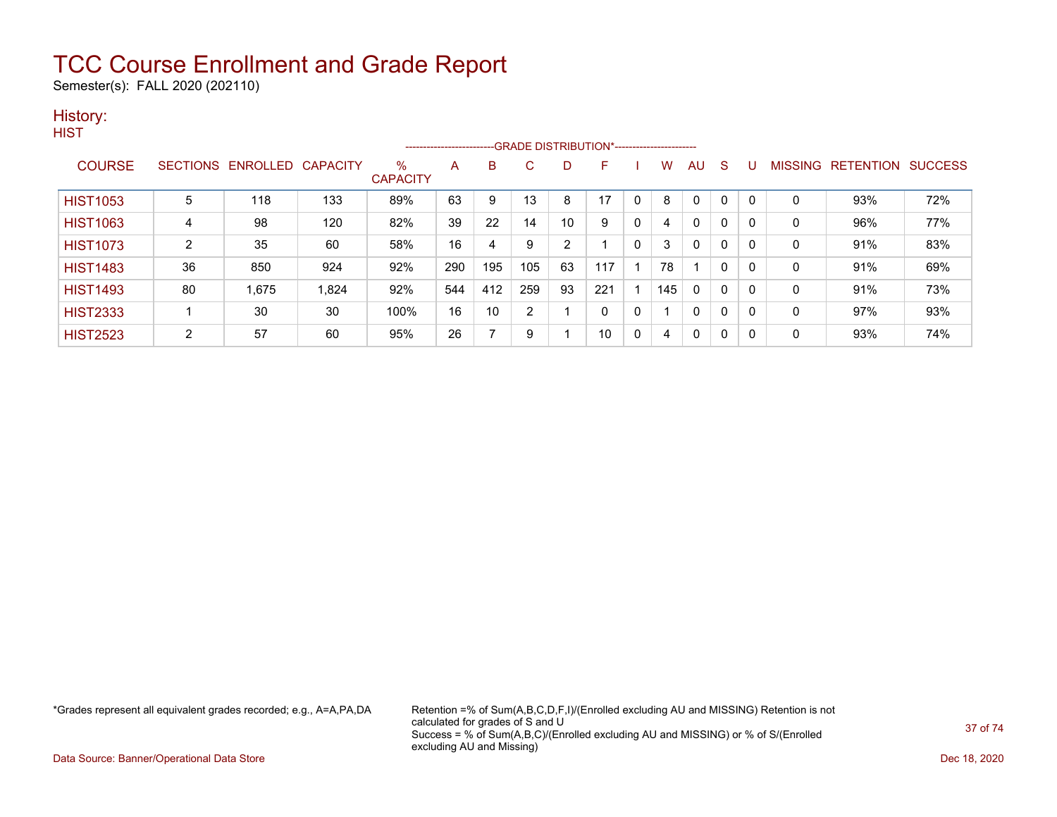# TCC Course Enrollment and Grade Report

Semester(s): FALL 2020 (202110)

## History:

### HIST

| COURSE | SECTIONS | ENROLLED | CAPACITY | % CAPACITY | A | B | C | D | F | I | W | AU | S | U | MISSING | RETENTION | SUCCESS |
|---|---|---|---|---|---|---|---|---|---|---|---|---|---|---|---|---|---|
| | | | | | GRADE DISTRIBUTION* | | | | | | | | | | | | |
| HIST1053 | 5 | 118 | 133 | 89% | 63 | 9 | 13 | 8 | 17 | 0 | 8 | 0 | 0 | 0 | 0 | 93% | 72% |
| HIST1063 | 4 | 98 | 120 | 82% | 39 | 22 | 14 | 10 | 9 | 0 | 4 | 0 | 0 | 0 | 0 | 96% | 77% |
| HIST1073 | 2 | 35 | 60 | 58% | 16 | 4 | 9 | 2 | 1 | 0 | 3 | 0 | 0 | 0 | 0 | 91% | 83% |
| HIST1483 | 36 | 850 | 924 | 92% | 290 | 195 | 105 | 63 | 117 | 1 | 78 | 1 | 0 | 0 | 0 | 91% | 69% |
| HIST1493 | 80 | 1,675 | 1,824 | 92% | 544 | 412 | 259 | 93 | 221 | 1 | 145 | 0 | 0 | 0 | 0 | 91% | 73% |
| HIST2333 | 1 | 30 | 30 | 100% | 16 | 10 | 2 | 1 | 0 | 0 | 1 | 0 | 0 | 0 | 0 | 97% | 93% |
| HIST2523 | 2 | 57 | 60 | 95% | 26 | 7 | 9 | 1 | 10 | 0 | 4 | 0 | 0 | 0 | 0 | 93% | 74% |

*Grades represent all equivalent grades recorded; e.g., A=A,PA,DA

Retention =% of Sum(A,B,C,D,F,I)/(Enrolled excluding AU and MISSING) Retention is not calculated for grades of S and U
Success = % of Sum(A,B,C)/(Enrolled excluding AU and MISSING) or % of S/(Enrolled excluding AU and Missing)

Data Source: Banner/Operational Data Store

Dec 18, 2020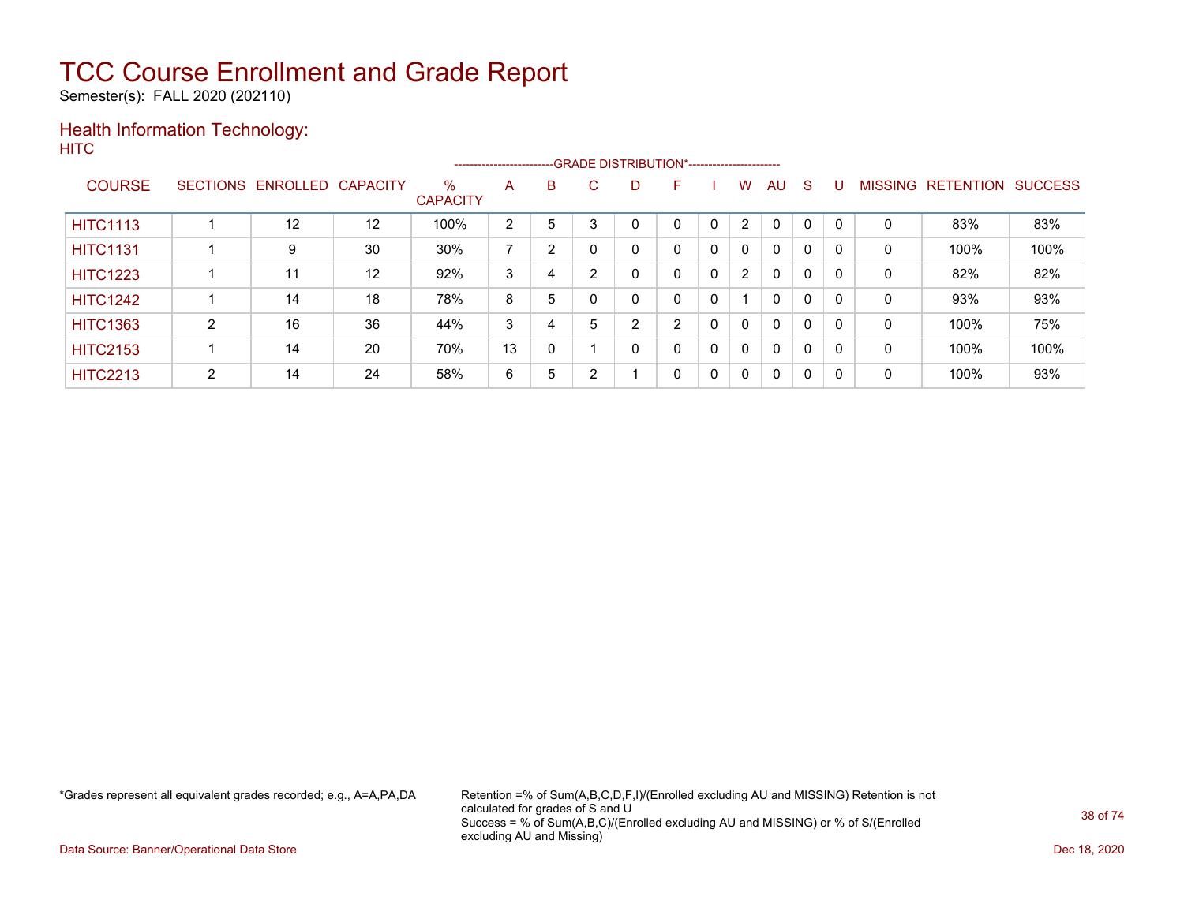# TCC Course Enrollment and Grade Report

Semester(s): FALL 2020 (202110)

## Health Information Technology:

HITC

| COURSE | SECTIONS | ENROLLED | CAPACITY | % CAPACITY | A | B | C | D | F | I | W | AU | S | U | MISSING | RETENTION | SUCCESS |
|---|---|---|---|---|---|---|---|---|---|---|---|---|---|---|---|---|---|
| | | | | | GRADE DISTRIBUTION* | | | | | | | | | | | | |
| HITC1113 | 1 | 12 | 12 | 100% | 2 | 5 | 3 | 0 | 0 | 0 | 2 | 0 | 0 | 0 | 0 | 83% | 83% |
| HITC1131 | 1 | 9 | 30 | 30% | 7 | 2 | 0 | 0 | 0 | 0 | 0 | 0 | 0 | 0 | 0 | 100% | 100% |
| HITC1223 | 1 | 11 | 12 | 92% | 3 | 4 | 2 | 0 | 0 | 0 | 2 | 0 | 0 | 0 | 0 | 82% | 82% |
| HITC1242 | 1 | 14 | 18 | 78% | 8 | 5 | 0 | 0 | 0 | 0 | 1 | 0 | 0 | 0 | 0 | 93% | 93% |
| HITC1363 | 2 | 16 | 36 | 44% | 3 | 4 | 5 | 2 | 2 | 0 | 0 | 0 | 0 | 0 | 0 | 100% | 75% |
| HITC2153 | 1 | 14 | 20 | 70% | 13 | 0 | 1 | 0 | 0 | 0 | 0 | 0 | 0 | 0 | 0 | 100% | 100% |
| HITC2213 | 2 | 14 | 24 | 58% | 6 | 5 | 2 | 1 | 0 | 0 | 0 | 0 | 0 | 0 | 0 | 100% | 93% |

*Grades represent all equivalent grades recorded; e.g., A=A,PA,DA

Retention =% of Sum(A,B,C,D,F,I)/(Enrolled excluding AU and MISSING) Retention is not calculated for grades of S and U
Success = % of Sum(A,B,C)/(Enrolled excluding AU and MISSING) or % of S/(Enrolled excluding AU and Missing)

Data Source: Banner/Operational Data Store

Dec 18, 2020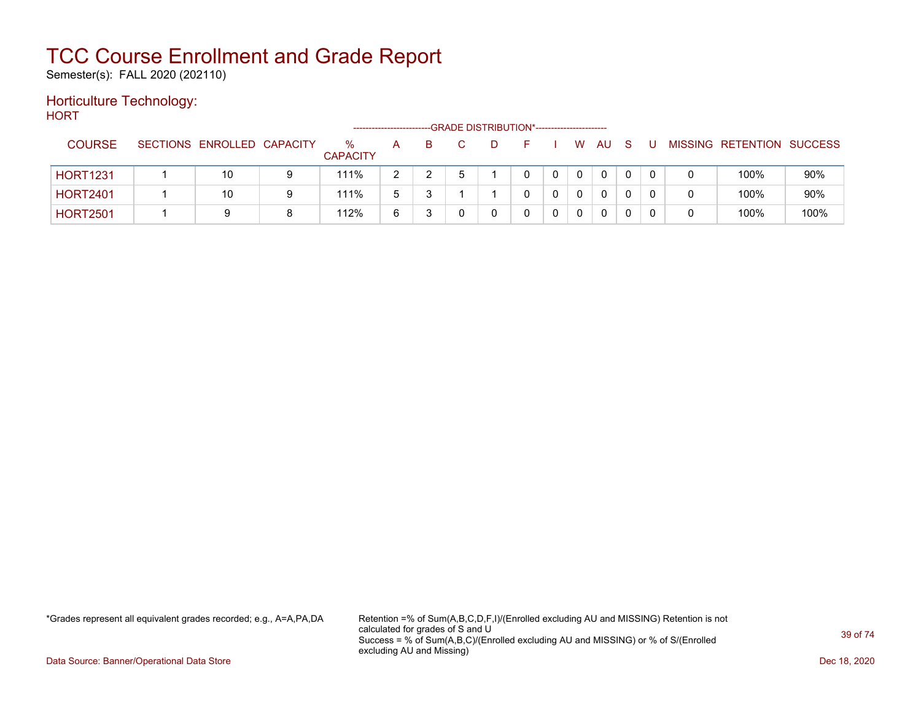# TCC Course Enrollment and Grade Report

Semester(s): FALL 2020 (202110)

## Horticulture Technology:

HORT

| COURSE | SECTIONS | ENROLLED | CAPACITY | % CAPACITY | A | B | C | D | F | I | W | AU | S | U | MISSING | RETENTION | SUCCESS |
|---|---|---|---|---|---|---|---|---|---|---|---|---|---|---|---|---|---|
| | | | | --------------------------GRADE DISTRIBUTION*----------------------- | | | | | | | | | | | | | |
| HORT1231 | 1 | 10 | 9 | 111% | 2 | 2 | 5 | 1 | 0 | 0 | 0 | 0 | 0 | 0 | 0 | 100% | 90% |
| HORT2401 | 1 | 10 | 9 | 111% | 5 | 3 | 1 | 1 | 0 | 0 | 0 | 0 | 0 | 0 | 0 | 100% | 90% |
| HORT2501 | 1 | 9 | 8 | 112% | 6 | 3 | 0 | 0 | 0 | 0 | 0 | 0 | 0 | 0 | 0 | 100% | 100% |

*Grades represent all equivalent grades recorded; e.g., A=A,PA,DA

Retention =% of Sum(A,B,C,D,F,I)/(Enrolled excluding AU and MISSING) Retention is not calculated for grades of S and U
Success = % of Sum(A,B,C)/(Enrolled excluding AU and MISSING) or % of S/(Enrolled excluding AU and Missing)

Data Source: Banner/Operational Data Store

Dec 18, 2020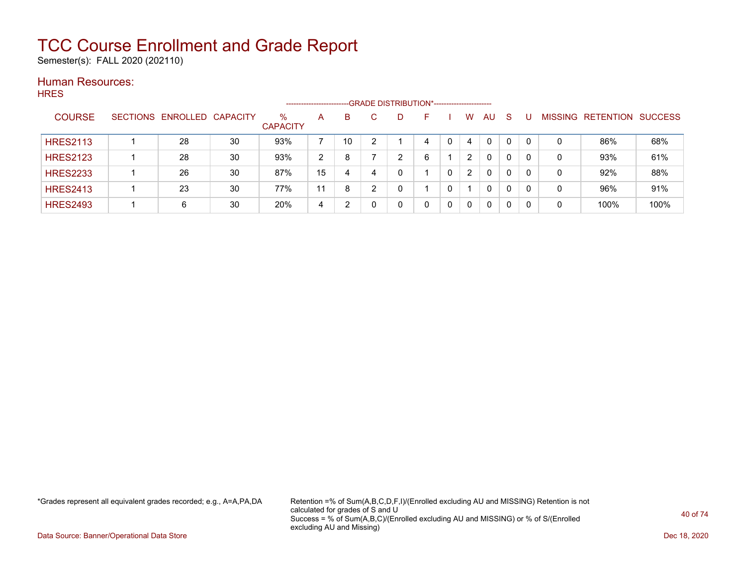# TCC Course Enrollment and Grade Report

Semester(s): FALL 2020 (202110)

## Human Resources:

### HRES

| COURSE | SECTIONS | ENROLLED | CAPACITY | % CAPACITY | A | B | C | D | F | I | W | AU | S | U | MISSING | RETENTION | SUCCESS |
|---|---|---|---|---|---|---|---|---|---|---|---|---|---|---|---|---|---|
| HRES2113 | 1 | 28 | 30 | 93% | 7 | 10 | 2 | 1 | 4 | 0 | 4 | 0 | 0 | 0 | 0 | 86% | 68% |
| HRES2123 | 1 | 28 | 30 | 93% | 2 | 8 | 7 | 2 | 6 | 1 | 2 | 0 | 0 | 0 | 0 | 93% | 61% |
| HRES2233 | 1 | 26 | 30 | 87% | 15 | 4 | 4 | 0 | 1 | 0 | 2 | 0 | 0 | 0 | 0 | 92% | 88% |
| HRES2413 | 1 | 23 | 30 | 77% | 11 | 8 | 2 | 0 | 1 | 0 | 1 | 0 | 0 | 0 | 0 | 96% | 91% |
| HRES2493 | 1 | 6 | 30 | 20% | 4 | 2 | 0 | 0 | 0 | 0 | 0 | 0 | 0 | 0 | 0 | 100% | 100% |

(Columns A through U are under the heading GRADE DISTRIBUTION*.)

*Grades represent all equivalent grades recorded; e.g., A=A,PA,DA

Retention =% of Sum(A,B,C,D,F,I)/(Enrolled excluding AU and MISSING) Retention is not calculated for grades of S and U
Success = % of Sum(A,B,C)/(Enrolled excluding AU and MISSING) or % of S/(Enrolled excluding AU and Missing)

Data Source: Banner/Operational Data Store

Dec 18, 2020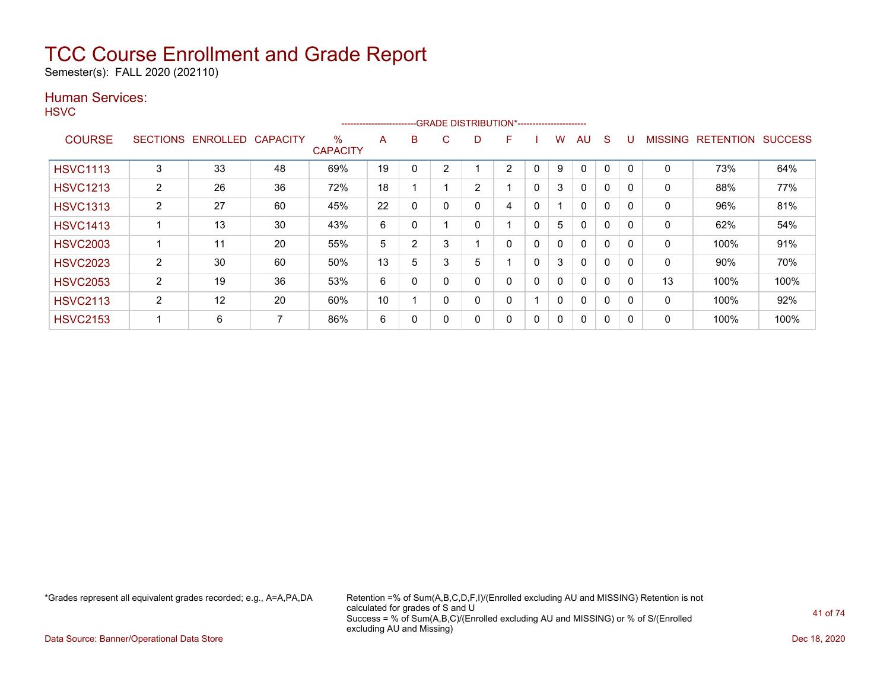# TCC Course Enrollment and Grade Report

Semester(s): FALL 2020 (202110)

## Human Services:

HSVC

| COURSE | SECTIONS | ENROLLED | CAPACITY | % CAPACITY | A | B | C | D | F | I | W | AU | S | U | MISSING | RETENTION | SUCCESS |
|---|---|---|---|---|---|---|---|---|---|---|---|---|---|---|---|---|---|
| | | | | | GRADE DISTRIBUTION* | | | | | | | | | | | | |
| HSVC1113 | 3 | 33 | 48 | 69% | 19 | 0 | 2 | 1 | 2 | 0 | 9 | 0 | 0 | 0 | 0 | 73% | 64% |
| HSVC1213 | 2 | 26 | 36 | 72% | 18 | 1 | 1 | 2 | 1 | 0 | 3 | 0 | 0 | 0 | 0 | 88% | 77% |
| HSVC1313 | 2 | 27 | 60 | 45% | 22 | 0 | 0 | 0 | 4 | 0 | 1 | 0 | 0 | 0 | 0 | 96% | 81% |
| HSVC1413 | 1 | 13 | 30 | 43% | 6 | 0 | 1 | 0 | 1 | 0 | 5 | 0 | 0 | 0 | 0 | 62% | 54% |
| HSVC2003 | 1 | 11 | 20 | 55% | 5 | 2 | 3 | 1 | 0 | 0 | 0 | 0 | 0 | 0 | 0 | 100% | 91% |
| HSVC2023 | 2 | 30 | 60 | 50% | 13 | 5 | 3 | 5 | 1 | 0 | 3 | 0 | 0 | 0 | 0 | 90% | 70% |
| HSVC2053 | 2 | 19 | 36 | 53% | 6 | 0 | 0 | 0 | 0 | 0 | 0 | 0 | 0 | 0 | 13 | 100% | 100% |
| HSVC2113 | 2 | 12 | 20 | 60% | 10 | 1 | 0 | 0 | 0 | 1 | 0 | 0 | 0 | 0 | 0 | 100% | 92% |
| HSVC2153 | 1 | 6 | 7 | 86% | 6 | 0 | 0 | 0 | 0 | 0 | 0 | 0 | 0 | 0 | 0 | 100% | 100% |

*Grades represent all equivalent grades recorded; e.g., A=A,PA,DA

Retention =% of Sum(A,B,C,D,F,I)/(Enrolled excluding AU and MISSING) Retention is not calculated for grades of S and U
Success = % of Sum(A,B,C)/(Enrolled excluding AU and MISSING) or % of S/(Enrolled excluding AU and Missing)

Data Source: Banner/Operational Data Store

Dec 18, 2020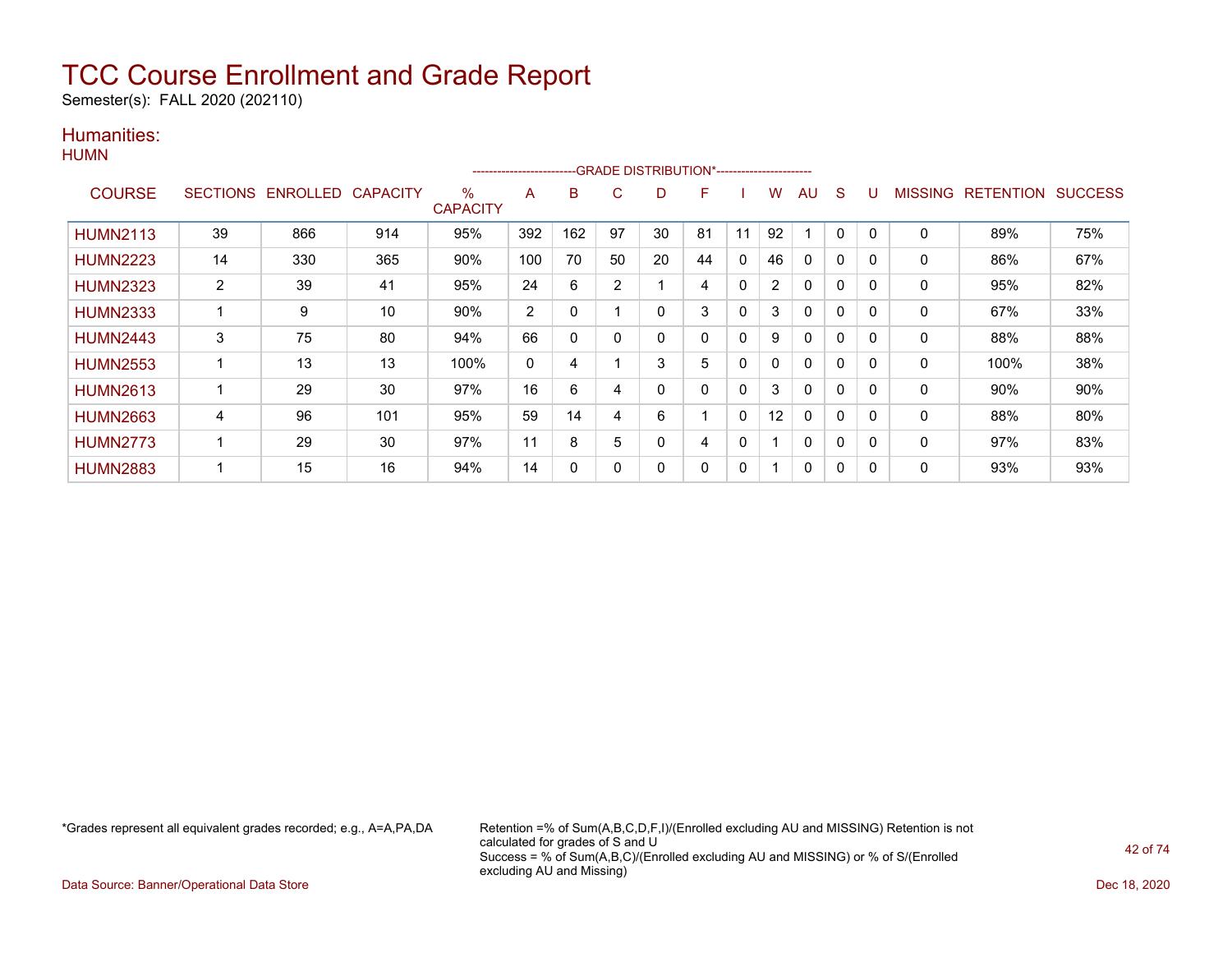# TCC Course Enrollment and Grade Report

Semester(s): FALL 2020 (202110)

## Humanities:

HUMN

| COURSE | SECTIONS | ENROLLED | CAPACITY | % CAPACITY | A | B | C | D | F | I | W | AU | S | U | MISSING | RETENTION | SUCCESS |
|---|---|---|---|---|---|---|---|---|---|---|---|---|---|---|---|---|---|
| | | | | | GRADE DISTRIBUTION* | | | | | | | | | | | | |
| HUMN2113 | 39 | 866 | 914 | 95% | 392 | 162 | 97 | 30 | 81 | 11 | 92 | 1 | 0 | 0 | 0 | 89% | 75% |
| HUMN2223 | 14 | 330 | 365 | 90% | 100 | 70 | 50 | 20 | 44 | 0 | 46 | 0 | 0 | 0 | 0 | 86% | 67% |
| HUMN2323 | 2 | 39 | 41 | 95% | 24 | 6 | 2 | 1 | 4 | 0 | 2 | 0 | 0 | 0 | 0 | 95% | 82% |
| HUMN2333 | 1 | 9 | 10 | 90% | 2 | 0 | 1 | 0 | 3 | 0 | 3 | 0 | 0 | 0 | 0 | 67% | 33% |
| HUMN2443 | 3 | 75 | 80 | 94% | 66 | 0 | 0 | 0 | 0 | 0 | 9 | 0 | 0 | 0 | 0 | 88% | 88% |
| HUMN2553 | 1 | 13 | 13 | 100% | 0 | 4 | 1 | 3 | 5 | 0 | 0 | 0 | 0 | 0 | 0 | 100% | 38% |
| HUMN2613 | 1 | 29 | 30 | 97% | 16 | 6 | 4 | 0 | 0 | 0 | 3 | 0 | 0 | 0 | 0 | 90% | 90% |
| HUMN2663 | 4 | 96 | 101 | 95% | 59 | 14 | 4 | 6 | 1 | 0 | 12 | 0 | 0 | 0 | 0 | 88% | 80% |
| HUMN2773 | 1 | 29 | 30 | 97% | 11 | 8 | 5 | 0 | 4 | 0 | 1 | 0 | 0 | 0 | 0 | 97% | 83% |
| HUMN2883 | 1 | 15 | 16 | 94% | 14 | 0 | 0 | 0 | 0 | 0 | 1 | 0 | 0 | 0 | 0 | 93% | 93% |

*Grades represent all equivalent grades recorded; e.g., A=A,PA,DA

Retention =% of Sum(A,B,C,D,F,I)/(Enrolled excluding AU and MISSING) Retention is not calculated for grades of S and U
Success = % of Sum(A,B,C)/(Enrolled excluding AU and MISSING) or % of S/(Enrolled excluding AU and Missing)

Data Source: Banner/Operational Data Store

Dec 18, 2020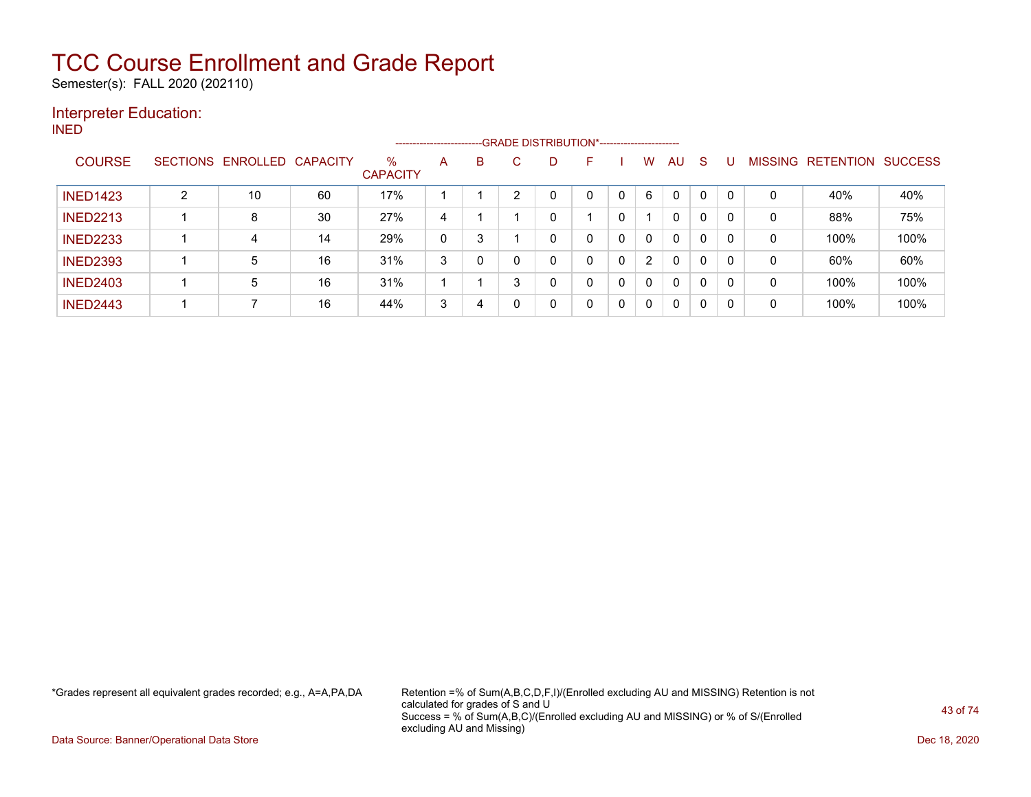# TCC Course Enrollment and Grade Report

Semester(s): FALL 2020 (202110)

## Interpreter Education:

INED

| COURSE | SECTIONS | ENROLLED | CAPACITY | % CAPACITY | A | B | C | D | F | I | W | AU | S | U | MISSING | RETENTION | SUCCESS |
|---|---|---|---|---|---|---|---|---|---|---|---|---|---|---|---|---|---|
| | | | | | GRADE DISTRIBUTION* | | | | | | | | | | | | |
| INED1423 | 2 | 10 | 60 | 17% | 1 | 1 | 2 | 0 | 0 | 0 | 6 | 0 | 0 | 0 | 0 | 40% | 40% |
| INED2213 | 1 | 8 | 30 | 27% | 4 | 1 | 1 | 0 | 1 | 0 | 1 | 0 | 0 | 0 | 0 | 88% | 75% |
| INED2233 | 1 | 4 | 14 | 29% | 0 | 3 | 1 | 0 | 0 | 0 | 0 | 0 | 0 | 0 | 0 | 100% | 100% |
| INED2393 | 1 | 5 | 16 | 31% | 3 | 0 | 0 | 0 | 0 | 0 | 2 | 0 | 0 | 0 | 0 | 60% | 60% |
| INED2403 | 1 | 5 | 16 | 31% | 1 | 1 | 3 | 0 | 0 | 0 | 0 | 0 | 0 | 0 | 0 | 100% | 100% |
| INED2443 | 1 | 7 | 16 | 44% | 3 | 4 | 0 | 0 | 0 | 0 | 0 | 0 | 0 | 0 | 0 | 100% | 100% |

*Grades represent all equivalent grades recorded; e.g., A=A,PA,DA

Retention =% of Sum(A,B,C,D,F,I)/(Enrolled excluding AU and MISSING) Retention is not calculated for grades of S and U
Success = % of Sum(A,B,C)/(Enrolled excluding AU and MISSING) or % of S/(Enrolled excluding AU and Missing)

Data Source: Banner/Operational Data Store

Dec 18, 2020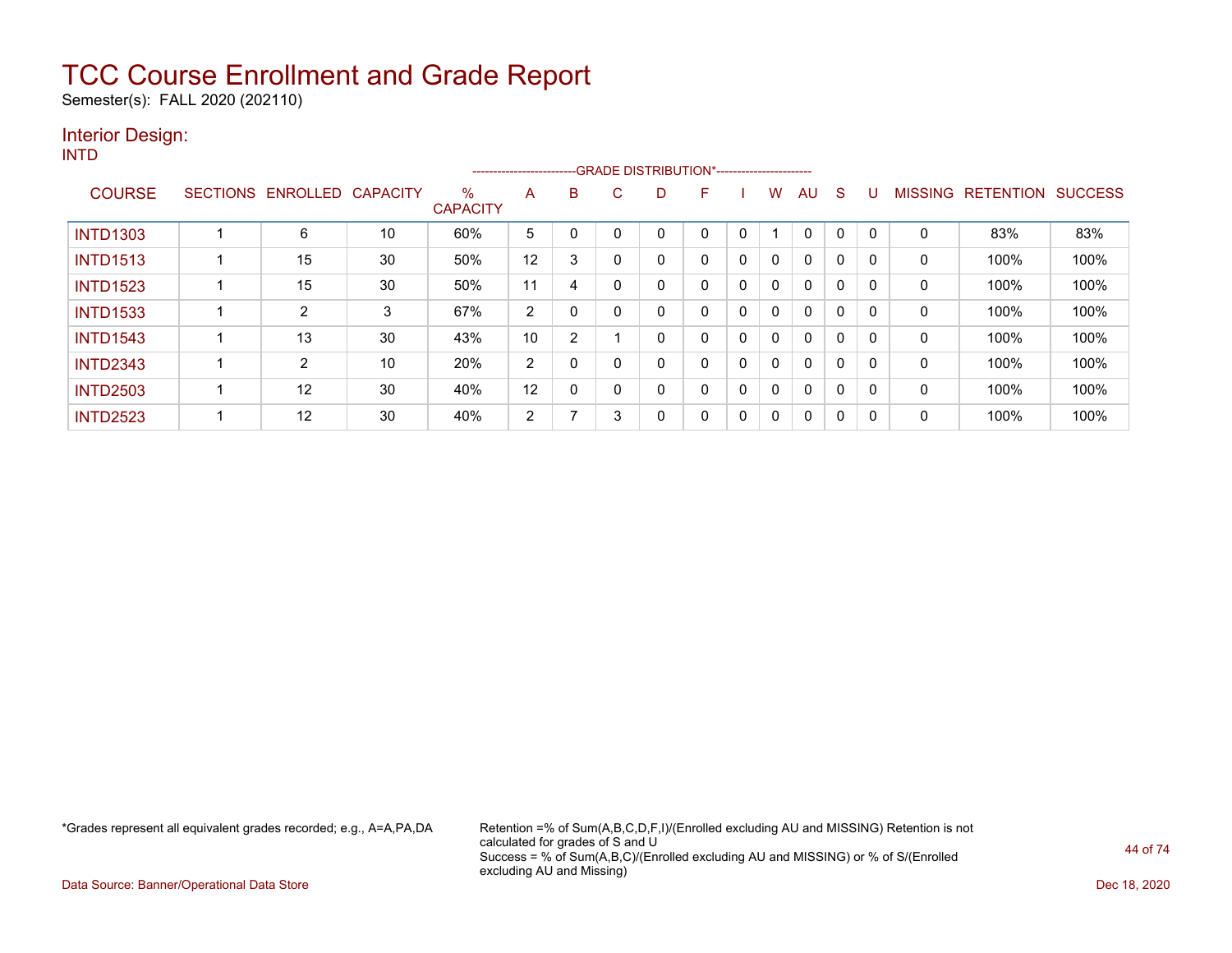# TCC Course Enrollment and Grade Report

Semester(s): FALL 2020 (202110)

## Interior Design:

INTD

| COURSE | SECTIONS | ENROLLED | CAPACITY | % CAPACITY | A | B | C | D | F | I | W | AU | S | U | MISSING | RETENTION | SUCCESS |
|---|---|---|---|---|---|---|---|---|---|---|---|---|---|---|---|---|---|
| | | | | | GRADE DISTRIBUTION* | | | | | | | | | | | | |
| INTD1303 | 1 | 6 | 10 | 60% | 5 | 0 | 0 | 0 | 0 | 0 | 1 | 0 | 0 | 0 | 0 | 83% | 83% |
| INTD1513 | 1 | 15 | 30 | 50% | 12 | 3 | 0 | 0 | 0 | 0 | 0 | 0 | 0 | 0 | 0 | 100% | 100% |
| INTD1523 | 1 | 15 | 30 | 50% | 11 | 4 | 0 | 0 | 0 | 0 | 0 | 0 | 0 | 0 | 0 | 100% | 100% |
| INTD1533 | 1 | 2 | 3 | 67% | 2 | 0 | 0 | 0 | 0 | 0 | 0 | 0 | 0 | 0 | 0 | 100% | 100% |
| INTD1543 | 1 | 13 | 30 | 43% | 10 | 2 | 1 | 0 | 0 | 0 | 0 | 0 | 0 | 0 | 0 | 100% | 100% |
| INTD2343 | 1 | 2 | 10 | 20% | 2 | 0 | 0 | 0 | 0 | 0 | 0 | 0 | 0 | 0 | 0 | 100% | 100% |
| INTD2503 | 1 | 12 | 30 | 40% | 12 | 0 | 0 | 0 | 0 | 0 | 0 | 0 | 0 | 0 | 0 | 100% | 100% |
| INTD2523 | 1 | 12 | 30 | 40% | 2 | 7 | 3 | 0 | 0 | 0 | 0 | 0 | 0 | 0 | 0 | 100% | 100% |

*Grades represent all equivalent grades recorded; e.g., A=A,PA,DA

Retention =% of Sum(A,B,C,D,F,I)/(Enrolled excluding AU and MISSING) Retention is not calculated for grades of S and U
Success = % of Sum(A,B,C)/(Enrolled excluding AU and MISSING) or % of S/(Enrolled excluding AU and Missing)

Data Source: Banner/Operational Data Store

Dec 18, 2020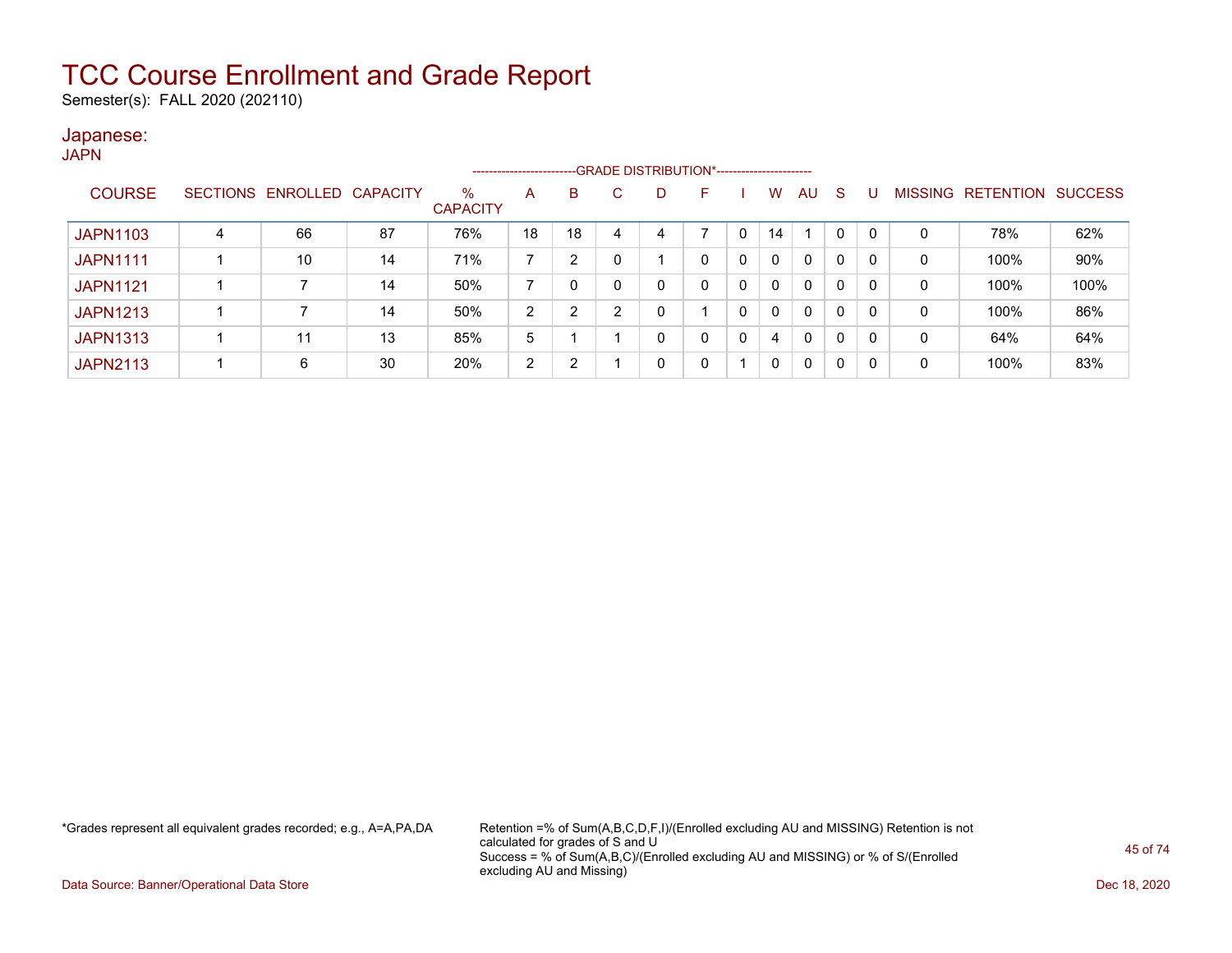# TCC Course Enrollment and Grade Report

Semester(s): FALL 2020 (202110)

## Japanese:

JAPN

| COURSE | SECTIONS | ENROLLED | CAPACITY | % CAPACITY | A | B | C | D | F | I | W | AU | S | U | MISSING | RETENTION | SUCCESS |
|---|---|---|---|---|---|---|---|---|---|---|---|---|---|---|---|---|---|
| | | | | | GRADE DISTRIBUTION* | | | | | | | | | | | | |
| JAPN1103 | 4 | 66 | 87 | 76% | 18 | 18 | 4 | 4 | 7 | 0 | 14 | 1 | 0 | 0 | 0 | 78% | 62% |
| JAPN1111 | 1 | 10 | 14 | 71% | 7 | 2 | 0 | 1 | 0 | 0 | 0 | 0 | 0 | 0 | 0 | 100% | 90% |
| JAPN1121 | 1 | 7 | 14 | 50% | 7 | 0 | 0 | 0 | 0 | 0 | 0 | 0 | 0 | 0 | 0 | 100% | 100% |
| JAPN1213 | 1 | 7 | 14 | 50% | 2 | 2 | 2 | 0 | 1 | 0 | 0 | 0 | 0 | 0 | 0 | 100% | 86% |
| JAPN1313 | 1 | 11 | 13 | 85% | 5 | 1 | 1 | 0 | 0 | 0 | 4 | 0 | 0 | 0 | 0 | 64% | 64% |
| JAPN2113 | 1 | 6 | 30 | 20% | 2 | 2 | 1 | 0 | 0 | 1 | 0 | 0 | 0 | 0 | 0 | 100% | 83% |

*Grades represent all equivalent grades recorded; e.g., A=A,PA,DA

Retention =% of Sum(A,B,C,D,F,I)/(Enrolled excluding AU and MISSING) Retention is not calculated for grades of S and U
Success = % of Sum(A,B,C)/(Enrolled excluding AU and MISSING) or % of S/(Enrolled excluding AU and Missing)

Data Source: Banner/Operational Data Store

Dec 18, 2020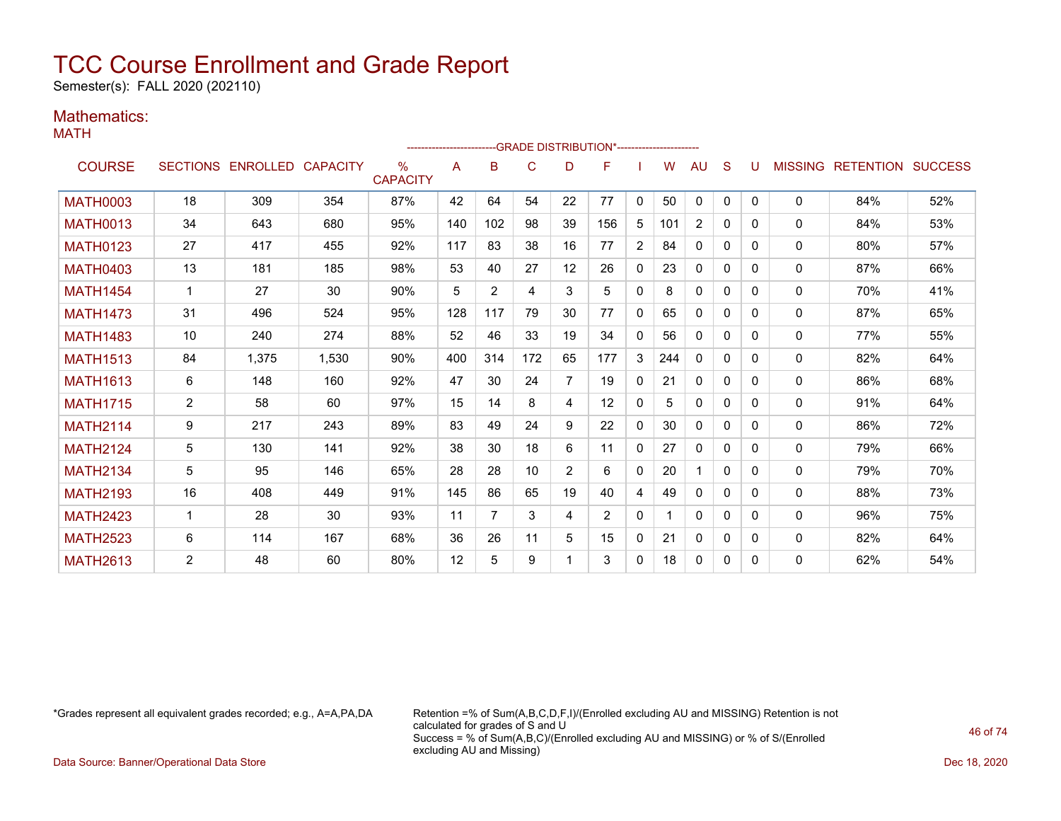# TCC Course Enrollment and Grade Report

Semester(s): FALL 2020 (202110)

## Mathematics:

MATH

| COURSE | SECTIONS | ENROLLED | CAPACITY | % CAPACITY | A | B | C | D | F | I | W | AU | S | U | MISSING | RETENTION | SUCCESS |
|---|---|---|---|---|---|---|---|---|---|---|---|---|---|---|---|---|---|
| | | | | | GRADE DISTRIBUTION* | | | | | | | | | | | | |
| MATH0003 | 18 | 309 | 354 | 87% | 42 | 64 | 54 | 22 | 77 | 0 | 50 | 0 | 0 | 0 | 0 | 84% | 52% |
| MATH0013 | 34 | 643 | 680 | 95% | 140 | 102 | 98 | 39 | 156 | 5 | 101 | 2 | 0 | 0 | 0 | 84% | 53% |
| MATH0123 | 27 | 417 | 455 | 92% | 117 | 83 | 38 | 16 | 77 | 2 | 84 | 0 | 0 | 0 | 0 | 80% | 57% |
| MATH0403 | 13 | 181 | 185 | 98% | 53 | 40 | 27 | 12 | 26 | 0 | 23 | 0 | 0 | 0 | 0 | 87% | 66% |
| MATH1454 | 1 | 27 | 30 | 90% | 5 | 2 | 4 | 3 | 5 | 0 | 8 | 0 | 0 | 0 | 0 | 70% | 41% |
| MATH1473 | 31 | 496 | 524 | 95% | 128 | 117 | 79 | 30 | 77 | 0 | 65 | 0 | 0 | 0 | 0 | 87% | 65% |
| MATH1483 | 10 | 240 | 274 | 88% | 52 | 46 | 33 | 19 | 34 | 0 | 56 | 0 | 0 | 0 | 0 | 77% | 55% |
| MATH1513 | 84 | 1,375 | 1,530 | 90% | 400 | 314 | 172 | 65 | 177 | 3 | 244 | 0 | 0 | 0 | 0 | 82% | 64% |
| MATH1613 | 6 | 148 | 160 | 92% | 47 | 30 | 24 | 7 | 19 | 0 | 21 | 0 | 0 | 0 | 0 | 86% | 68% |
| MATH1715 | 2 | 58 | 60 | 97% | 15 | 14 | 8 | 4 | 12 | 0 | 5 | 0 | 0 | 0 | 0 | 91% | 64% |
| MATH2114 | 9 | 217 | 243 | 89% | 83 | 49 | 24 | 9 | 22 | 0 | 30 | 0 | 0 | 0 | 0 | 86% | 72% |
| MATH2124 | 5 | 130 | 141 | 92% | 38 | 30 | 18 | 6 | 11 | 0 | 27 | 0 | 0 | 0 | 0 | 79% | 66% |
| MATH2134 | 5 | 95 | 146 | 65% | 28 | 28 | 10 | 2 | 6 | 0 | 20 | 1 | 0 | 0 | 0 | 79% | 70% |
| MATH2193 | 16 | 408 | 449 | 91% | 145 | 86 | 65 | 19 | 40 | 4 | 49 | 0 | 0 | 0 | 0 | 88% | 73% |
| MATH2423 | 1 | 28 | 30 | 93% | 11 | 7 | 3 | 4 | 2 | 0 | 1 | 0 | 0 | 0 | 0 | 96% | 75% |
| MATH2523 | 6 | 114 | 167 | 68% | 36 | 26 | 11 | 5 | 15 | 0 | 21 | 0 | 0 | 0 | 0 | 82% | 64% |
| MATH2613 | 2 | 48 | 60 | 80% | 12 | 5 | 9 | 1 | 3 | 0 | 18 | 0 | 0 | 0 | 0 | 62% | 54% |

*Grades represent all equivalent grades recorded; e.g., A=A,PA,DA

Retention =% of Sum(A,B,C,D,F,I)/(Enrolled excluding AU and MISSING) Retention is not calculated for grades of S and U
Success = % of Sum(A,B,C)/(Enrolled excluding AU and MISSING) or % of S/(Enrolled excluding AU and Missing)

Data Source: Banner/Operational Data Store

Dec 18, 2020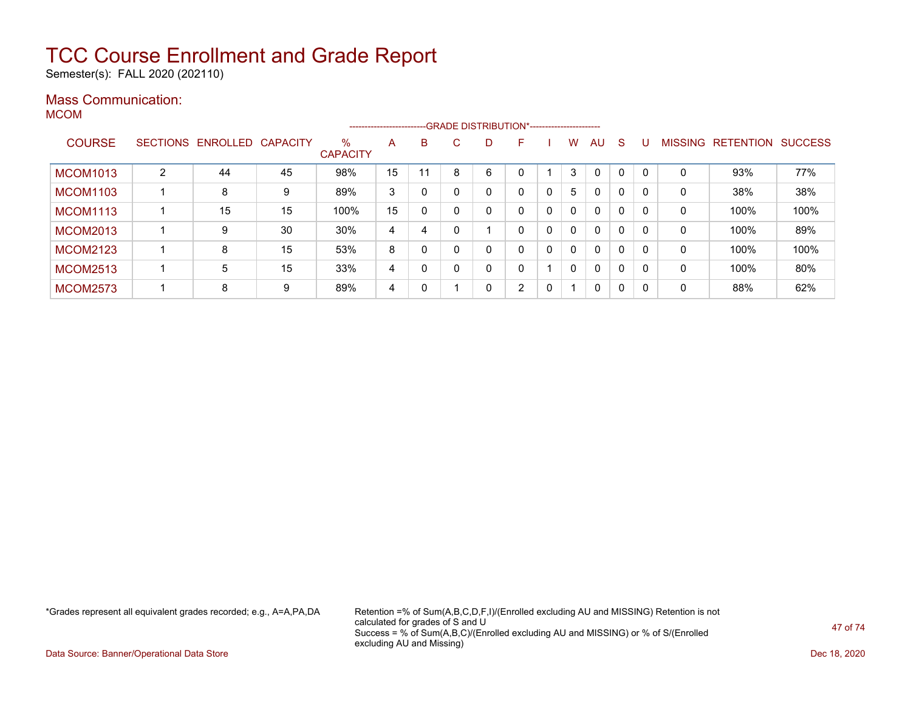# TCC Course Enrollment and Grade Report

Semester(s): FALL 2020 (202110)

## Mass Communication:

MCOM

| COURSE | SECTIONS | ENROLLED | CAPACITY | % CAPACITY | A | B | C | D | F | I | W | AU | S | U | MISSING | RETENTION | SUCCESS |
|---|---|---|---|---|---|---|---|---|---|---|---|---|---|---|---|---|---|
| | | | | | GRADE DISTRIBUTION* | | | | | | | | | | | | |
| MCOM1013 | 2 | 44 | 45 | 98% | 15 | 11 | 8 | 6 | 0 | 1 | 3 | 0 | 0 | 0 | 0 | 93% | 77% |
| MCOM1103 | 1 | 8 | 9 | 89% | 3 | 0 | 0 | 0 | 0 | 0 | 5 | 0 | 0 | 0 | 0 | 38% | 38% |
| MCOM1113 | 1 | 15 | 15 | 100% | 15 | 0 | 0 | 0 | 0 | 0 | 0 | 0 | 0 | 0 | 0 | 100% | 100% |
| MCOM2013 | 1 | 9 | 30 | 30% | 4 | 4 | 0 | 1 | 0 | 0 | 0 | 0 | 0 | 0 | 0 | 100% | 89% |
| MCOM2123 | 1 | 8 | 15 | 53% | 8 | 0 | 0 | 0 | 0 | 0 | 0 | 0 | 0 | 0 | 0 | 100% | 100% |
| MCOM2513 | 1 | 5 | 15 | 33% | 4 | 0 | 0 | 0 | 0 | 1 | 0 | 0 | 0 | 0 | 0 | 100% | 80% |
| MCOM2573 | 1 | 8 | 9 | 89% | 4 | 0 | 1 | 0 | 2 | 0 | 1 | 0 | 0 | 0 | 0 | 88% | 62% |

*Grades represent all equivalent grades recorded; e.g., A=A,PA,DA

Retention =% of Sum(A,B,C,D,F,I)/(Enrolled excluding AU and MISSING) Retention is not calculated for grades of S and U
Success = % of Sum(A,B,C)/(Enrolled excluding AU and MISSING) or % of S/(Enrolled excluding AU and Missing)

Data Source: Banner/Operational Data Store

Dec 18, 2020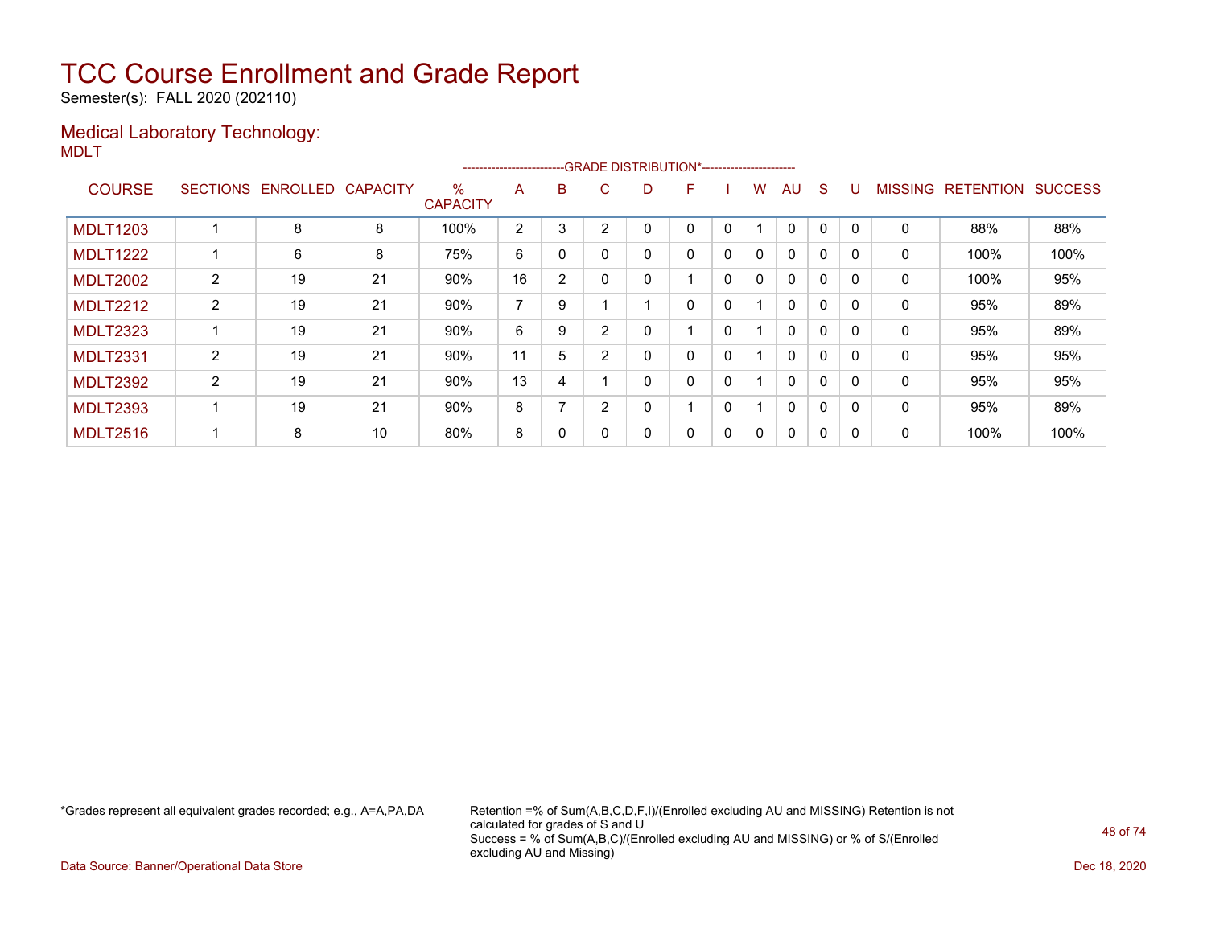# TCC Course Enrollment and Grade Report

Semester(s): FALL 2020 (202110)

## Medical Laboratory Technology:

MDLT

| COURSE | SECTIONS | ENROLLED | CAPACITY | % CAPACITY | A | B | C | D | F | I | W | AU | S | U | MISSING | RETENTION | SUCCESS |
|---|---|---|---|---|---|---|---|---|---|---|---|---|---|---|---|---|---|
| | | | | | -------------------------GRADE DISTRIBUTION*----------------------- | | | | | | | | | | | | |
| MDLT1203 | 1 | 8 | 8 | 100% | 2 | 3 | 2 | 0 | 0 | 0 | 1 | 0 | 0 | 0 | 0 | 88% | 88% |
| MDLT1222 | 1 | 6 | 8 | 75% | 6 | 0 | 0 | 0 | 0 | 0 | 0 | 0 | 0 | 0 | 0 | 100% | 100% |
| MDLT2002 | 2 | 19 | 21 | 90% | 16 | 2 | 0 | 0 | 1 | 0 | 0 | 0 | 0 | 0 | 0 | 100% | 95% |
| MDLT2212 | 2 | 19 | 21 | 90% | 7 | 9 | 1 | 1 | 0 | 0 | 1 | 0 | 0 | 0 | 0 | 95% | 89% |
| MDLT2323 | 1 | 19 | 21 | 90% | 6 | 9 | 2 | 0 | 1 | 0 | 1 | 0 | 0 | 0 | 0 | 95% | 89% |
| MDLT2331 | 2 | 19 | 21 | 90% | 11 | 5 | 2 | 0 | 0 | 0 | 1 | 0 | 0 | 0 | 0 | 95% | 95% |
| MDLT2392 | 2 | 19 | 21 | 90% | 13 | 4 | 1 | 0 | 0 | 0 | 1 | 0 | 0 | 0 | 0 | 95% | 95% |
| MDLT2393 | 1 | 19 | 21 | 90% | 8 | 7 | 2 | 0 | 1 | 0 | 1 | 0 | 0 | 0 | 0 | 95% | 89% |
| MDLT2516 | 1 | 8 | 10 | 80% | 8 | 0 | 0 | 0 | 0 | 0 | 0 | 0 | 0 | 0 | 0 | 100% | 100% |

*Grades represent all equivalent grades recorded; e.g., A=A,PA,DA

Retention =% of Sum(A,B,C,D,F,I)/(Enrolled excluding AU and MISSING) Retention is not calculated for grades of S and U
Success = % of Sum(A,B,C)/(Enrolled excluding AU and MISSING) or % of S/(Enrolled excluding AU and Missing)

Data Source: Banner/Operational Data Store

Dec 18, 2020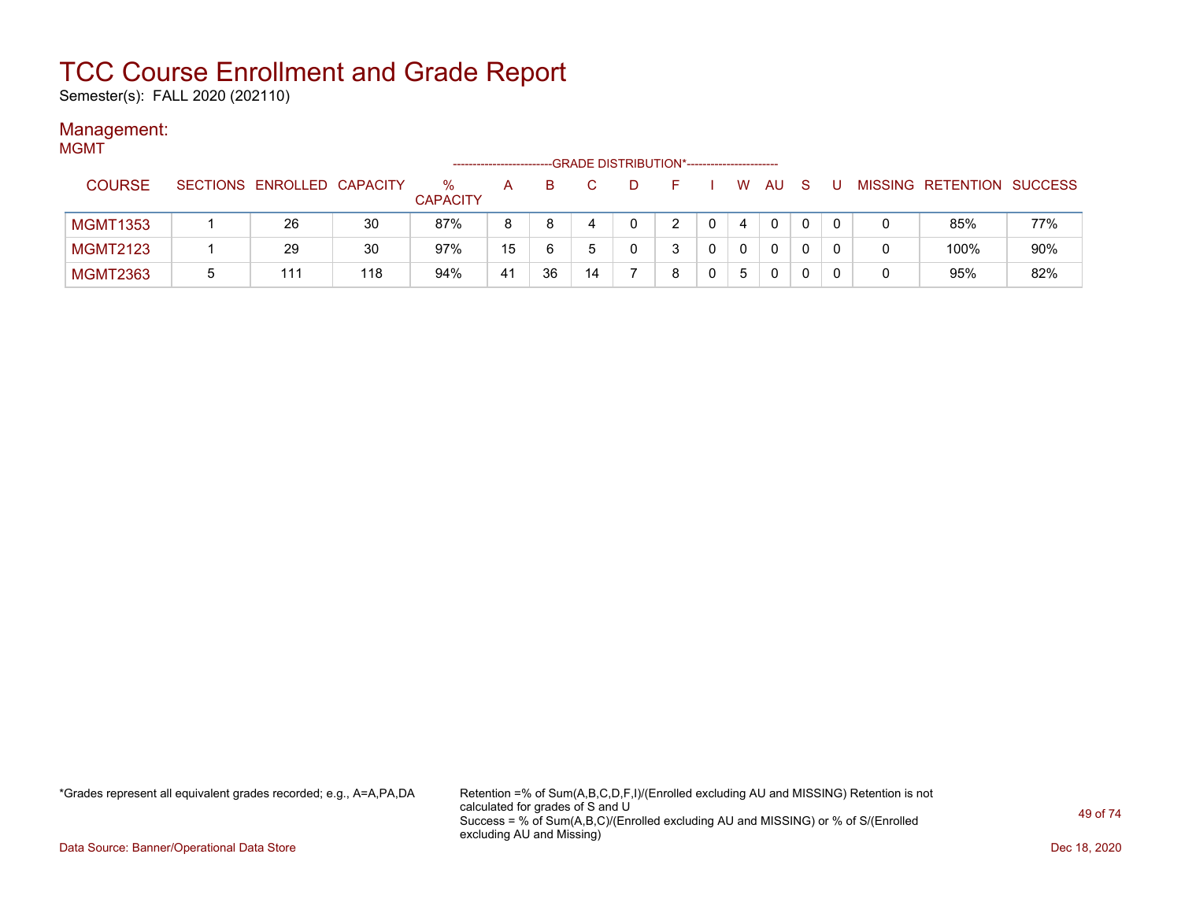# TCC Course Enrollment and Grade Report

Semester(s): FALL 2020 (202110)

## Management:

MGMT

| COURSE | SECTIONS | ENROLLED | CAPACITY | % CAPACITY | A | B | C | D | F | I | W | AU | S | U | MISSING | RETENTION | SUCCESS |
|---|---|---|---|---|---|---|---|---|---|---|---|---|---|---|---|---|---|
| | | | | | GRADE DISTRIBUTION* | | | | | | | | | | | | |
| MGMT1353 | 1 | 26 | 30 | 87% | 8 | 8 | 4 | 0 | 2 | 0 | 4 | 0 | 0 | 0 | 0 | 85% | 77% |
| MGMT2123 | 1 | 29 | 30 | 97% | 15 | 6 | 5 | 0 | 3 | 0 | 0 | 0 | 0 | 0 | 0 | 100% | 90% |
| MGMT2363 | 5 | 111 | 118 | 94% | 41 | 36 | 14 | 7 | 8 | 0 | 5 | 0 | 0 | 0 | 0 | 95% | 82% |

*Grades represent all equivalent grades recorded; e.g., A=A,PA,DA

Retention =% of Sum(A,B,C,D,F,I)/(Enrolled excluding AU and MISSING) Retention is not calculated for grades of S and U
Success = % of Sum(A,B,C)/(Enrolled excluding AU and MISSING) or % of S/(Enrolled excluding AU and Missing)

Data Source: Banner/Operational Data Store

Dec 18, 2020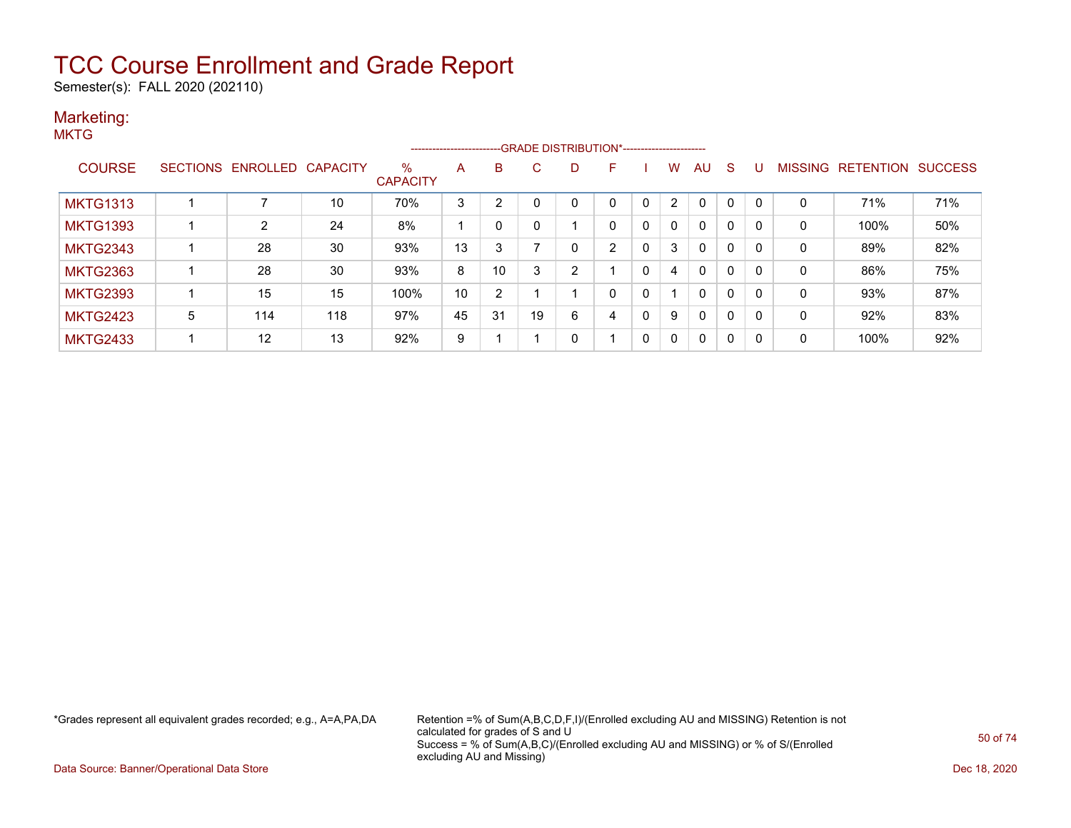# TCC Course Enrollment and Grade Report

Semester(s): FALL 2020 (202110)

## Marketing:

MKTG

| COURSE | SECTIONS | ENROLLED | CAPACITY | % CAPACITY | A | B | C | D | F | I | W | AU | S | U | MISSING | RETENTION | SUCCESS |
|---|---|---|---|---|---|---|---|---|---|---|---|---|---|---|---|---|---|
| | | | | | GRADE DISTRIBUTION* | | | | | | | | | | | | |
| MKTG1313 | 1 | 7 | 10 | 70% | 3 | 2 | 0 | 0 | 0 | 0 | 2 | 0 | 0 | 0 | 0 | 71% | 71% |
| MKTG1393 | 1 | 2 | 24 | 8% | 1 | 0 | 0 | 1 | 0 | 0 | 0 | 0 | 0 | 0 | 0 | 100% | 50% |
| MKTG2343 | 1 | 28 | 30 | 93% | 13 | 3 | 7 | 0 | 2 | 0 | 3 | 0 | 0 | 0 | 0 | 89% | 82% |
| MKTG2363 | 1 | 28 | 30 | 93% | 8 | 10 | 3 | 2 | 1 | 0 | 4 | 0 | 0 | 0 | 0 | 86% | 75% |
| MKTG2393 | 1 | 15 | 15 | 100% | 10 | 2 | 1 | 1 | 0 | 0 | 1 | 0 | 0 | 0 | 0 | 93% | 87% |
| MKTG2423 | 5 | 114 | 118 | 97% | 45 | 31 | 19 | 6 | 4 | 0 | 9 | 0 | 0 | 0 | 0 | 92% | 83% |
| MKTG2433 | 1 | 12 | 13 | 92% | 9 | 1 | 1 | 0 | 1 | 0 | 0 | 0 | 0 | 0 | 0 | 100% | 92% |

*Grades represent all equivalent grades recorded; e.g., A=A,PA,DA

Retention =% of Sum(A,B,C,D,F,I)/(Enrolled excluding AU and MISSING) Retention is not calculated for grades of S and U
Success = % of Sum(A,B,C)/(Enrolled excluding AU and MISSING) or % of S/(Enrolled excluding AU and Missing)

Data Source: Banner/Operational Data Store

Dec 18, 2020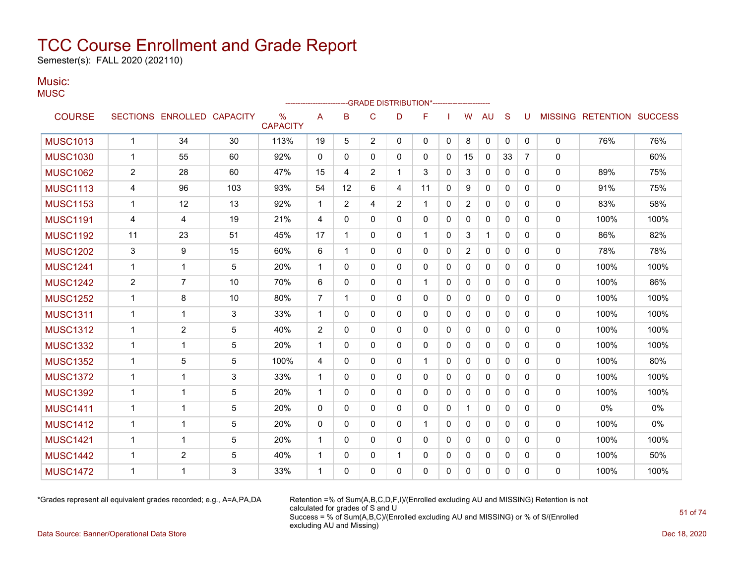# TCC Course Enrollment and Grade Report

Semester(s): FALL 2020 (202110)

## Music:

MUSC

| COURSE | SECTIONS | ENROLLED | CAPACITY | % CAPACITY | A | B | C | D | F | I | W | AU | S | U | MISSING | RETENTION | SUCCESS |
|---|---|---|---|---|---|---|---|---|---|---|---|---|---|---|---|---|---|
| | | | | | GRADE DISTRIBUTION* | | | | | | | | | | | | |
| MUSC1013 | 1 | 34 | 30 | 113% | 19 | 5 | 2 | 0 | 0 | 0 | 8 | 0 | 0 | 0 | 0 | 76% | 76% |
| MUSC1030 | 1 | 55 | 60 | 92% | 0 | 0 | 0 | 0 | 0 | 0 | 15 | 0 | 33 | 7 | 0 | | 60% |
| MUSC1062 | 2 | 28 | 60 | 47% | 15 | 4 | 2 | 1 | 3 | 0 | 3 | 0 | 0 | 0 | 0 | 89% | 75% |
| MUSC1113 | 4 | 96 | 103 | 93% | 54 | 12 | 6 | 4 | 11 | 0 | 9 | 0 | 0 | 0 | 0 | 91% | 75% |
| MUSC1153 | 1 | 12 | 13 | 92% | 1 | 2 | 4 | 2 | 1 | 0 | 2 | 0 | 0 | 0 | 0 | 83% | 58% |
| MUSC1191 | 4 | 4 | 19 | 21% | 4 | 0 | 0 | 0 | 0 | 0 | 0 | 0 | 0 | 0 | 0 | 100% | 100% |
| MUSC1192 | 11 | 23 | 51 | 45% | 17 | 1 | 0 | 0 | 1 | 0 | 3 | 1 | 0 | 0 | 0 | 86% | 82% |
| MUSC1202 | 3 | 9 | 15 | 60% | 6 | 1 | 0 | 0 | 0 | 0 | 2 | 0 | 0 | 0 | 0 | 78% | 78% |
| MUSC1241 | 1 | 1 | 5 | 20% | 1 | 0 | 0 | 0 | 0 | 0 | 0 | 0 | 0 | 0 | 0 | 100% | 100% |
| MUSC1242 | 2 | 7 | 10 | 70% | 6 | 0 | 0 | 0 | 1 | 0 | 0 | 0 | 0 | 0 | 0 | 100% | 86% |
| MUSC1252 | 1 | 8 | 10 | 80% | 7 | 1 | 0 | 0 | 0 | 0 | 0 | 0 | 0 | 0 | 0 | 100% | 100% |
| MUSC1311 | 1 | 1 | 3 | 33% | 1 | 0 | 0 | 0 | 0 | 0 | 0 | 0 | 0 | 0 | 0 | 100% | 100% |
| MUSC1312 | 1 | 2 | 5 | 40% | 2 | 0 | 0 | 0 | 0 | 0 | 0 | 0 | 0 | 0 | 0 | 100% | 100% |
| MUSC1332 | 1 | 1 | 5 | 20% | 1 | 0 | 0 | 0 | 0 | 0 | 0 | 0 | 0 | 0 | 0 | 100% | 100% |
| MUSC1352 | 1 | 5 | 5 | 100% | 4 | 0 | 0 | 0 | 1 | 0 | 0 | 0 | 0 | 0 | 0 | 100% | 80% |
| MUSC1372 | 1 | 1 | 3 | 33% | 1 | 0 | 0 | 0 | 0 | 0 | 0 | 0 | 0 | 0 | 0 | 100% | 100% |
| MUSC1392 | 1 | 1 | 5 | 20% | 1 | 0 | 0 | 0 | 0 | 0 | 0 | 0 | 0 | 0 | 0 | 100% | 100% |
| MUSC1411 | 1 | 1 | 5 | 20% | 0 | 0 | 0 | 0 | 0 | 0 | 1 | 0 | 0 | 0 | 0 | 0% | 0% |
| MUSC1412 | 1 | 1 | 5 | 20% | 0 | 0 | 0 | 0 | 1 | 0 | 0 | 0 | 0 | 0 | 0 | 100% | 0% |
| MUSC1421 | 1 | 1 | 5 | 20% | 1 | 0 | 0 | 0 | 0 | 0 | 0 | 0 | 0 | 0 | 0 | 100% | 100% |
| MUSC1442 | 1 | 2 | 5 | 40% | 1 | 0 | 0 | 1 | 0 | 0 | 0 | 0 | 0 | 0 | 0 | 100% | 50% |
| MUSC1472 | 1 | 1 | 3 | 33% | 1 | 0 | 0 | 0 | 0 | 0 | 0 | 0 | 0 | 0 | 0 | 100% | 100% |

*Grades represent all equivalent grades recorded; e.g., A=A,PA,DA

Retention =% of Sum(A,B,C,D,F,I)/(Enrolled excluding AU and MISSING) Retention is not calculated for grades of S and U
Success = % of Sum(A,B,C)/(Enrolled excluding AU and MISSING) or % of S/(Enrolled excluding AU and Missing)

Data Source: Banner/Operational Data Store

Dec 18, 2020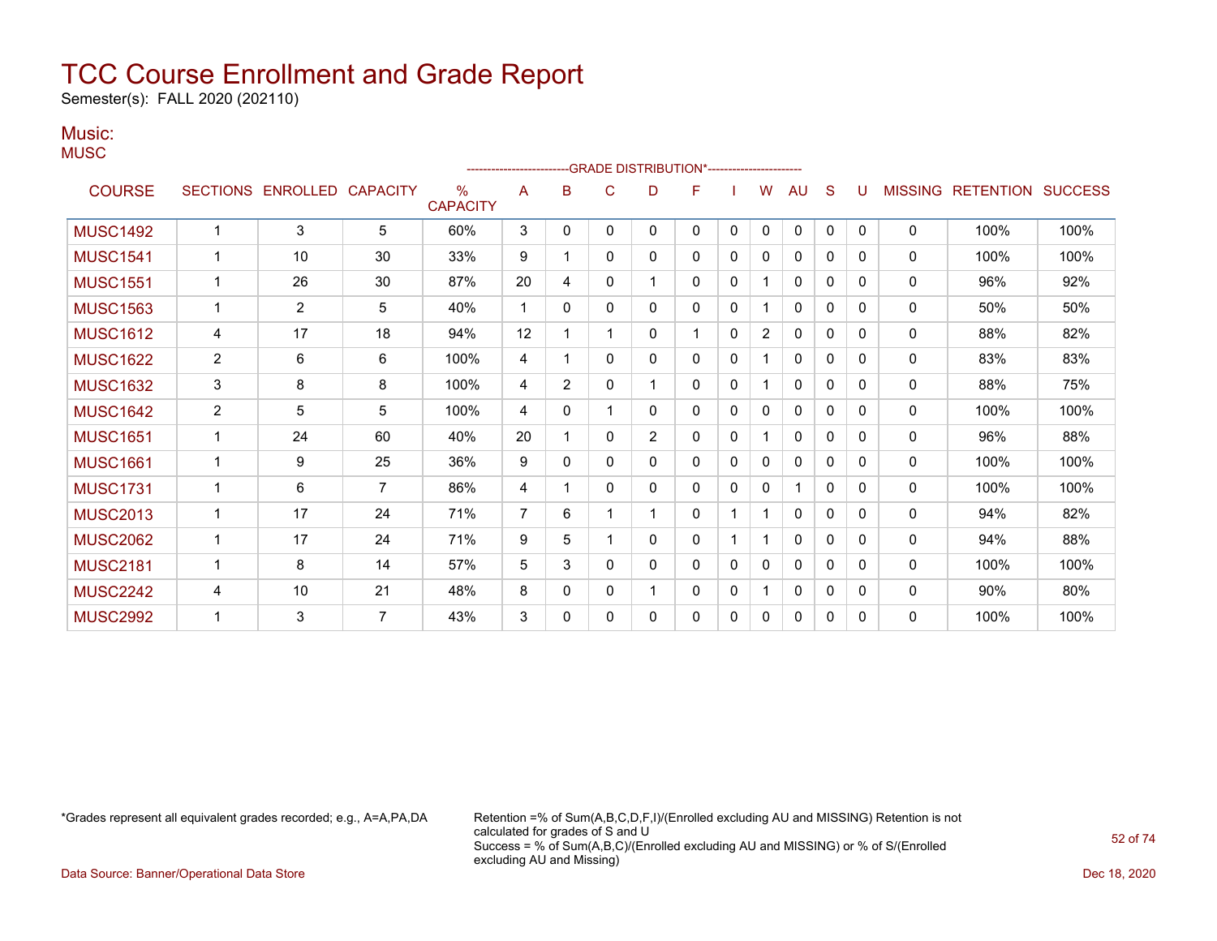# TCC Course Enrollment and Grade Report

Semester(s): FALL 2020 (202110)

## Music:

MUSC

| COURSE | SECTIONS | ENROLLED | CAPACITY | % CAPACITY | A | B | C | D | F | I | W | AU | S | U | MISSING | RETENTION | SUCCESS |
|---|---|---|---|---|---|---|---|---|---|---|---|---|---|---|---|---|---|
| | | | | | GRADE DISTRIBUTION* | | | | | | | | | | | | |
| MUSC1492 | 1 | 3 | 5 | 60% | 3 | 0 | 0 | 0 | 0 | 0 | 0 | 0 | 0 | 0 | 0 | 100% | 100% |
| MUSC1541 | 1 | 10 | 30 | 33% | 9 | 1 | 0 | 0 | 0 | 0 | 0 | 0 | 0 | 0 | 0 | 100% | 100% |
| MUSC1551 | 1 | 26 | 30 | 87% | 20 | 4 | 0 | 1 | 0 | 0 | 1 | 0 | 0 | 0 | 0 | 96% | 92% |
| MUSC1563 | 1 | 2 | 5 | 40% | 1 | 0 | 0 | 0 | 0 | 0 | 1 | 0 | 0 | 0 | 0 | 50% | 50% |
| MUSC1612 | 4 | 17 | 18 | 94% | 12 | 1 | 1 | 0 | 1 | 0 | 2 | 0 | 0 | 0 | 0 | 88% | 82% |
| MUSC1622 | 2 | 6 | 6 | 100% | 4 | 1 | 0 | 0 | 0 | 0 | 1 | 0 | 0 | 0 | 0 | 83% | 83% |
| MUSC1632 | 3 | 8 | 8 | 100% | 4 | 2 | 0 | 1 | 0 | 0 | 1 | 0 | 0 | 0 | 0 | 88% | 75% |
| MUSC1642 | 2 | 5 | 5 | 100% | 4 | 0 | 1 | 0 | 0 | 0 | 0 | 0 | 0 | 0 | 0 | 100% | 100% |
| MUSC1651 | 1 | 24 | 60 | 40% | 20 | 1 | 0 | 2 | 0 | 0 | 1 | 0 | 0 | 0 | 0 | 96% | 88% |
| MUSC1661 | 1 | 9 | 25 | 36% | 9 | 0 | 0 | 0 | 0 | 0 | 0 | 0 | 0 | 0 | 0 | 100% | 100% |
| MUSC1731 | 1 | 6 | 7 | 86% | 4 | 1 | 0 | 0 | 0 | 0 | 0 | 1 | 0 | 0 | 0 | 100% | 100% |
| MUSC2013 | 1 | 17 | 24 | 71% | 7 | 6 | 1 | 1 | 0 | 1 | 1 | 0 | 0 | 0 | 0 | 94% | 82% |
| MUSC2062 | 1 | 17 | 24 | 71% | 9 | 5 | 1 | 0 | 0 | 1 | 1 | 0 | 0 | 0 | 0 | 94% | 88% |
| MUSC2181 | 1 | 8 | 14 | 57% | 5 | 3 | 0 | 0 | 0 | 0 | 0 | 0 | 0 | 0 | 0 | 100% | 100% |
| MUSC2242 | 4 | 10 | 21 | 48% | 8 | 0 | 0 | 1 | 0 | 0 | 1 | 0 | 0 | 0 | 0 | 90% | 80% |
| MUSC2992 | 1 | 3 | 7 | 43% | 3 | 0 | 0 | 0 | 0 | 0 | 0 | 0 | 0 | 0 | 0 | 100% | 100% |

*Grades represent all equivalent grades recorded; e.g., A=A,PA,DA

Retention =% of Sum(A,B,C,D,F,I)/(Enrolled excluding AU and MISSING) Retention is not calculated for grades of S and U
Success = % of Sum(A,B,C)/(Enrolled excluding AU and MISSING) or % of S/(Enrolled excluding AU and Missing)

Data Source: Banner/Operational Data Store

Dec 18, 2020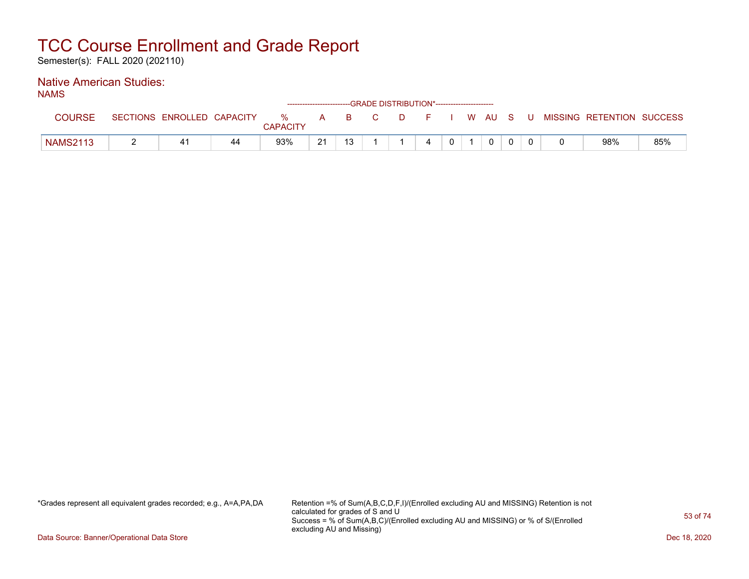# TCC Course Enrollment and Grade Report

Semester(s): FALL 2020 (202110)

## Native American Studies:

NAMS

| COURSE | SECTIONS | ENROLLED | CAPACITY | % CAPACITY | A | B | C | D | F | I | W | AU | S | U | MISSING | RETENTION | SUCCESS |
|---|---|---|---|---|---|---|---|---|---|---|---|---|---|---|---|---|---|
| | | | | | GRADE DISTRIBUTION* | | | | | | | | | | | | |
| NAMS2113 | 2 | 41 | 44 | 93% | 21 | 13 | 1 | 1 | 4 | 0 | 1 | 0 | 0 | 0 | 0 | 98% | 85% |

*Grades represent all equivalent grades recorded; e.g., A=A,PA,DA

Retention =% of Sum(A,B,C,D,F,I)/(Enrolled excluding AU and MISSING) Retention is not calculated for grades of S and U
Success = % of Sum(A,B,C)/(Enrolled excluding AU and MISSING) or % of S/(Enrolled excluding AU and Missing)

Data Source: Banner/Operational Data Store

Dec 18, 2020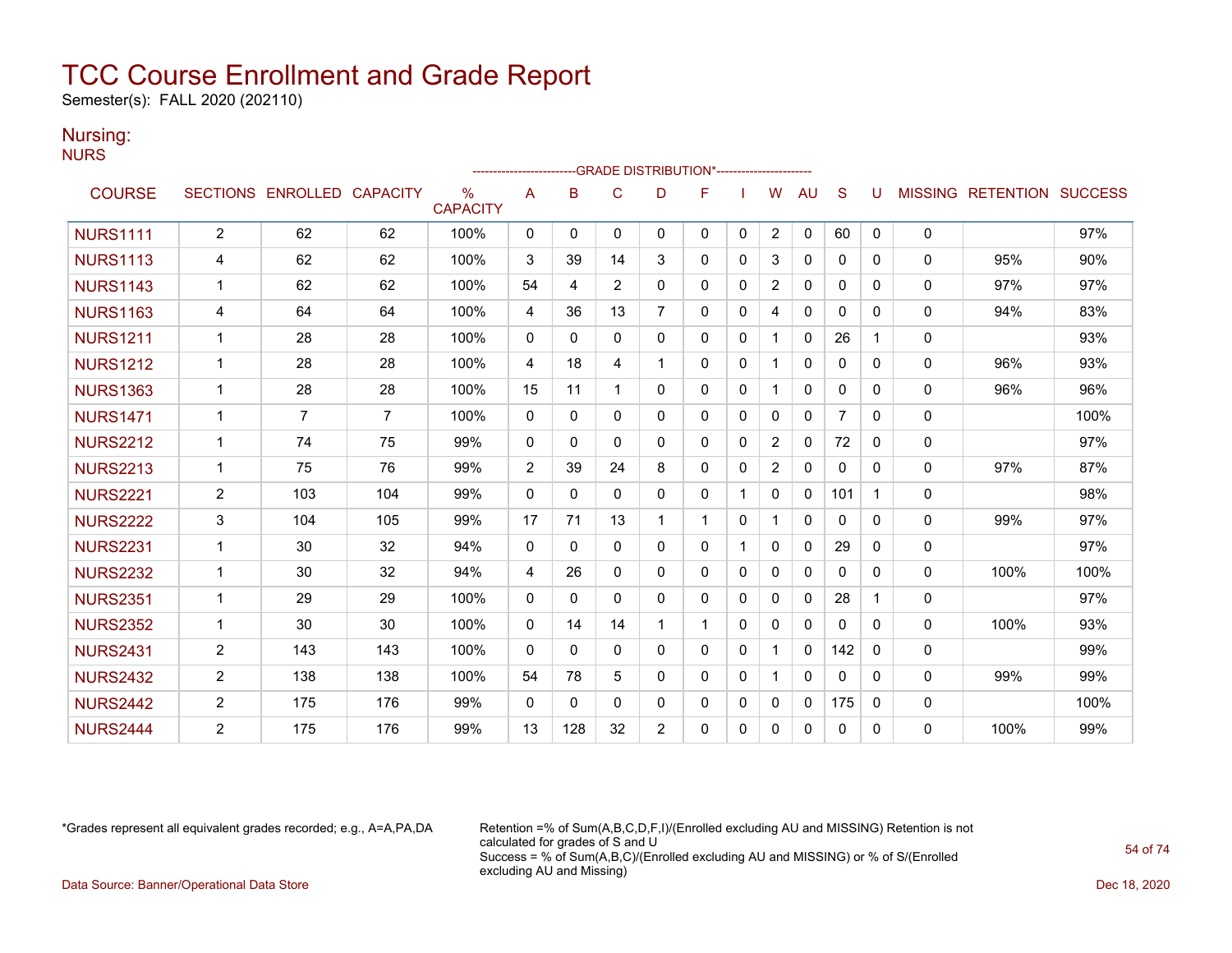# TCC Course Enrollment and Grade Report

Semester(s): FALL 2020 (202110)

## Nursing:

NURS

| COURSE | SECTIONS | ENROLLED | CAPACITY | % CAPACITY | A | B | C | D | F | I | W | AU | S | U | MISSING | RETENTION | SUCCESS |
|---|---|---|---|---|---|---|---|---|---|---|---|---|---|---|---|---|---|
| | | | | | GRADE DISTRIBUTION* | | | | | | | | | | | | |
| NURS1111 | 2 | 62 | 62 | 100% | 0 | 0 | 0 | 0 | 0 | 0 | 2 | 0 | 60 | 0 | 0 | | 97% |
| NURS1113 | 4 | 62 | 62 | 100% | 3 | 39 | 14 | 3 | 0 | 0 | 3 | 0 | 0 | 0 | 0 | 95% | 90% |
| NURS1143 | 1 | 62 | 62 | 100% | 54 | 4 | 2 | 0 | 0 | 0 | 2 | 0 | 0 | 0 | 0 | 97% | 97% |
| NURS1163 | 4 | 64 | 64 | 100% | 4 | 36 | 13 | 7 | 0 | 0 | 4 | 0 | 0 | 0 | 0 | 94% | 83% |
| NURS1211 | 1 | 28 | 28 | 100% | 0 | 0 | 0 | 0 | 0 | 0 | 1 | 0 | 26 | 1 | 0 | | 93% |
| NURS1212 | 1 | 28 | 28 | 100% | 4 | 18 | 4 | 1 | 0 | 0 | 1 | 0 | 0 | 0 | 0 | 96% | 93% |
| NURS1363 | 1 | 28 | 28 | 100% | 15 | 11 | 1 | 0 | 0 | 0 | 1 | 0 | 0 | 0 | 0 | 96% | 96% |
| NURS1471 | 1 | 7 | 7 | 100% | 0 | 0 | 0 | 0 | 0 | 0 | 0 | 0 | 7 | 0 | 0 | | 100% |
| NURS2212 | 1 | 74 | 75 | 99% | 0 | 0 | 0 | 0 | 0 | 0 | 2 | 0 | 72 | 0 | 0 | | 97% |
| NURS2213 | 1 | 75 | 76 | 99% | 2 | 39 | 24 | 8 | 0 | 0 | 2 | 0 | 0 | 0 | 0 | 97% | 87% |
| NURS2221 | 2 | 103 | 104 | 99% | 0 | 0 | 0 | 0 | 0 | 1 | 0 | 0 | 101 | 1 | 0 | | 98% |
| NURS2222 | 3 | 104 | 105 | 99% | 17 | 71 | 13 | 1 | 1 | 0 | 1 | 0 | 0 | 0 | 0 | 99% | 97% |
| NURS2231 | 1 | 30 | 32 | 94% | 0 | 0 | 0 | 0 | 0 | 1 | 0 | 0 | 29 | 0 | 0 | | 97% |
| NURS2232 | 1 | 30 | 32 | 94% | 4 | 26 | 0 | 0 | 0 | 0 | 0 | 0 | 0 | 0 | 0 | 100% | 100% |
| NURS2351 | 1 | 29 | 29 | 100% | 0 | 0 | 0 | 0 | 0 | 0 | 0 | 0 | 28 | 1 | 0 | | 97% |
| NURS2352 | 1 | 30 | 30 | 100% | 0 | 14 | 14 | 1 | 1 | 0 | 0 | 0 | 0 | 0 | 0 | 100% | 93% |
| NURS2431 | 2 | 143 | 143 | 100% | 0 | 0 | 0 | 0 | 0 | 0 | 1 | 0 | 142 | 0 | 0 | | 99% |
| NURS2432 | 2 | 138 | 138 | 100% | 54 | 78 | 5 | 0 | 0 | 0 | 1 | 0 | 0 | 0 | 0 | 99% | 99% |
| NURS2442 | 2 | 175 | 176 | 99% | 0 | 0 | 0 | 0 | 0 | 0 | 0 | 0 | 175 | 0 | 0 | | 100% |
| NURS2444 | 2 | 175 | 176 | 99% | 13 | 128 | 32 | 2 | 0 | 0 | 0 | 0 | 0 | 0 | 0 | 100% | 99% |

*Grades represent all equivalent grades recorded; e.g., A=A,PA,DA

Retention =% of Sum(A,B,C,D,F,I)/(Enrolled excluding AU and MISSING) Retention is not calculated for grades of S and U
Success = % of Sum(A,B,C)/(Enrolled excluding AU and MISSING) or % of S/(Enrolled excluding AU and Missing)

Data Source: Banner/Operational Data Store

Dec 18, 2020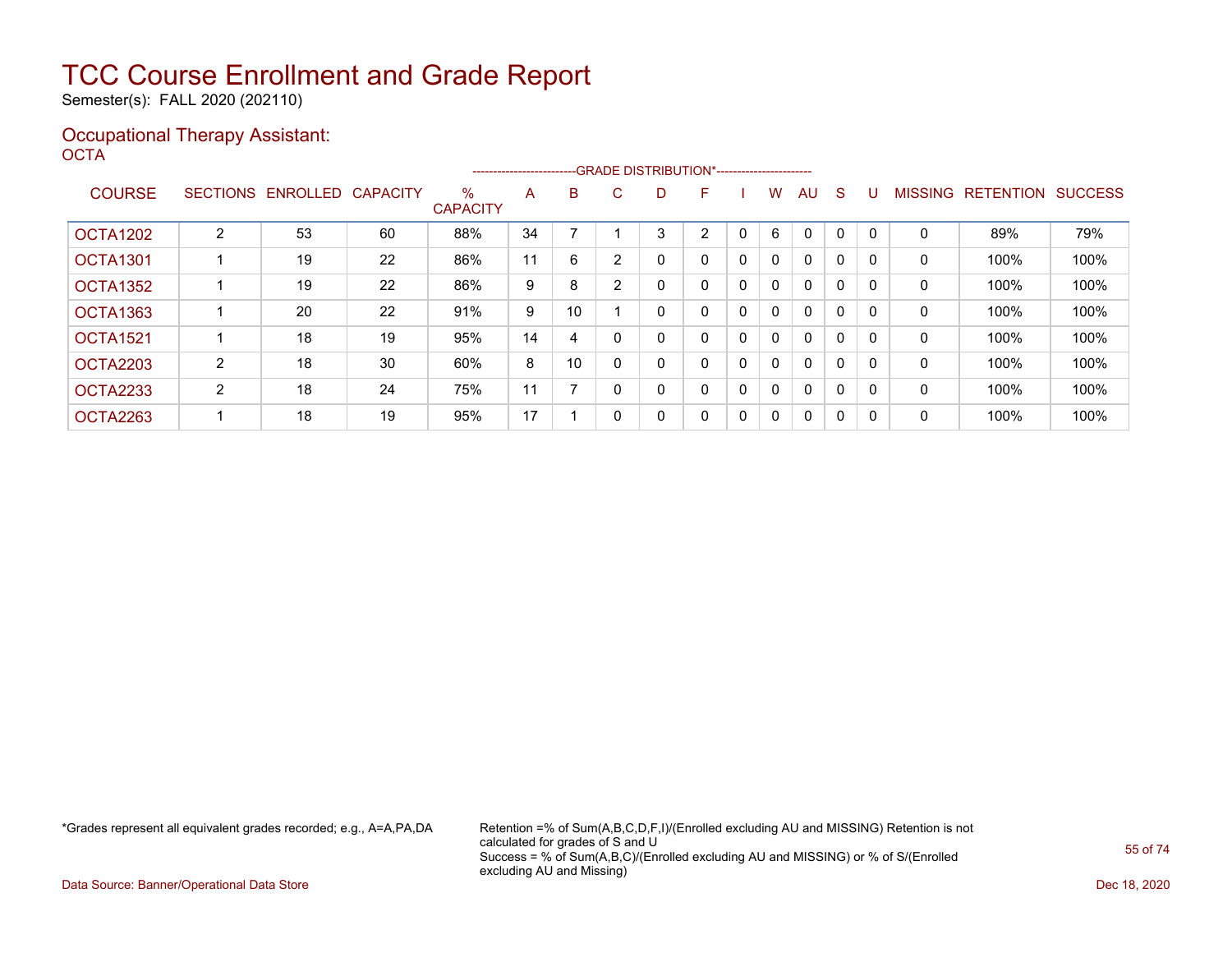# TCC Course Enrollment and Grade Report

Semester(s): FALL 2020 (202110)

## Occupational Therapy Assistant:

OCTA

| COURSE | SECTIONS | ENROLLED | CAPACITY | % CAPACITY | A | B | C | D | F | I | W | AU | S | U | MISSING | RETENTION | SUCCESS |
|---|---|---|---|---|---|---|---|---|---|---|---|---|---|---|---|---|---|
| | | | | | GRADE DISTRIBUTION* | | | | | | | | | | | | |
| OCTA1202 | 2 | 53 | 60 | 88% | 34 | 7 | 1 | 3 | 2 | 0 | 6 | 0 | 0 | 0 | 0 | 89% | 79% |
| OCTA1301 | 1 | 19 | 22 | 86% | 11 | 6 | 2 | 0 | 0 | 0 | 0 | 0 | 0 | 0 | 0 | 100% | 100% |
| OCTA1352 | 1 | 19 | 22 | 86% | 9 | 8 | 2 | 0 | 0 | 0 | 0 | 0 | 0 | 0 | 0 | 100% | 100% |
| OCTA1363 | 1 | 20 | 22 | 91% | 9 | 10 | 1 | 0 | 0 | 0 | 0 | 0 | 0 | 0 | 0 | 100% | 100% |
| OCTA1521 | 1 | 18 | 19 | 95% | 14 | 4 | 0 | 0 | 0 | 0 | 0 | 0 | 0 | 0 | 0 | 100% | 100% |
| OCTA2203 | 2 | 18 | 30 | 60% | 8 | 10 | 0 | 0 | 0 | 0 | 0 | 0 | 0 | 0 | 0 | 100% | 100% |
| OCTA2233 | 2 | 18 | 24 | 75% | 11 | 7 | 0 | 0 | 0 | 0 | 0 | 0 | 0 | 0 | 0 | 100% | 100% |
| OCTA2263 | 1 | 18 | 19 | 95% | 17 | 1 | 0 | 0 | 0 | 0 | 0 | 0 | 0 | 0 | 0 | 100% | 100% |

*Grades represent all equivalent grades recorded; e.g., A=A,PA,DA

Retention =% of Sum(A,B,C,D,F,I)/(Enrolled excluding AU and MISSING) Retention is not calculated for grades of S and U
Success = % of Sum(A,B,C)/(Enrolled excluding AU and MISSING) or % of S/(Enrolled excluding AU and Missing)

Data Source: Banner/Operational Data Store

Dec 18, 2020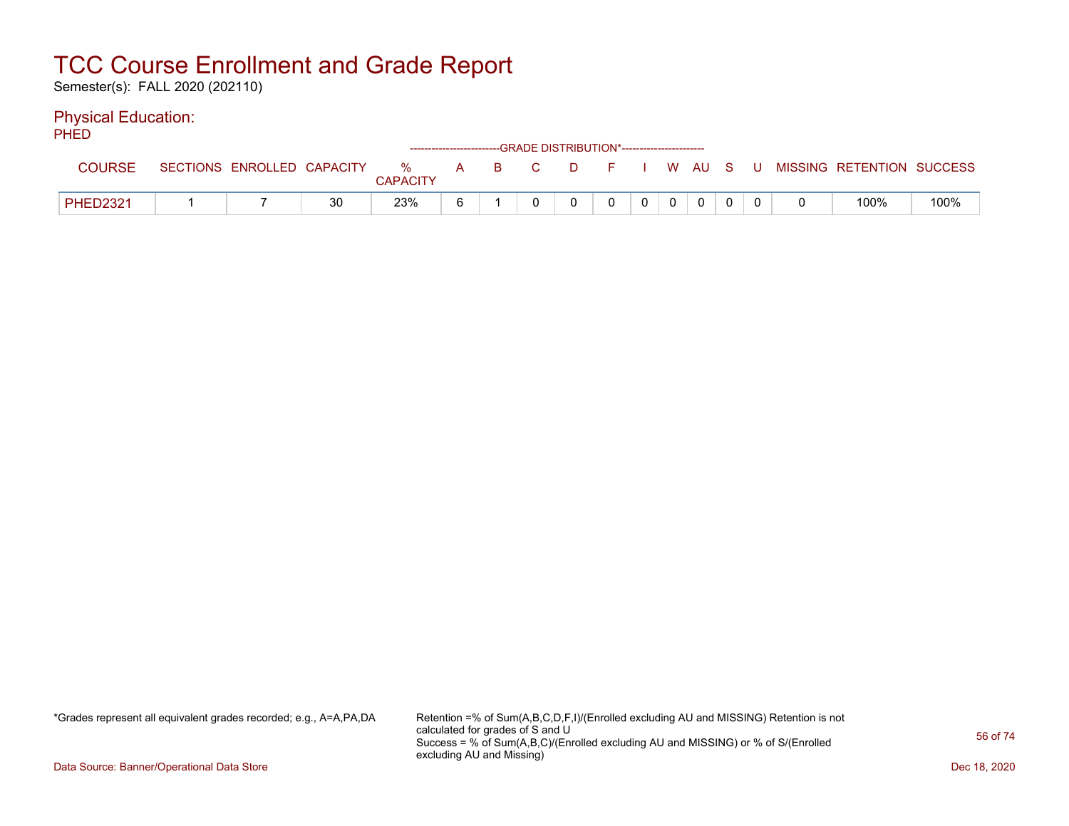# TCC Course Enrollment and Grade Report

Semester(s): FALL 2020 (202110)

## Physical Education:

PHED

| COURSE | SECTIONS | ENROLLED | CAPACITY | % CAPACITY | A | B | C | D | F | I | W | AU | S | U | MISSING | RETENTION | SUCCESS |
|---|---|---|---|---|---|---|---|---|---|---|---|---|---|---|---|---|---|
| | | | | | GRADE DISTRIBUTION* | | | | | | | | | | | | |
| PHED2321 | 1 | 7 | 30 | 23% | 6 | 1 | 0 | 0 | 0 | 0 | 0 | 0 | 0 | 0 | 0 | 100% | 100% |

*Grades represent all equivalent grades recorded; e.g., A=A,PA,DA

Retention =% of Sum(A,B,C,D,F,I)/(Enrolled excluding AU and MISSING) Retention is not calculated for grades of S and U
Success = % of Sum(A,B,C)/(Enrolled excluding AU and MISSING) or % of S/(Enrolled excluding AU and Missing)

Data Source: Banner/Operational Data Store

Dec 18, 2020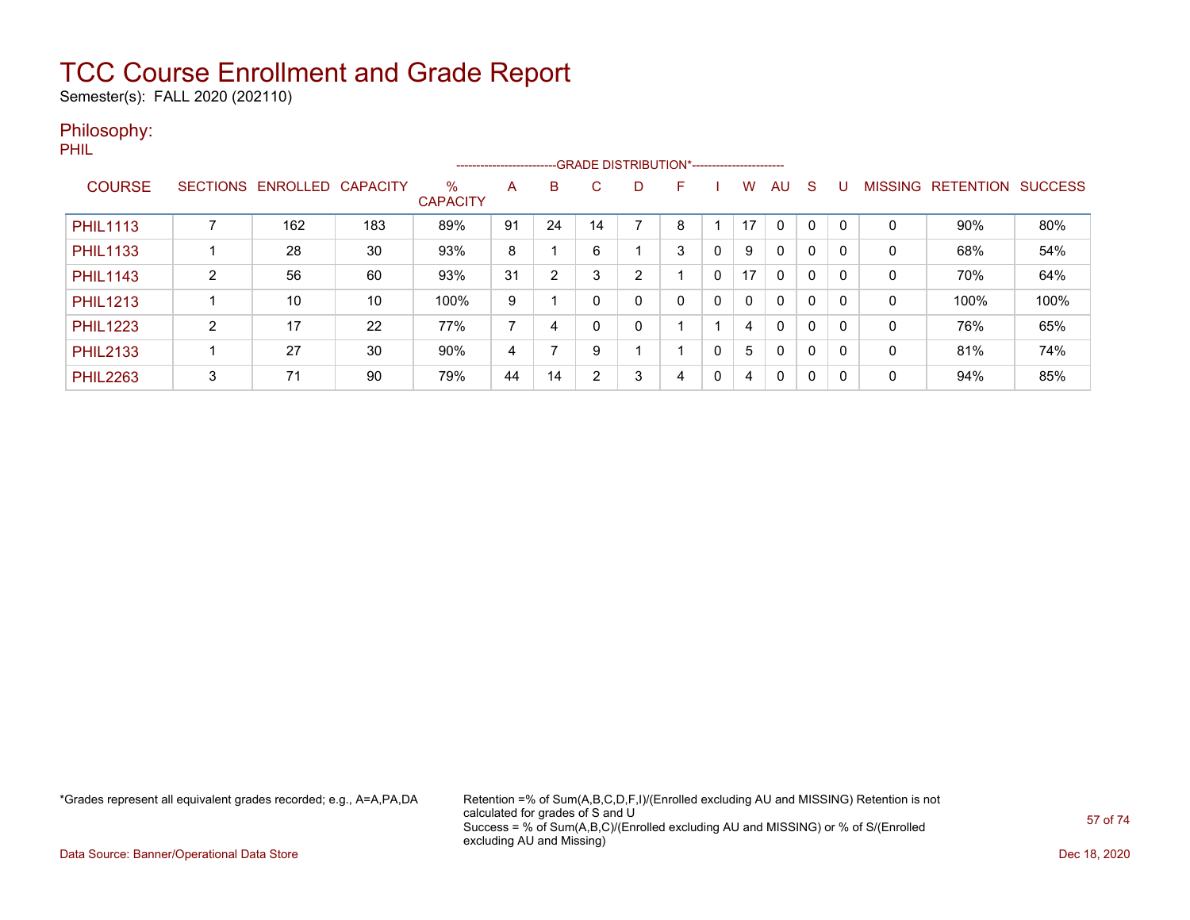# TCC Course Enrollment and Grade Report

Semester(s): FALL 2020 (202110)

## Philosophy:

PHIL

| COURSE | SECTIONS | ENROLLED | CAPACITY | % CAPACITY | A | B | C | D | F | I | W | AU | S | U | MISSING | RETENTION | SUCCESS |
|---|---|---|---|---|---|---|---|---|---|---|---|---|---|---|---|---|---|
| | | | | | GRADE DISTRIBUTION* | | | | | | | | | | | | |
| PHIL1113 | 7 | 162 | 183 | 89% | 91 | 24 | 14 | 7 | 8 | 1 | 17 | 0 | 0 | 0 | 0 | 90% | 80% |
| PHIL1133 | 1 | 28 | 30 | 93% | 8 | 1 | 6 | 1 | 3 | 0 | 9 | 0 | 0 | 0 | 0 | 68% | 54% |
| PHIL1143 | 2 | 56 | 60 | 93% | 31 | 2 | 3 | 2 | 1 | 0 | 17 | 0 | 0 | 0 | 0 | 70% | 64% |
| PHIL1213 | 1 | 10 | 10 | 100% | 9 | 1 | 0 | 0 | 0 | 0 | 0 | 0 | 0 | 0 | 0 | 100% | 100% |
| PHIL1223 | 2 | 17 | 22 | 77% | 7 | 4 | 0 | 0 | 1 | 1 | 4 | 0 | 0 | 0 | 0 | 76% | 65% |
| PHIL2133 | 1 | 27 | 30 | 90% | 4 | 7 | 9 | 1 | 1 | 0 | 5 | 0 | 0 | 0 | 0 | 81% | 74% |
| PHIL2263 | 3 | 71 | 90 | 79% | 44 | 14 | 2 | 3 | 4 | 0 | 4 | 0 | 0 | 0 | 0 | 94% | 85% |

*Grades represent all equivalent grades recorded; e.g., A=A,PA,DA

Retention =% of Sum(A,B,C,D,F,I)/(Enrolled excluding AU and MISSING) Retention is not calculated for grades of S and U
Success = % of Sum(A,B,C)/(Enrolled excluding AU and MISSING) or % of S/(Enrolled excluding AU and Missing)

Data Source: Banner/Operational Data Store

Dec 18, 2020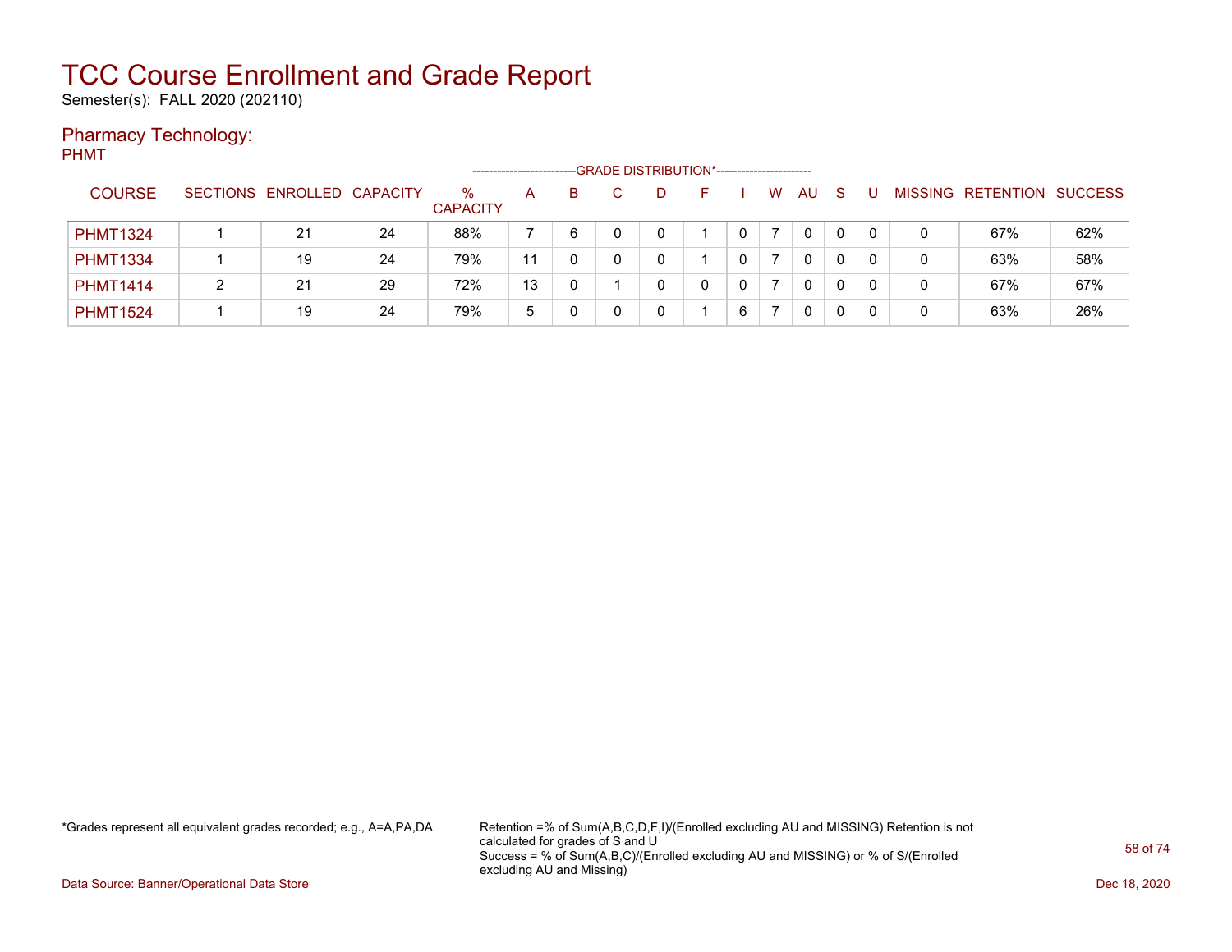# TCC Course Enrollment and Grade Report

Semester(s): FALL 2020 (202110)

## Pharmacy Technology:

PHMT

| COURSE | SECTIONS | ENROLLED | CAPACITY | % CAPACITY | A | B | C | D | F | I | W | AU | S | U | MISSING | RETENTION | SUCCESS |
|---|---|---|---|---|---|---|---|---|---|---|---|---|---|---|---|---|---|
| | | | | | GRADE DISTRIBUTION* | | | | | | | | | | | | |
| PHMT1324 | 1 | 21 | 24 | 88% | 7 | 6 | 0 | 0 | 1 | 0 | 7 | 0 | 0 | 0 | 0 | 67% | 62% |
| PHMT1334 | 1 | 19 | 24 | 79% | 11 | 0 | 0 | 0 | 1 | 0 | 7 | 0 | 0 | 0 | 0 | 63% | 58% |
| PHMT1414 | 2 | 21 | 29 | 72% | 13 | 0 | 1 | 0 | 0 | 0 | 7 | 0 | 0 | 0 | 0 | 67% | 67% |
| PHMT1524 | 1 | 19 | 24 | 79% | 5 | 0 | 0 | 0 | 1 | 6 | 7 | 0 | 0 | 0 | 0 | 63% | 26% |

*Grades represent all equivalent grades recorded; e.g., A=A,PA,DA

Retention =% of Sum(A,B,C,D,F,I)/(Enrolled excluding AU and MISSING) Retention is not calculated for grades of S and U
Success = % of Sum(A,B,C)/(Enrolled excluding AU and MISSING) or % of S/(Enrolled excluding AU and Missing)

Data Source: Banner/Operational Data Store

Dec 18, 2020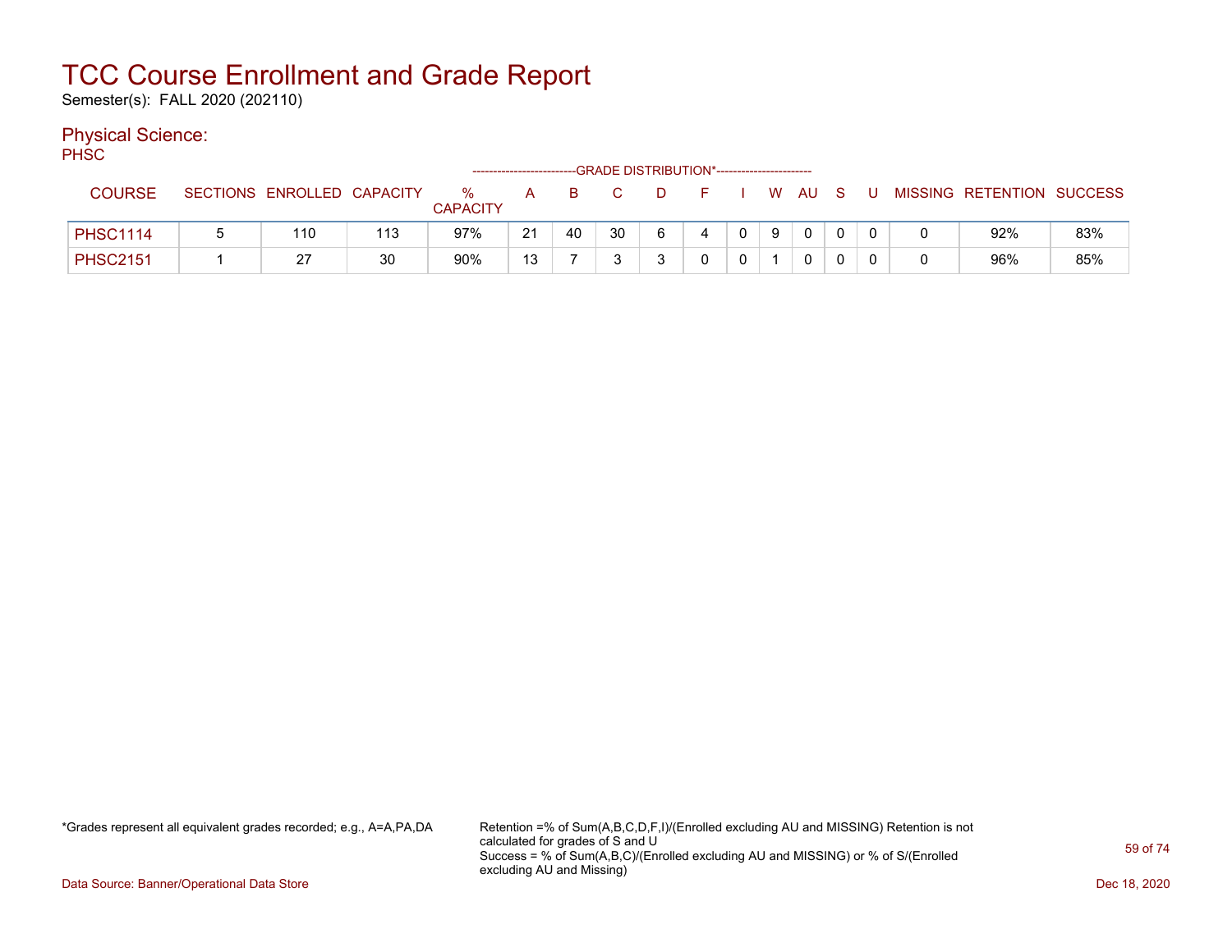# TCC Course Enrollment and Grade Report

Semester(s): FALL 2020 (202110)

## Physical Science:

PHSC

| COURSE | SECTIONS | ENROLLED | CAPACITY | % CAPACITY | A | B | C | D | F | I | W | AU | S | U | MISSING | RETENTION | SUCCESS |
|---|---|---|---|---|---|---|---|---|---|---|---|---|---|---|---|---|---|
| | | | | | GRADE DISTRIBUTION* | | | | | | | | | | | | |
| PHSC1114 | 5 | 110 | 113 | 97% | 21 | 40 | 30 | 6 | 4 | 0 | 9 | 0 | 0 | 0 | 0 | 92% | 83% |
| PHSC2151 | 1 | 27 | 30 | 90% | 13 | 7 | 3 | 3 | 0 | 0 | 1 | 0 | 0 | 0 | 0 | 96% | 85% |

*Grades represent all equivalent grades recorded; e.g., A=A,PA,DA

Retention =% of Sum(A,B,C,D,F,I)/(Enrolled excluding AU and MISSING) Retention is not calculated for grades of S and U
Success = % of Sum(A,B,C)/(Enrolled excluding AU and MISSING) or % of S/(Enrolled excluding AU and Missing)

Data Source: Banner/Operational Data Store

Dec 18, 2020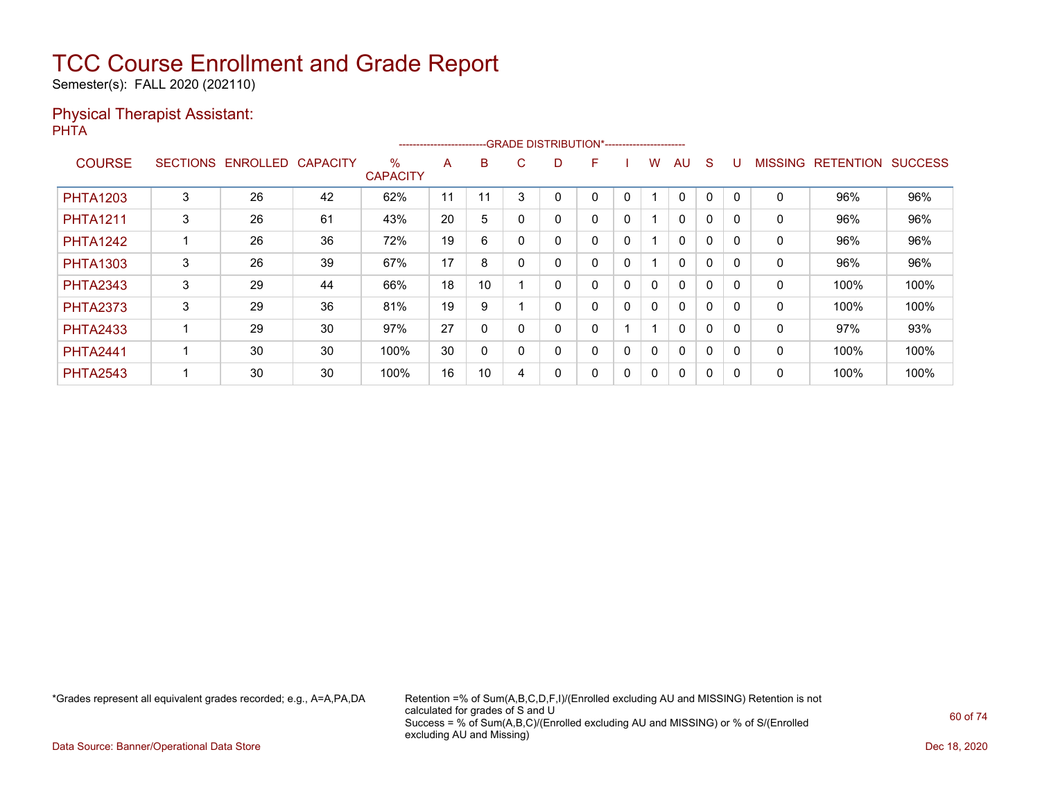# TCC Course Enrollment and Grade Report

Semester(s): FALL 2020 (202110)

## Physical Therapist Assistant:

PHTA

| COURSE | SECTIONS | ENROLLED | CAPACITY | % CAPACITY | A | B | C | D | F | I | W | AU | S | U | MISSING | RETENTION | SUCCESS |
|---|---|---|---|---|---|---|---|---|---|---|---|---|---|---|---|---|---|
| | | | | | GRADE DISTRIBUTION* | | | | | | | | | | | | |
| PHTA1203 | 3 | 26 | 42 | 62% | 11 | 11 | 3 | 0 | 0 | 0 | 1 | 0 | 0 | 0 | 0 | 96% | 96% |
| PHTA1211 | 3 | 26 | 61 | 43% | 20 | 5 | 0 | 0 | 0 | 0 | 1 | 0 | 0 | 0 | 0 | 96% | 96% |
| PHTA1242 | 1 | 26 | 36 | 72% | 19 | 6 | 0 | 0 | 0 | 0 | 1 | 0 | 0 | 0 | 0 | 96% | 96% |
| PHTA1303 | 3 | 26 | 39 | 67% | 17 | 8 | 0 | 0 | 0 | 0 | 1 | 0 | 0 | 0 | 0 | 96% | 96% |
| PHTA2343 | 3 | 29 | 44 | 66% | 18 | 10 | 1 | 0 | 0 | 0 | 0 | 0 | 0 | 0 | 0 | 100% | 100% |
| PHTA2373 | 3 | 29 | 36 | 81% | 19 | 9 | 1 | 0 | 0 | 0 | 0 | 0 | 0 | 0 | 0 | 100% | 100% |
| PHTA2433 | 1 | 29 | 30 | 97% | 27 | 0 | 0 | 0 | 0 | 1 | 1 | 0 | 0 | 0 | 0 | 97% | 93% |
| PHTA2441 | 1 | 30 | 30 | 100% | 30 | 0 | 0 | 0 | 0 | 0 | 0 | 0 | 0 | 0 | 0 | 100% | 100% |
| PHTA2543 | 1 | 30 | 30 | 100% | 16 | 10 | 4 | 0 | 0 | 0 | 0 | 0 | 0 | 0 | 0 | 100% | 100% |

*Grades represent all equivalent grades recorded; e.g., A=A,PA,DA

Retention =% of Sum(A,B,C,D,F,I)/(Enrolled excluding AU and MISSING) Retention is not calculated for grades of S and U
Success = % of Sum(A,B,C)/(Enrolled excluding AU and MISSING) or % of S/(Enrolled excluding AU and Missing)

Data Source: Banner/Operational Data Store

Dec 18, 2020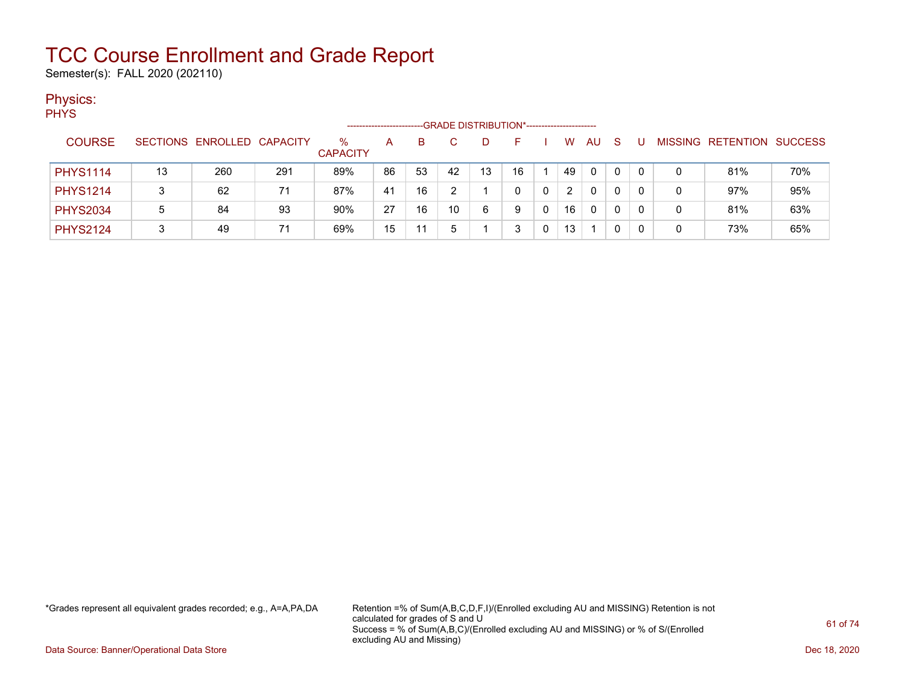# TCC Course Enrollment and Grade Report

Semester(s): FALL 2020 (202110)

## Physics:

PHYS

| COURSE | SECTIONS | ENROLLED | CAPACITY | % CAPACITY | A | B | C | D | F | I | W | AU | S | U | MISSING | RETENTION | SUCCESS |
|---|---|---|---|---|---|---|---|---|---|---|---|---|---|---|---|---|---|
| | | | | | GRADE DISTRIBUTION* | | | | | | | | | | | | |
| PHYS1114 | 13 | 260 | 291 | 89% | 86 | 53 | 42 | 13 | 16 | 1 | 49 | 0 | 0 | 0 | 0 | 81% | 70% |
| PHYS1214 | 3 | 62 | 71 | 87% | 41 | 16 | 2 | 1 | 0 | 0 | 2 | 0 | 0 | 0 | 0 | 97% | 95% |
| PHYS2034 | 5 | 84 | 93 | 90% | 27 | 16 | 10 | 6 | 9 | 0 | 16 | 0 | 0 | 0 | 0 | 81% | 63% |
| PHYS2124 | 3 | 49 | 71 | 69% | 15 | 11 | 5 | 1 | 3 | 0 | 13 | 1 | 0 | 0 | 0 | 73% | 65% |

*Grades represent all equivalent grades recorded; e.g., A=A,PA,DA

Retention =% of Sum(A,B,C,D,F,I)/(Enrolled excluding AU and MISSING) Retention is not calculated for grades of S and U

Success = % of Sum(A,B,C)/(Enrolled excluding AU and MISSING) or % of S/(Enrolled excluding AU and Missing)

Data Source: Banner/Operational Data Store

Dec 18, 2020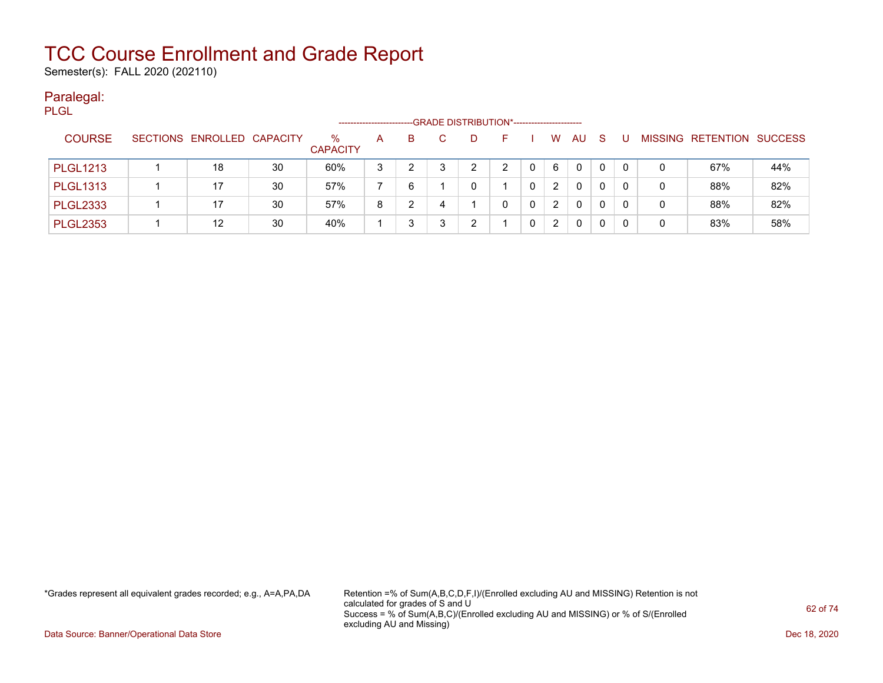# TCC Course Enrollment and Grade Report

Semester(s): FALL 2020 (202110)

## Paralegal:

PLGL

| COURSE | SECTIONS | ENROLLED | CAPACITY | % CAPACITY | A | B | C | D | F | I | W | AU | S | U | MISSING | RETENTION | SUCCESS |
|---|---|---|---|---|---|---|---|---|---|---|---|---|---|---|---|---|---|
| | | | | | GRADE DISTRIBUTION* | | | | | | | | | | | | |
| PLGL1213 | 1 | 18 | 30 | 60% | 3 | 2 | 3 | 2 | 2 | 0 | 6 | 0 | 0 | 0 | 0 | 67% | 44% |
| PLGL1313 | 1 | 17 | 30 | 57% | 7 | 6 | 1 | 0 | 1 | 0 | 2 | 0 | 0 | 0 | 0 | 88% | 82% |
| PLGL2333 | 1 | 17 | 30 | 57% | 8 | 2 | 4 | 1 | 0 | 0 | 2 | 0 | 0 | 0 | 0 | 88% | 82% |
| PLGL2353 | 1 | 12 | 30 | 40% | 1 | 3 | 3 | 2 | 1 | 0 | 2 | 0 | 0 | 0 | 0 | 83% | 58% |

*Grades represent all equivalent grades recorded; e.g., A=A,PA,DA

Retention =% of Sum(A,B,C,D,F,I)/(Enrolled excluding AU and MISSING) Retention is not calculated for grades of S and U
Success = % of Sum(A,B,C)/(Enrolled excluding AU and MISSING) or % of S/(Enrolled excluding AU and Missing)

Data Source: Banner/Operational Data Store

Dec 18, 2020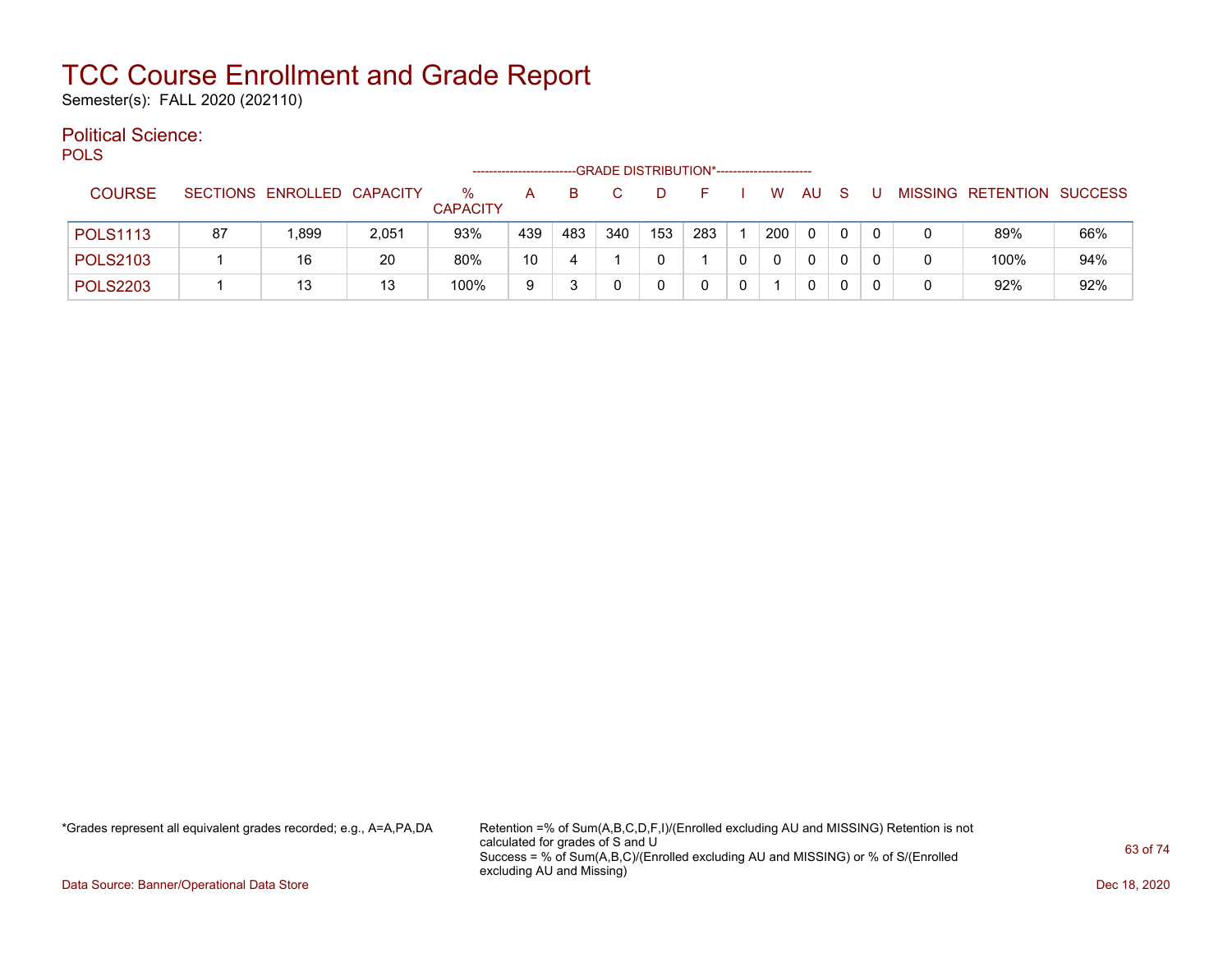# TCC Course Enrollment and Grade Report

Semester(s): FALL 2020 (202110)

## Political Science:

POLS

| COURSE | SECTIONS | ENROLLED | CAPACITY | % CAPACITY | A | B | C | D | F | I | W | AU | S | U | MISSING | RETENTION | SUCCESS |
|---|---|---|---|---|---|---|---|---|---|---|---|---|---|---|---|---|---|
| | | | | | GRADE DISTRIBUTION* | | | | | | | | | | | | |
| POLS1113 | 87 | 1,899 | 2,051 | 93% | 439 | 483 | 340 | 153 | 283 | 1 | 200 | 0 | 0 | 0 | 0 | 89% | 66% |
| POLS2103 | 1 | 16 | 20 | 80% | 10 | 4 | 1 | 0 | 1 | 0 | 0 | 0 | 0 | 0 | 0 | 100% | 94% |
| POLS2203 | 1 | 13 | 13 | 100% | 9 | 3 | 0 | 0 | 0 | 0 | 1 | 0 | 0 | 0 | 0 | 92% | 92% |

*Grades represent all equivalent grades recorded; e.g., A=A,PA,DA

Retention =% of Sum(A,B,C,D,F,I)/(Enrolled excluding AU and MISSING) Retention is not calculated for grades of S and U
Success = % of Sum(A,B,C)/(Enrolled excluding AU and MISSING) or % of S/(Enrolled excluding AU and Missing)

Data Source: Banner/Operational Data Store

Dec 18, 2020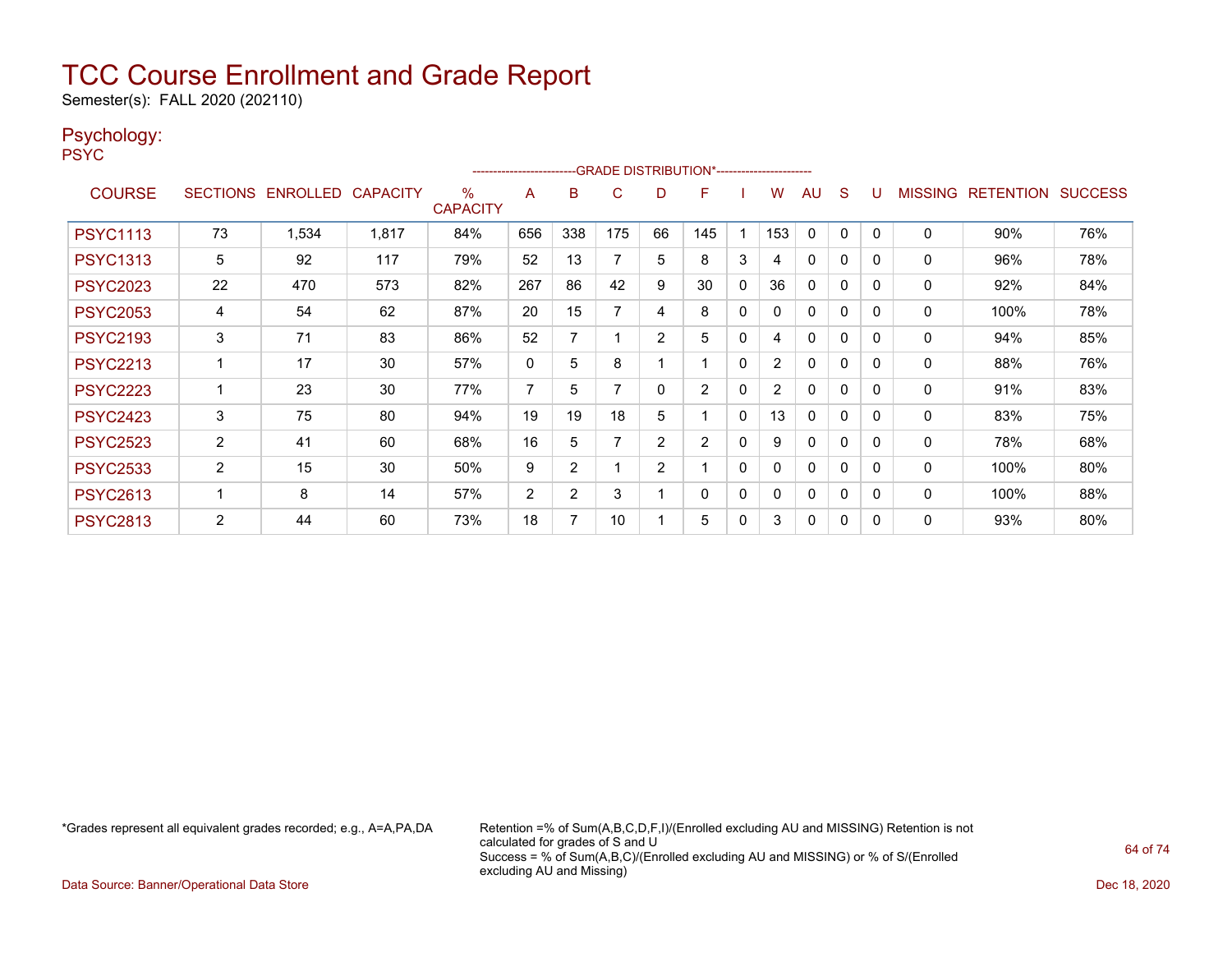# TCC Course Enrollment and Grade Report

Semester(s): FALL 2020 (202110)

## Psychology:

PSYC

| COURSE | SECTIONS | ENROLLED | CAPACITY | % CAPACITY | A | B | C | D | F | I | W | AU | S | U | MISSING | RETENTION | SUCCESS |
|---|---|---|---|---|---|---|---|---|---|---|---|---|---|---|---|---|---|
| | | | | | -------------------------GRADE DISTRIBUTION*----------------------- | | | | | | | | | | | | |
| PSYC1113 | 73 | 1,534 | 1,817 | 84% | 656 | 338 | 175 | 66 | 145 | 1 | 153 | 0 | 0 | 0 | 0 | 90% | 76% |
| PSYC1313 | 5 | 92 | 117 | 79% | 52 | 13 | 7 | 5 | 8 | 3 | 4 | 0 | 0 | 0 | 0 | 96% | 78% |
| PSYC2023 | 22 | 470 | 573 | 82% | 267 | 86 | 42 | 9 | 30 | 0 | 36 | 0 | 0 | 0 | 0 | 92% | 84% |
| PSYC2053 | 4 | 54 | 62 | 87% | 20 | 15 | 7 | 4 | 8 | 0 | 0 | 0 | 0 | 0 | 0 | 100% | 78% |
| PSYC2193 | 3 | 71 | 83 | 86% | 52 | 7 | 1 | 2 | 5 | 0 | 4 | 0 | 0 | 0 | 0 | 94% | 85% |
| PSYC2213 | 1 | 17 | 30 | 57% | 0 | 5 | 8 | 1 | 1 | 0 | 2 | 0 | 0 | 0 | 0 | 88% | 76% |
| PSYC2223 | 1 | 23 | 30 | 77% | 7 | 5 | 7 | 0 | 2 | 0 | 2 | 0 | 0 | 0 | 0 | 91% | 83% |
| PSYC2423 | 3 | 75 | 80 | 94% | 19 | 19 | 18 | 5 | 1 | 0 | 13 | 0 | 0 | 0 | 0 | 83% | 75% |
| PSYC2523 | 2 | 41 | 60 | 68% | 16 | 5 | 7 | 2 | 2 | 0 | 9 | 0 | 0 | 0 | 0 | 78% | 68% |
| PSYC2533 | 2 | 15 | 30 | 50% | 9 | 2 | 1 | 2 | 1 | 0 | 0 | 0 | 0 | 0 | 0 | 100% | 80% |
| PSYC2613 | 1 | 8 | 14 | 57% | 2 | 2 | 3 | 1 | 0 | 0 | 0 | 0 | 0 | 0 | 0 | 100% | 88% |
| PSYC2813 | 2 | 44 | 60 | 73% | 18 | 7 | 10 | 1 | 5 | 0 | 3 | 0 | 0 | 0 | 0 | 93% | 80% |

*Grades represent all equivalent grades recorded; e.g., A=A,PA,DA

Retention =% of Sum(A,B,C,D,F,I)/(Enrolled excluding AU and MISSING) Retention is not calculated for grades of S and U
Success = % of Sum(A,B,C)/(Enrolled excluding AU and MISSING) or % of S/(Enrolled excluding AU and Missing)

Data Source: Banner/Operational Data Store

Dec 18, 2020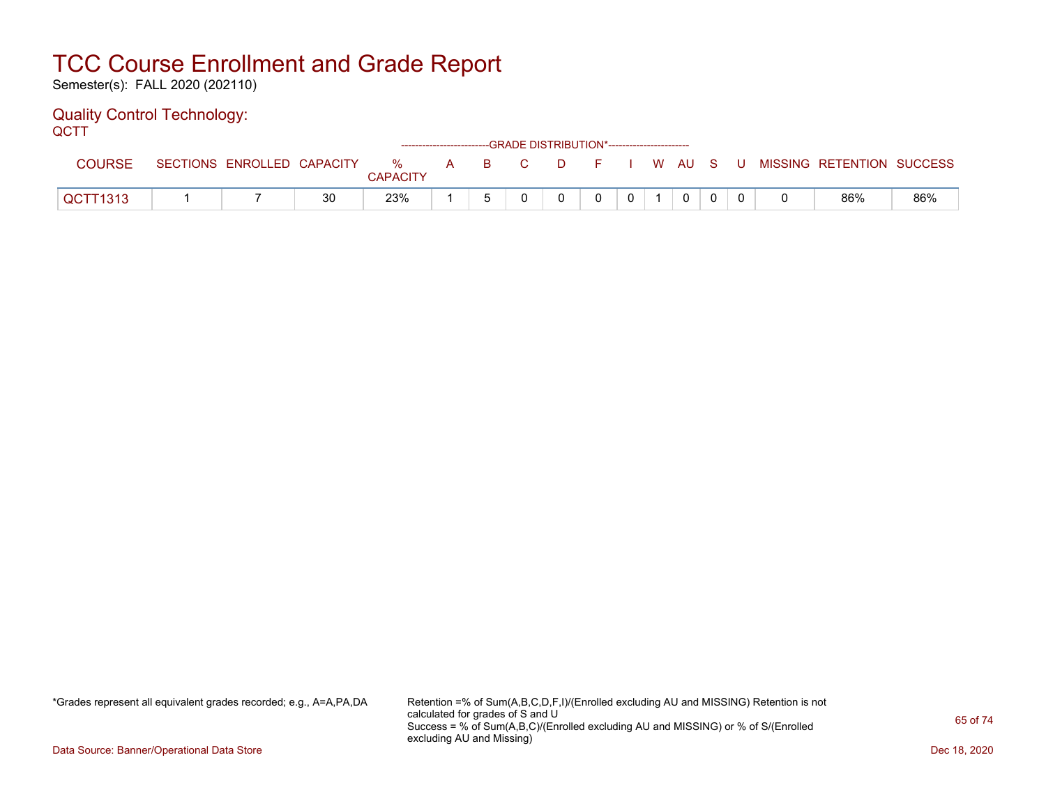# TCC Course Enrollment and Grade Report

Semester(s): FALL 2020 (202110)

## Quality Control Technology:

QCTT

| COURSE | SECTIONS | ENROLLED | CAPACITY | % CAPACITY | A | B | C | D | F | I | W | AU | S | U | MISSING | RETENTION | SUCCESS |
|---|---|---|---|---|---|---|---|---|---|---|---|---|---|---|---|---|---|
| | | | | | GRADE DISTRIBUTION* | | | | | | | | | | | | |
| QCTT1313 | 1 | 7 | 30 | 23% | 1 | 5 | 0 | 0 | 0 | 0 | 1 | 0 | 0 | 0 | 0 | 86% | 86% |

*Grades represent all equivalent grades recorded; e.g., A=A,PA,DA

Retention =% of Sum(A,B,C,D,F,I)/(Enrolled excluding AU and MISSING) Retention is not calculated for grades of S and U
Success = % of Sum(A,B,C)/(Enrolled excluding AU and MISSING) or % of S/(Enrolled excluding AU and Missing)

Data Source: Banner/Operational Data Store

Dec 18, 2020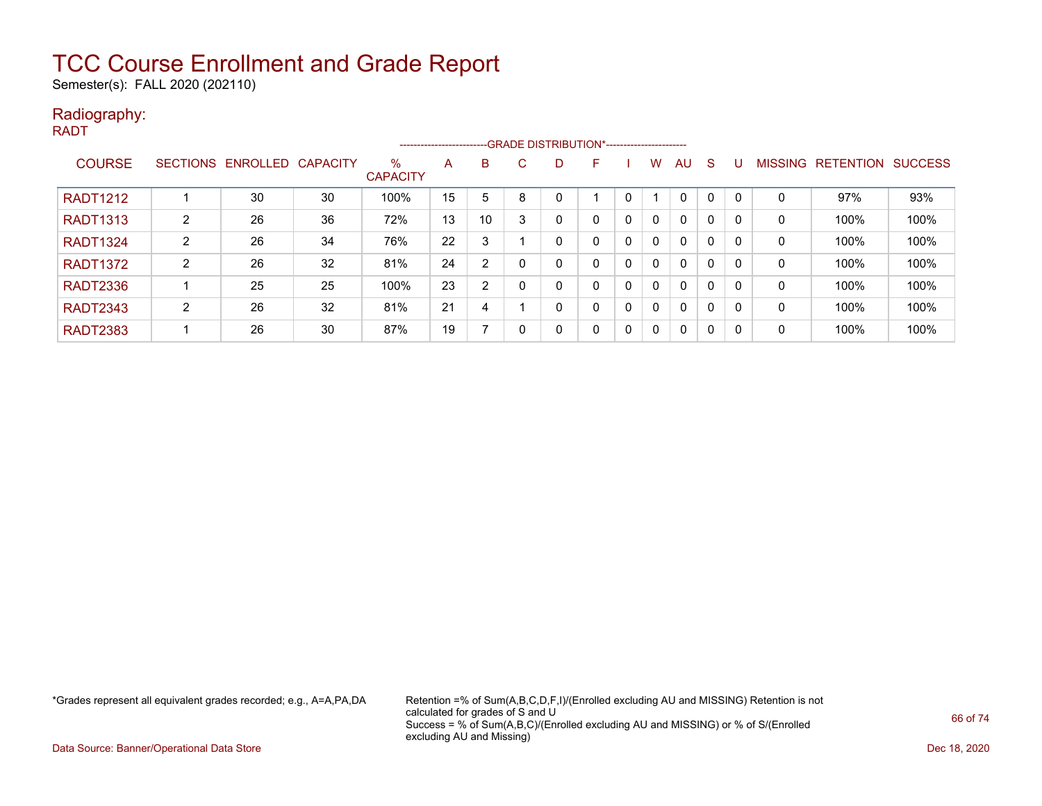# TCC Course Enrollment and Grade Report

Semester(s): FALL 2020 (202110)

## Radiography:

RADT

| COURSE | SECTIONS | ENROLLED | CAPACITY | % CAPACITY | A | B | C | D | F | I | W | AU | S | U | MISSING | RETENTION | SUCCESS |
|---|---|---|---|---|---|---|---|---|---|---|---|---|---|---|---|---|---|
| | | | | | GRADE DISTRIBUTION* | | | | | | | | | | | | |
| RADT1212 | 1 | 30 | 30 | 100% | 15 | 5 | 8 | 0 | 1 | 0 | 1 | 0 | 0 | 0 | 0 | 97% | 93% |
| RADT1313 | 2 | 26 | 36 | 72% | 13 | 10 | 3 | 0 | 0 | 0 | 0 | 0 | 0 | 0 | 0 | 100% | 100% |
| RADT1324 | 2 | 26 | 34 | 76% | 22 | 3 | 1 | 0 | 0 | 0 | 0 | 0 | 0 | 0 | 0 | 100% | 100% |
| RADT1372 | 2 | 26 | 32 | 81% | 24 | 2 | 0 | 0 | 0 | 0 | 0 | 0 | 0 | 0 | 0 | 100% | 100% |
| RADT2336 | 1 | 25 | 25 | 100% | 23 | 2 | 0 | 0 | 0 | 0 | 0 | 0 | 0 | 0 | 0 | 100% | 100% |
| RADT2343 | 2 | 26 | 32 | 81% | 21 | 4 | 1 | 0 | 0 | 0 | 0 | 0 | 0 | 0 | 0 | 100% | 100% |
| RADT2383 | 1 | 26 | 30 | 87% | 19 | 7 | 0 | 0 | 0 | 0 | 0 | 0 | 0 | 0 | 0 | 100% | 100% |

*Grades represent all equivalent grades recorded; e.g., A=A,PA,DA

Retention =% of Sum(A,B,C,D,F,I)/(Enrolled excluding AU and MISSING) Retention is not calculated for grades of S and U
Success = % of Sum(A,B,C)/(Enrolled excluding AU and MISSING) or % of S/(Enrolled excluding AU and Missing)

Data Source: Banner/Operational Data Store

Dec 18, 2020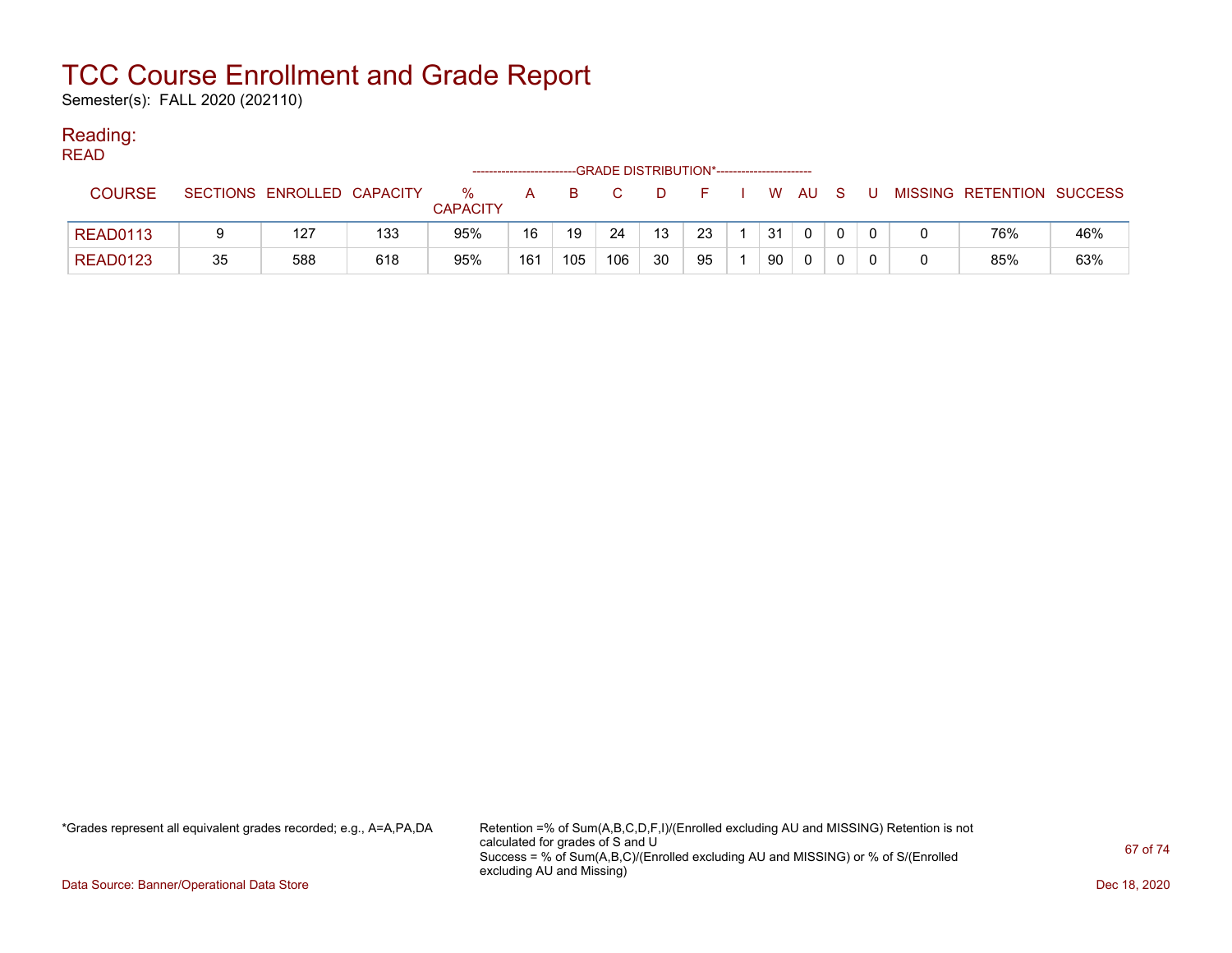# TCC Course Enrollment and Grade Report

Semester(s): FALL 2020 (202110)

## Reading:

READ

| COURSE | SECTIONS | ENROLLED | CAPACITY | % CAPACITY | A | B | C | D | F | I | W | AU | S | U | MISSING | RETENTION | SUCCESS |
|---|---|---|---|---|---|---|---|---|---|---|---|---|---|---|---|---|---|
| | | | | | -------------------------GRADE DISTRIBUTION* | | | | | | | | | | | | |
| READ0113 | 9 | 127 | 133 | 95% | 16 | 19 | 24 | 13 | 23 | 1 | 31 | 0 | 0 | 0 | 0 | 76% | 46% |
| READ0123 | 35 | 588 | 618 | 95% | 161 | 105 | 106 | 30 | 95 | 1 | 90 | 0 | 0 | 0 | 0 | 85% | 63% |

*Grades represent all equivalent grades recorded; e.g., A=A,PA,DA

Retention =% of Sum(A,B,C,D,F,I)/(Enrolled excluding AU and MISSING) Retention is not calculated for grades of S and U
Success = % of Sum(A,B,C)/(Enrolled excluding AU and MISSING) or % of S/(Enrolled excluding AU and Missing)

Data Source: Banner/Operational Data Store

Dec 18, 2020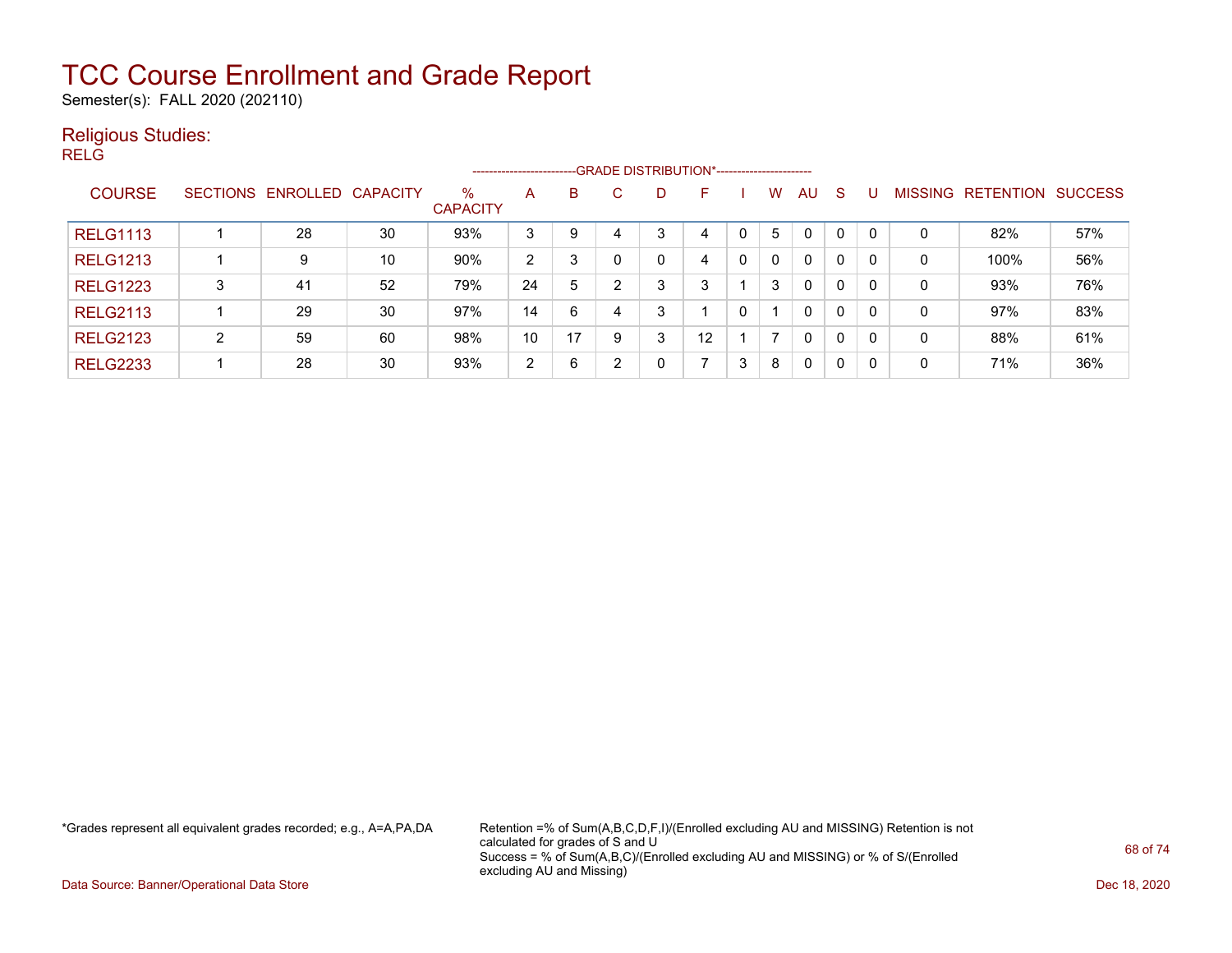# TCC Course Enrollment and Grade Report

Semester(s): FALL 2020 (202110)

## Religious Studies:

RELG

| COURSE | SECTIONS | ENROLLED | CAPACITY | % CAPACITY | A | B | C | D | F | I | W | AU | S | U | MISSING | RETENTION | SUCCESS |
|---|---|---|---|---|---|---|---|---|---|---|---|---|---|---|---|---|---|
| | | | | | GRADE DISTRIBUTION* | | | | | | | | | | | | |
| RELG1113 | 1 | 28 | 30 | 93% | 3 | 9 | 4 | 3 | 4 | 0 | 5 | 0 | 0 | 0 | 0 | 82% | 57% |
| RELG1213 | 1 | 9 | 10 | 90% | 2 | 3 | 0 | 0 | 4 | 0 | 0 | 0 | 0 | 0 | 0 | 100% | 56% |
| RELG1223 | 3 | 41 | 52 | 79% | 24 | 5 | 2 | 3 | 3 | 1 | 3 | 0 | 0 | 0 | 0 | 93% | 76% |
| RELG2113 | 1 | 29 | 30 | 97% | 14 | 6 | 4 | 3 | 1 | 0 | 1 | 0 | 0 | 0 | 0 | 97% | 83% |
| RELG2123 | 2 | 59 | 60 | 98% | 10 | 17 | 9 | 3 | 12 | 1 | 7 | 0 | 0 | 0 | 0 | 88% | 61% |
| RELG2233 | 1 | 28 | 30 | 93% | 2 | 6 | 2 | 0 | 7 | 3 | 8 | 0 | 0 | 0 | 0 | 71% | 36% |

*Grades represent all equivalent grades recorded; e.g., A=A,PA,DA

Retention =% of Sum(A,B,C,D,F,I)/(Enrolled excluding AU and MISSING) Retention is not calculated for grades of S and U
Success = % of Sum(A,B,C)/(Enrolled excluding AU and MISSING) or % of S/(Enrolled excluding AU and Missing)

Data Source: Banner/Operational Data Store

Dec 18, 2020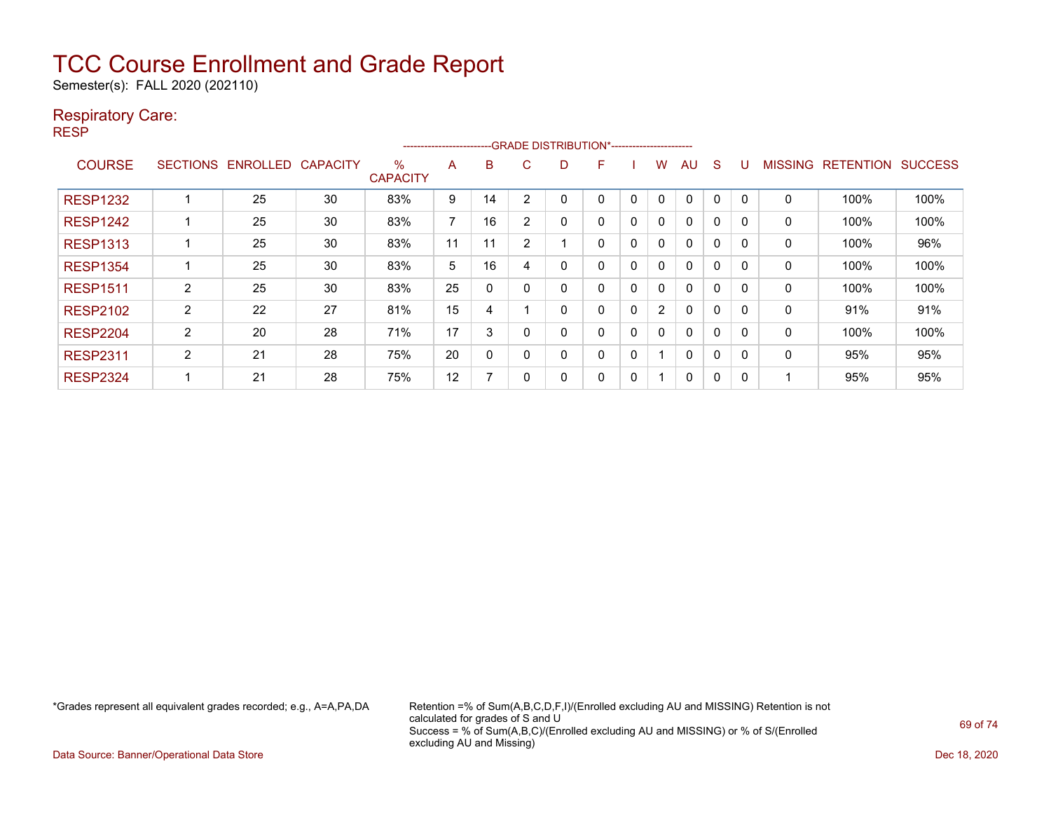# TCC Course Enrollment and Grade Report

Semester(s): FALL 2020 (202110)

## Respiratory Care:

RESP

| COURSE | SECTIONS | ENROLLED | CAPACITY | % CAPACITY | A | B | C | D | F | I | W | AU | S | U | MISSING | RETENTION | SUCCESS |
|---|---|---|---|---|---|---|---|---|---|---|---|---|---|---|---|---|---|
| | | | | | GRADE DISTRIBUTION* | | | | | | | | | | | | |
| RESP1232 | 1 | 25 | 30 | 83% | 9 | 14 | 2 | 0 | 0 | 0 | 0 | 0 | 0 | 0 | 0 | 100% | 100% |
| RESP1242 | 1 | 25 | 30 | 83% | 7 | 16 | 2 | 0 | 0 | 0 | 0 | 0 | 0 | 0 | 0 | 100% | 100% |
| RESP1313 | 1 | 25 | 30 | 83% | 11 | 11 | 2 | 1 | 0 | 0 | 0 | 0 | 0 | 0 | 0 | 100% | 96% |
| RESP1354 | 1 | 25 | 30 | 83% | 5 | 16 | 4 | 0 | 0 | 0 | 0 | 0 | 0 | 0 | 0 | 100% | 100% |
| RESP1511 | 2 | 25 | 30 | 83% | 25 | 0 | 0 | 0 | 0 | 0 | 0 | 0 | 0 | 0 | 0 | 100% | 100% |
| RESP2102 | 2 | 22 | 27 | 81% | 15 | 4 | 1 | 0 | 0 | 0 | 2 | 0 | 0 | 0 | 0 | 91% | 91% |
| RESP2204 | 2 | 20 | 28 | 71% | 17 | 3 | 0 | 0 | 0 | 0 | 0 | 0 | 0 | 0 | 0 | 100% | 100% |
| RESP2311 | 2 | 21 | 28 | 75% | 20 | 0 | 0 | 0 | 0 | 0 | 1 | 0 | 0 | 0 | 0 | 95% | 95% |
| RESP2324 | 1 | 21 | 28 | 75% | 12 | 7 | 0 | 0 | 0 | 0 | 1 | 0 | 0 | 0 | 1 | 95% | 95% |

*Grades represent all equivalent grades recorded; e.g., A=A,PA,DA

Retention =% of Sum(A,B,C,D,F,I)/(Enrolled excluding AU and MISSING) Retention is not calculated for grades of S and U
Success = % of Sum(A,B,C)/(Enrolled excluding AU and MISSING) or % of S/(Enrolled excluding AU and Missing)

Data Source: Banner/Operational Data Store

Dec 18, 2020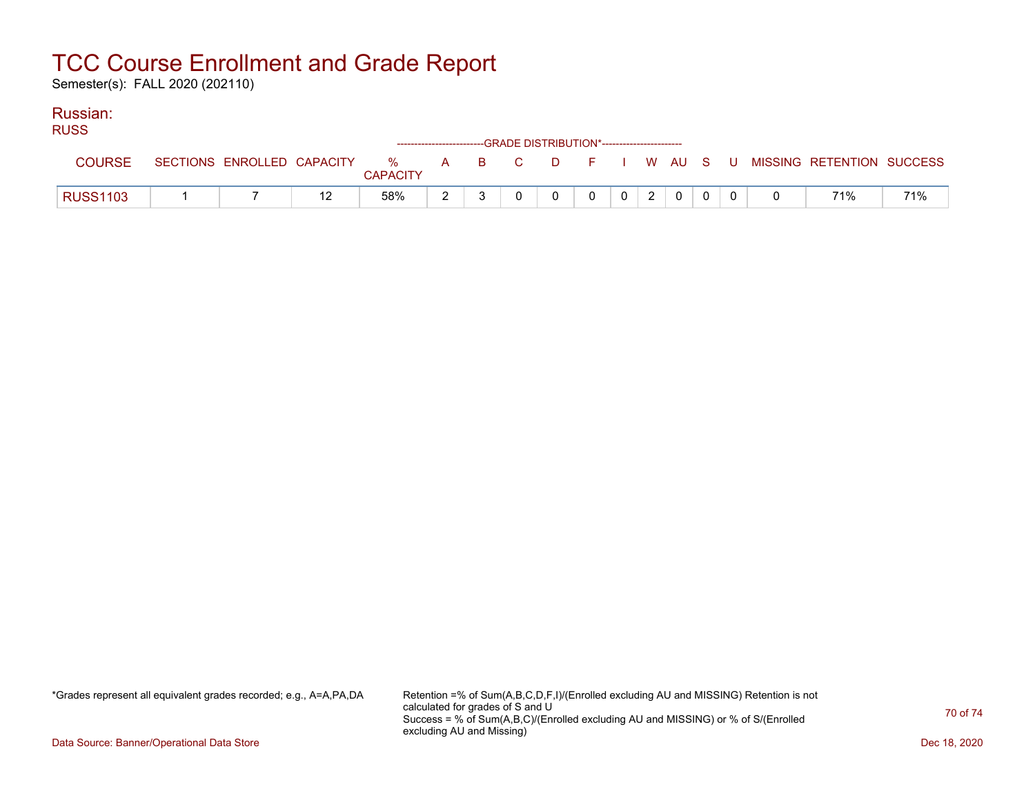# TCC Course Enrollment and Grade Report

Semester(s): FALL 2020 (202110)

## Russian:

RUSS

| COURSE | SECTIONS | ENROLLED | CAPACITY | % CAPACITY | A | B | C | D | F | I | W | AU | S | U | MISSING | RETENTION | SUCCESS |
|---|---|---|---|---|---|---|---|---|---|---|---|---|---|---|---|---|---|
| | | | | | GRADE DISTRIBUTION* | | | | | | | | | | | | |
| RUSS1103 | 1 | 7 | 12 | 58% | 2 | 3 | 0 | 0 | 0 | 0 | 2 | 0 | 0 | 0 | 0 | 71% | 71% |

*Grades represent all equivalent grades recorded; e.g., A=A,PA,DA

Retention =% of Sum(A,B,C,D,F,I)/(Enrolled excluding AU and MISSING) Retention is not calculated for grades of S and U
Success = % of Sum(A,B,C)/(Enrolled excluding AU and MISSING) or % of S/(Enrolled excluding AU and Missing)

Data Source: Banner/Operational Data Store

Dec 18, 2020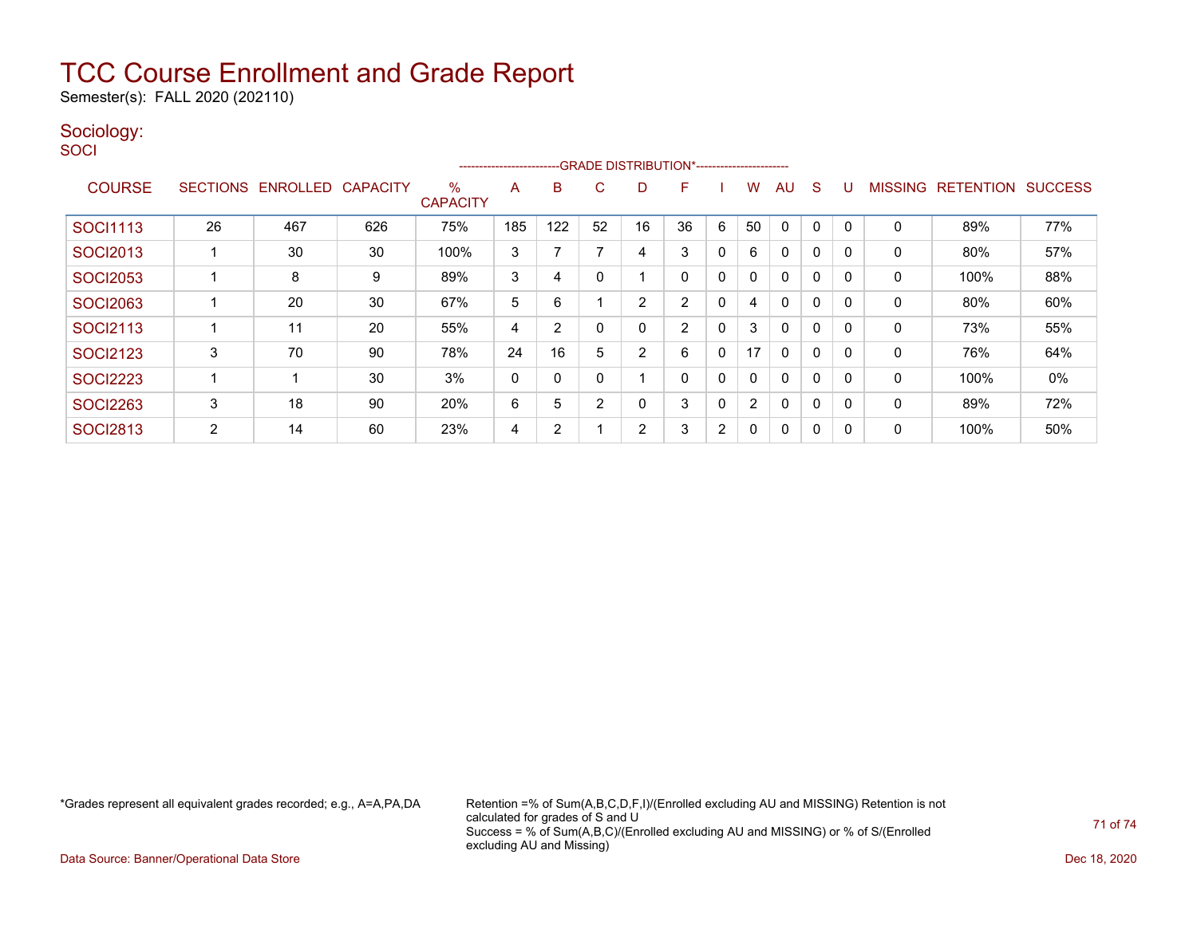# TCC Course Enrollment and Grade Report

Semester(s): FALL 2020 (202110)

## Sociology:

SOCI

| COURSE | SECTIONS | ENROLLED | CAPACITY | % CAPACITY | A | B | C | D | F | I | W | AU | S | U | MISSING | RETENTION | SUCCESS |
|---|---|---|---|---|---|---|---|---|---|---|---|---|---|---|---|---|---|
| | | | | | GRADE DISTRIBUTION* | | | | | | | | | | | | |
| SOCI1113 | 26 | 467 | 626 | 75% | 185 | 122 | 52 | 16 | 36 | 6 | 50 | 0 | 0 | 0 | 0 | 89% | 77% |
| SOCI2013 | 1 | 30 | 30 | 100% | 3 | 7 | 7 | 4 | 3 | 0 | 6 | 0 | 0 | 0 | 0 | 80% | 57% |
| SOCI2053 | 1 | 8 | 9 | 89% | 3 | 4 | 0 | 1 | 0 | 0 | 0 | 0 | 0 | 0 | 0 | 100% | 88% |
| SOCI2063 | 1 | 20 | 30 | 67% | 5 | 6 | 1 | 2 | 2 | 0 | 4 | 0 | 0 | 0 | 0 | 80% | 60% |
| SOCI2113 | 1 | 11 | 20 | 55% | 4 | 2 | 0 | 0 | 2 | 0 | 3 | 0 | 0 | 0 | 0 | 73% | 55% |
| SOCI2123 | 3 | 70 | 90 | 78% | 24 | 16 | 5 | 2 | 6 | 0 | 17 | 0 | 0 | 0 | 0 | 76% | 64% |
| SOCI2223 | 1 | 1 | 30 | 3% | 0 | 0 | 0 | 1 | 0 | 0 | 0 | 0 | 0 | 0 | 0 | 100% | 0% |
| SOCI2263 | 3 | 18 | 90 | 20% | 6 | 5 | 2 | 0 | 3 | 0 | 2 | 0 | 0 | 0 | 0 | 89% | 72% |
| SOCI2813 | 2 | 14 | 60 | 23% | 4 | 2 | 1 | 2 | 3 | 2 | 0 | 0 | 0 | 0 | 0 | 100% | 50% |

*Grades represent all equivalent grades recorded; e.g., A=A,PA,DA

Retention =% of Sum(A,B,C,D,F,I)/(Enrolled excluding AU and MISSING) Retention is not calculated for grades of S and U
Success = % of Sum(A,B,C)/(Enrolled excluding AU and MISSING) or % of S/(Enrolled excluding AU and Missing)

Data Source: Banner/Operational Data Store

Dec 18, 2020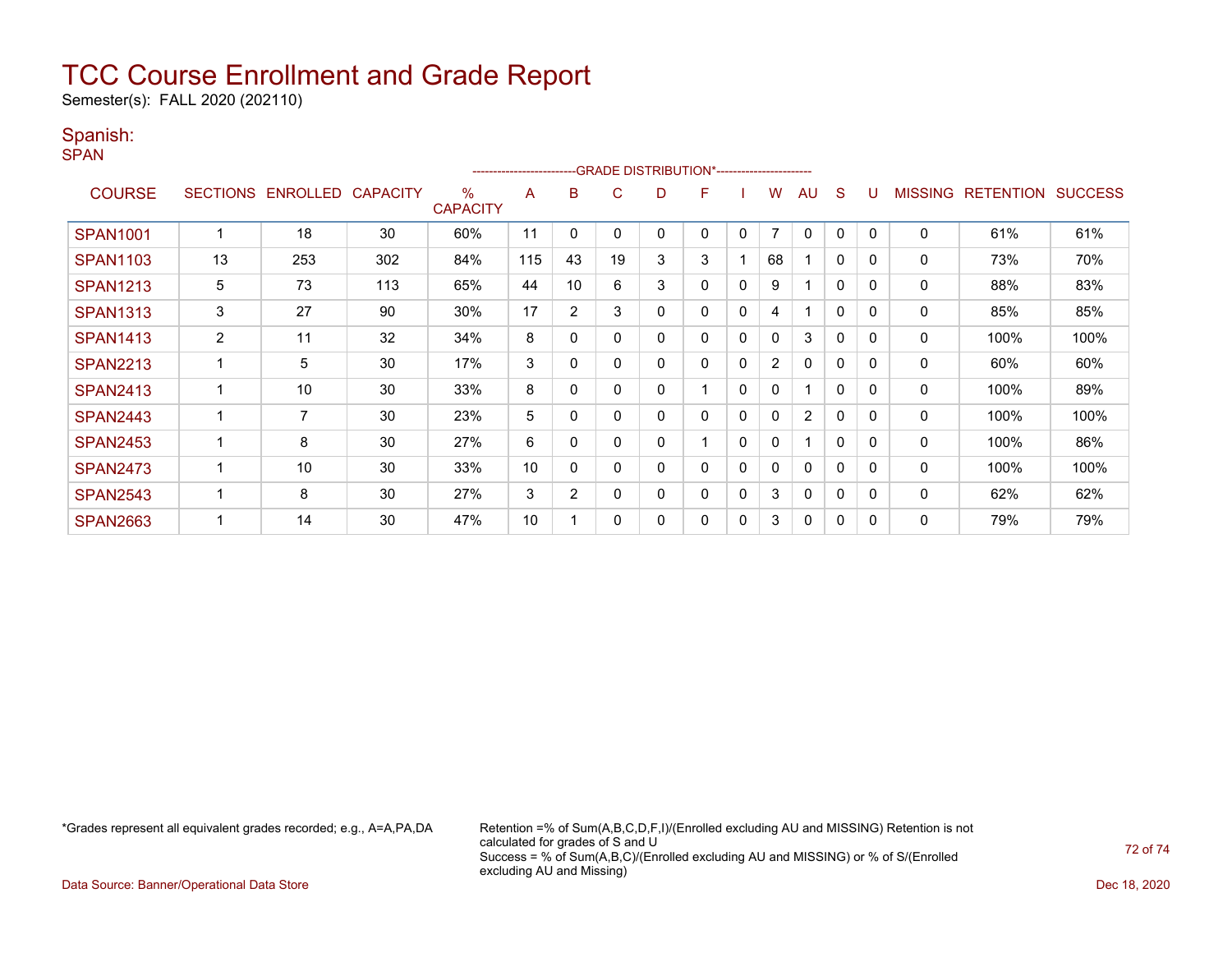# TCC Course Enrollment and Grade Report

Semester(s): FALL 2020 (202110)

## Spanish:

SPAN

| COURSE | SECTIONS | ENROLLED | CAPACITY | % CAPACITY | A | B | C | D | F | I | W | AU | S | U | MISSING | RETENTION | SUCCESS |
|---|---|---|---|---|---|---|---|---|---|---|---|---|---|---|---|---|---|
| | | | | | GRADE DISTRIBUTION* | | | | | | | | | | | | |
| SPAN1001 | 1 | 18 | 30 | 60% | 11 | 0 | 0 | 0 | 0 | 0 | 7 | 0 | 0 | 0 | 0 | 61% | 61% |
| SPAN1103 | 13 | 253 | 302 | 84% | 115 | 43 | 19 | 3 | 3 | 1 | 68 | 1 | 0 | 0 | 0 | 73% | 70% |
| SPAN1213 | 5 | 73 | 113 | 65% | 44 | 10 | 6 | 3 | 0 | 0 | 9 | 1 | 0 | 0 | 0 | 88% | 83% |
| SPAN1313 | 3 | 27 | 90 | 30% | 17 | 2 | 3 | 0 | 0 | 0 | 4 | 1 | 0 | 0 | 0 | 85% | 85% |
| SPAN1413 | 2 | 11 | 32 | 34% | 8 | 0 | 0 | 0 | 0 | 0 | 0 | 3 | 0 | 0 | 0 | 100% | 100% |
| SPAN2213 | 1 | 5 | 30 | 17% | 3 | 0 | 0 | 0 | 0 | 0 | 2 | 0 | 0 | 0 | 0 | 60% | 60% |
| SPAN2413 | 1 | 10 | 30 | 33% | 8 | 0 | 0 | 0 | 1 | 0 | 0 | 1 | 0 | 0 | 0 | 100% | 89% |
| SPAN2443 | 1 | 7 | 30 | 23% | 5 | 0 | 0 | 0 | 0 | 0 | 0 | 2 | 0 | 0 | 0 | 100% | 100% |
| SPAN2453 | 1 | 8 | 30 | 27% | 6 | 0 | 0 | 0 | 1 | 0 | 0 | 1 | 0 | 0 | 0 | 100% | 86% |
| SPAN2473 | 1 | 10 | 30 | 33% | 10 | 0 | 0 | 0 | 0 | 0 | 0 | 0 | 0 | 0 | 0 | 100% | 100% |
| SPAN2543 | 1 | 8 | 30 | 27% | 3 | 2 | 0 | 0 | 0 | 0 | 3 | 0 | 0 | 0 | 0 | 62% | 62% |
| SPAN2663 | 1 | 14 | 30 | 47% | 10 | 1 | 0 | 0 | 0 | 0 | 3 | 0 | 0 | 0 | 0 | 79% | 79% |

*Grades represent all equivalent grades recorded; e.g., A=A,PA,DA

Retention =% of Sum(A,B,C,D,F,I)/(Enrolled excluding AU and MISSING) Retention is not calculated for grades of S and U
Success = % of Sum(A,B,C)/(Enrolled excluding AU and MISSING) or % of S/(Enrolled excluding AU and Missing)

Data Source: Banner/Operational Data Store

Dec 18, 2020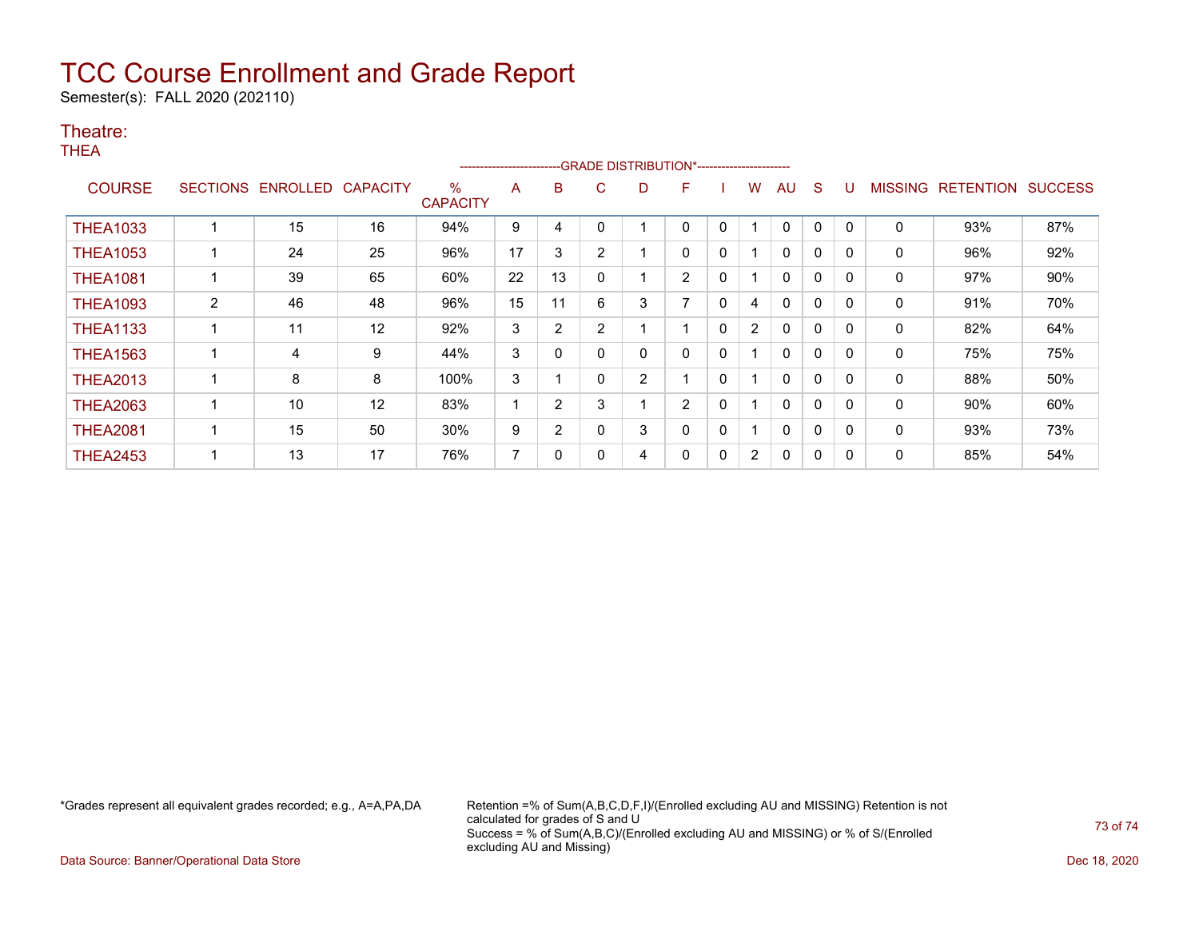# TCC Course Enrollment and Grade Report

Semester(s): FALL 2020 (202110)

## Theatre:

THEA

| COURSE | SECTIONS | ENROLLED | CAPACITY | % CAPACITY | A | B | C | D | F | I | W | AU | S | U | MISSING | RETENTION | SUCCESS |
|---|---|---|---|---|---|---|---|---|---|---|---|---|---|---|---|---|---|
| | | | | | GRADE DISTRIBUTION* | | | | | | | | | | | | |
| THEA1033 | 1 | 15 | 16 | 94% | 9 | 4 | 0 | 1 | 0 | 0 | 1 | 0 | 0 | 0 | 0 | 93% | 87% |
| THEA1053 | 1 | 24 | 25 | 96% | 17 | 3 | 2 | 1 | 0 | 0 | 1 | 0 | 0 | 0 | 0 | 96% | 92% |
| THEA1081 | 1 | 39 | 65 | 60% | 22 | 13 | 0 | 1 | 2 | 0 | 1 | 0 | 0 | 0 | 0 | 97% | 90% |
| THEA1093 | 2 | 46 | 48 | 96% | 15 | 11 | 6 | 3 | 7 | 0 | 4 | 0 | 0 | 0 | 0 | 91% | 70% |
| THEA1133 | 1 | 11 | 12 | 92% | 3 | 2 | 2 | 1 | 1 | 0 | 2 | 0 | 0 | 0 | 0 | 82% | 64% |
| THEA1563 | 1 | 4 | 9 | 44% | 3 | 0 | 0 | 0 | 0 | 0 | 1 | 0 | 0 | 0 | 0 | 75% | 75% |
| THEA2013 | 1 | 8 | 8 | 100% | 3 | 1 | 0 | 2 | 1 | 0 | 1 | 0 | 0 | 0 | 0 | 88% | 50% |
| THEA2063 | 1 | 10 | 12 | 83% | 1 | 2 | 3 | 1 | 2 | 0 | 1 | 0 | 0 | 0 | 0 | 90% | 60% |
| THEA2081 | 1 | 15 | 50 | 30% | 9 | 2 | 0 | 3 | 0 | 0 | 1 | 0 | 0 | 0 | 0 | 93% | 73% |
| THEA2453 | 1 | 13 | 17 | 76% | 7 | 0 | 0 | 4 | 0 | 0 | 2 | 0 | 0 | 0 | 0 | 85% | 54% |

*Grades represent all equivalent grades recorded; e.g., A=A,PA,DA

Retention =% of Sum(A,B,C,D,F,I)/(Enrolled excluding AU and MISSING) Retention is not calculated for grades of S and U
Success = % of Sum(A,B,C)/(Enrolled excluding AU and MISSING) or % of S/(Enrolled excluding AU and Missing)

Data Source: Banner/Operational Data Store

Dec 18, 2020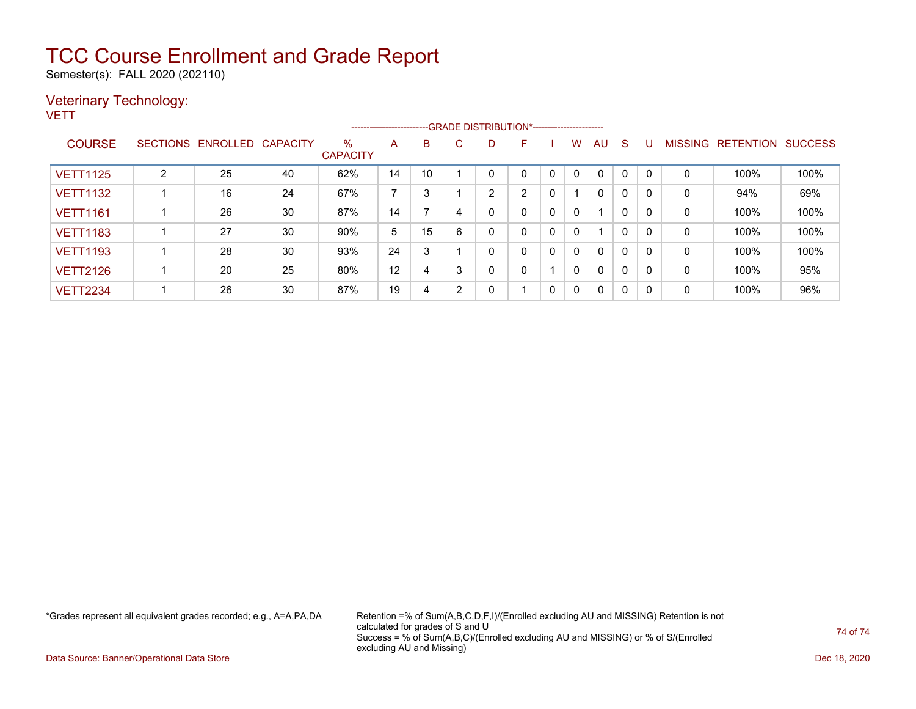# TCC Course Enrollment and Grade Report

Semester(s): FALL 2020 (202110)

## Veterinary Technology:

VETT

| COURSE | SECTIONS | ENROLLED | CAPACITY | % CAPACITY | A | B | C | D | F | I | W | AU | S | U | MISSING | RETENTION | SUCCESS |
|---|---|---|---|---|---|---|---|---|---|---|---|---|---|---|---|---|---|
| | | | | | -------------------------GRADE DISTRIBUTION*----------------------- | | | | | | | | | | | | |
| VETT1125 | 2 | 25 | 40 | 62% | 14 | 10 | 1 | 0 | 0 | 0 | 0 | 0 | 0 | 0 | 0 | 100% | 100% |
| VETT1132 | 1 | 16 | 24 | 67% | 7 | 3 | 1 | 2 | 2 | 0 | 1 | 0 | 0 | 0 | 0 | 94% | 69% |
| VETT1161 | 1 | 26 | 30 | 87% | 14 | 7 | 4 | 0 | 0 | 0 | 0 | 1 | 0 | 0 | 0 | 100% | 100% |
| VETT1183 | 1 | 27 | 30 | 90% | 5 | 15 | 6 | 0 | 0 | 0 | 0 | 1 | 0 | 0 | 0 | 100% | 100% |
| VETT1193 | 1 | 28 | 30 | 93% | 24 | 3 | 1 | 0 | 0 | 0 | 0 | 0 | 0 | 0 | 0 | 100% | 100% |
| VETT2126 | 1 | 20 | 25 | 80% | 12 | 4 | 3 | 0 | 0 | 1 | 0 | 0 | 0 | 0 | 0 | 100% | 95% |
| VETT2234 | 1 | 26 | 30 | 87% | 19 | 4 | 2 | 0 | 1 | 0 | 0 | 0 | 0 | 0 | 0 | 100% | 96% |

*Grades represent all equivalent grades recorded; e.g., A=A,PA,DA

Retention =% of Sum(A,B,C,D,F,I)/(Enrolled excluding AU and MISSING) Retention is not calculated for grades of S and U
Success = % of Sum(A,B,C)/(Enrolled excluding AU and MISSING) or % of S/(Enrolled excluding AU and Missing)

Data Source: Banner/Operational Data Store

Dec 18, 2020